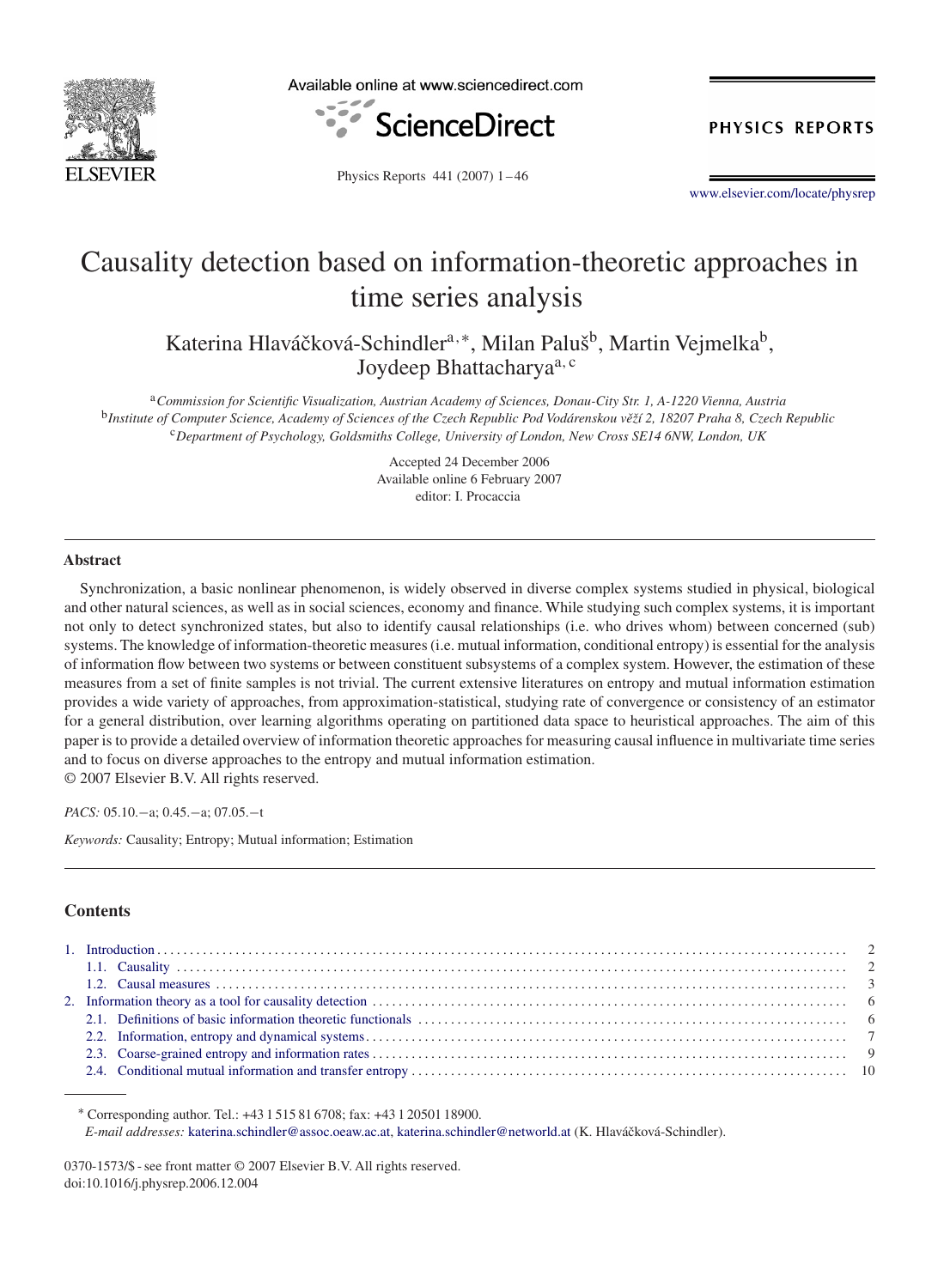Available online at www.sciencedirect.com

ScienceDirect

PHYSICS REPORTS

www.elsevier.com/locate/physrep

# Causality detection based on information-theoretic approaches in time series analysis

Katerina Hlaváčková-Schindler[a,*], Milan Paluš[b], Martin Vejmelka[b], Joydeep Bhattacharya[a,c]

[a] *Commission for Scientific Visualization, Austrian Academy of Sciences, Donau-City Str. 1, A-1220 Vienna, Austria*
[b] *Institute of Computer Science, Academy of Sciences of the Czech Republic Pod Vodárenskou věží 2, 18207 Praha 8, Czech Republic*
[c] *Department of Psychology, Goldsmiths College, University of London, New Cross SE14 6NW, London, UK*

Accepted 24 December 2006
Available online 6 February 2007
editor: I. Procaccia

## Abstract

Synchronization, a basic nonlinear phenomenon, is widely observed in diverse complex systems studied in physical, biological and other natural sciences, as well as in social sciences, economy and finance. While studying such complex systems, it is important not only to detect synchronized states, but also to identify causal relationships (i.e. who drives whom) between concerned (sub) systems. The knowledge of information-theoretic measures (i.e. mutual information, conditional entropy) is essential for the analysis of information flow between two systems or between constituent subsystems of a complex system. However, the estimation of these measures from a set of finite samples is not trivial. The current extensive literatures on entropy and mutual information estimation provides a wide variety of approaches, from approximation-statistical, studying rate of convergence or consistency of an estimator for a general distribution, over learning algorithms operating on partitioned data space to heuristical approaches. The aim of this paper is to provide a detailed overview of information theoretic approaches for measuring causal influence in multivariate time series and to focus on diverse approaches to the entropy and mutual information estimation.
© 2007 Elsevier B.V. All rights reserved.

*PACS:* 05.10.−a; 0.45.−a; 07.05.−t

*Keywords:* Causality; Entropy; Mutual information; Estimation

## Contents

1. Introduction . . . 2
   1.1. Causality . . . 2
   1.2. Causal measures . . . 3
2. Information theory as a tool for causality detection . . . 6
   2.1. Definitions of basic information theoretic functionals . . . 6
   2.2. Information, entropy and dynamical systems . . . 7
   2.3. Coarse-grained entropy and information rates . . . 9
   2.4. Conditional mutual information and transfer entropy . . . 10

---

* Corresponding author. Tel.: +43 1 515 81 6708; fax: +43 1 20501 18900.
*E-mail addresses:* katerina.schindler@assoc.oeaw.ac.at, katerina.schindler@networld.at (K. Hlaváčková-Schindler).

0370-1573/$ - see front matter © 2007 Elsevier B.V. All rights reserved.
doi:10.1016/j.physrep.2006.12.004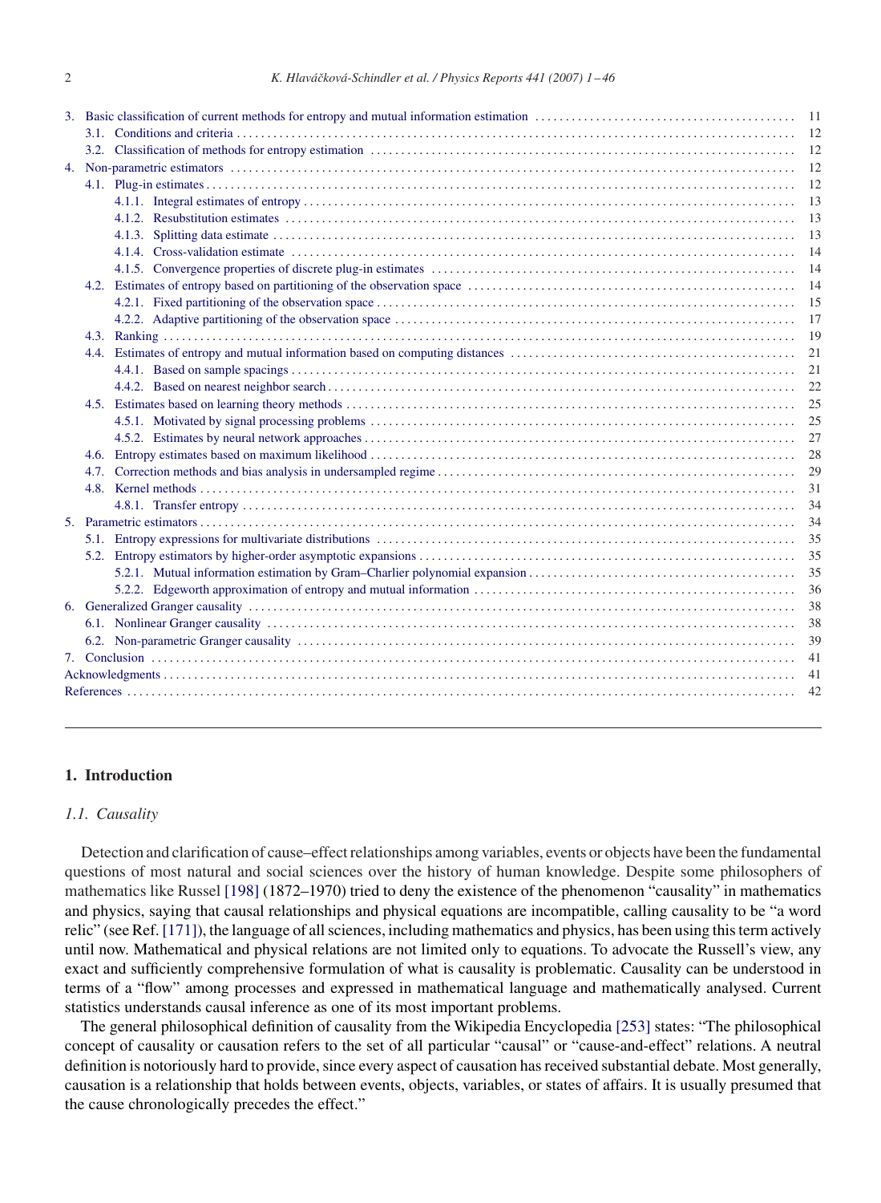3. Basic classification of current methods for entropy and mutual information estimation ........ 11
   - 3.1. Conditions and criteria ........ 12
   - 3.2. Classification of methods for entropy estimation ........ 12
4. Non-parametric estimators ........ 12
   - 4.1. Plug-in estimates ........ 12
     - 4.1.1. Integral estimates of entropy ........ 13
     - 4.1.2. Resubstitution estimates ........ 13
     - 4.1.3. Splitting data estimate ........ 13
     - 4.1.4. Cross-validation estimate ........ 14
     - 4.1.5. Convergence properties of discrete plug-in estimates ........ 14
   - 4.2. Estimates of entropy based on partitioning of the observation space ........ 14
     - 4.2.1. Fixed partitioning of the observation space ........ 15
     - 4.2.2. Adaptive partitioning of the observation space ........ 17
   - 4.3. Ranking ........ 19
   - 4.4. Estimates of entropy and mutual information based on computing distances ........ 21
     - 4.4.1. Based on sample spacings ........ 21
     - 4.4.2. Based on nearest neighbor search ........ 22
   - 4.5. Estimates based on learning theory methods ........ 25
     - 4.5.1. Motivated by signal processing problems ........ 25
     - 4.5.2. Estimates by neural network approaches ........ 27
   - 4.6. Entropy estimates based on maximum likelihood ........ 28
   - 4.7. Correction methods and bias analysis in undersampled regime ........ 29
   - 4.8. Kernel methods ........ 31
     - 4.8.1. Transfer entropy ........ 34
5. Parametric estimators ........ 34
   - 5.1. Entropy expressions for multivariate distributions ........ 35
   - 5.2. Entropy estimators by higher-order asymptotic expansions ........ 35
     - 5.2.1. Mutual information estimation by Gram–Charlier polynomial expansion ........ 35
     - 5.2.2. Edgeworth approximation of entropy and mutual information ........ 36
6. Generalized Granger causality ........ 38
   - 6.1. Nonlinear Granger causality ........ 38
   - 6.2. Non-parametric Granger causality ........ 39
7. Conclusion ........ 41

Acknowledgments ........ 41

References ........ 42

## 1. Introduction

### 1.1. Causality

Detection and clarification of cause–effect relationships among variables, events or objects have been the fundamental questions of most natural and social sciences over the history of human knowledge. Despite some philosophers of mathematics like Russel [198] (1872–1970) tried to deny the existence of the phenomenon "causality" in mathematics and physics, saying that causal relationships and physical equations are incompatible, calling causality to be "a word relic" (see Ref. [171]), the language of all sciences, including mathematics and physics, has been using this term actively until now. Mathematical and physical relations are not limited only to equations. To advocate the Russell's view, any exact and sufficiently comprehensive formulation of what is causality is problematic. Causality can be understood in terms of a "flow" among processes and expressed in mathematical language and mathematically analysed. Current statistics understands causal inference as one of its most important problems.

The general philosophical definition of causality from the Wikipedia Encyclopedia [253] states: "The philosophical concept of causality or causation refers to the set of all particular "causal" or "cause-and-effect" relations. A neutral definition is notoriously hard to provide, since every aspect of causation has received substantial debate. Most generally, causation is a relationship that holds between events, objects, variables, or states of affairs. It is usually presumed that the cause chronologically precedes the effect."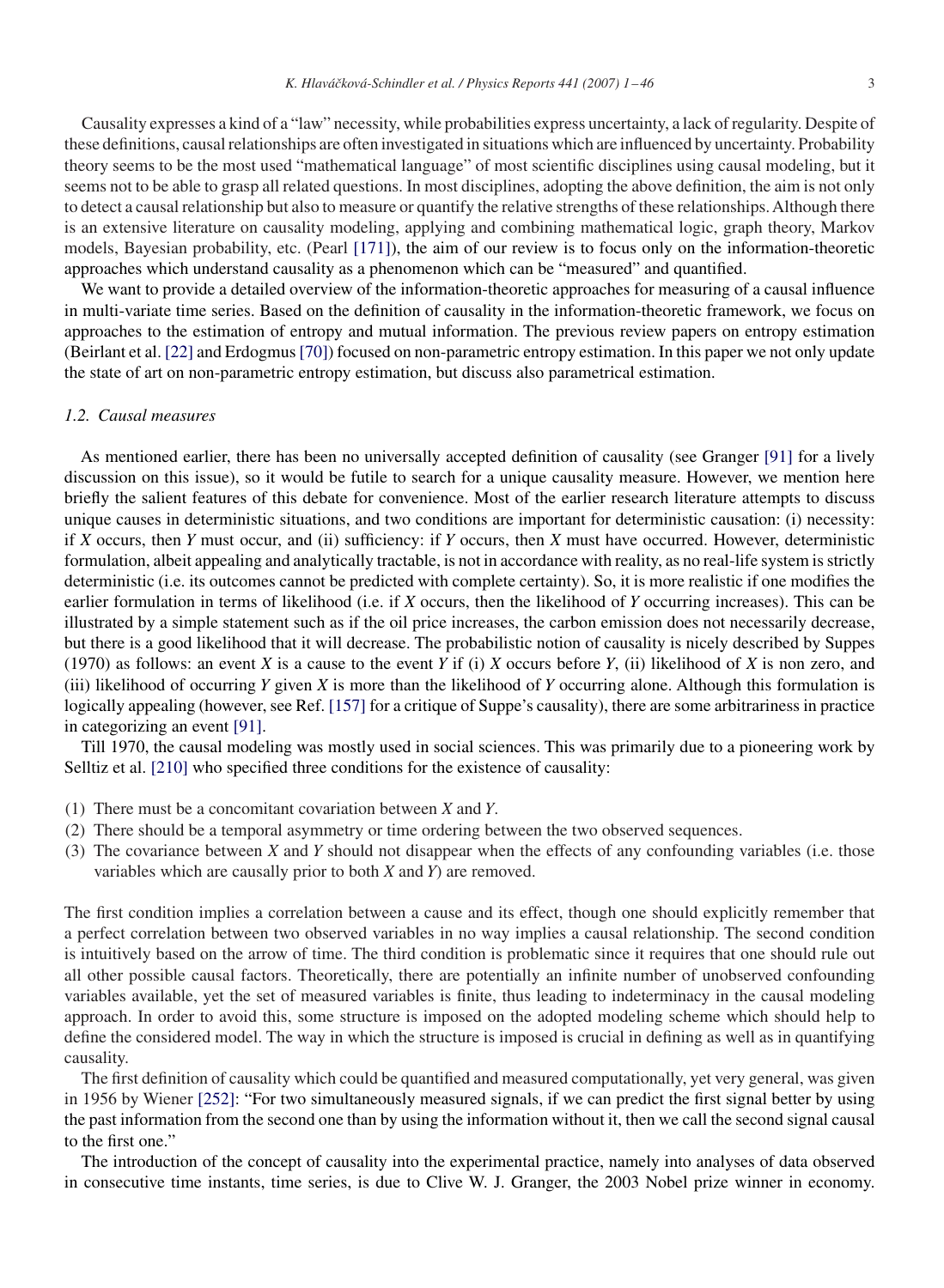Causality expresses a kind of a "law" necessity, while probabilities express uncertainty, a lack of regularity. Despite of these definitions, causal relationships are often investigated in situations which are influenced by uncertainty. Probability theory seems to be the most used "mathematical language" of most scientific disciplines using causal modeling, but it seems not to be able to grasp all related questions. In most disciplines, adopting the above definition, the aim is not only to detect a causal relationship but also to measure or quantify the relative strengths of these relationships. Although there is an extensive literature on causality modeling, applying and combining mathematical logic, graph theory, Markov models, Bayesian probability, etc. (Pearl [171]), the aim of our review is to focus only on the information-theoretic approaches which understand causality as a phenomenon which can be "measured" and quantified.

We want to provide a detailed overview of the information-theoretic approaches for measuring of a causal influence in multi-variate time series. Based on the definition of causality in the information-theoretic framework, we focus on approaches to the estimation of entropy and mutual information. The previous review papers on entropy estimation (Beirlant et al. [22] and Erdogmus [70]) focused on non-parametric entropy estimation. In this paper we not only update the state of art on non-parametric entropy estimation, but discuss also parametrical estimation.

### *1.2. Causal measures*

As mentioned earlier, there has been no universally accepted definition of causality (see Granger [91] for a lively discussion on this issue), so it would be futile to search for a unique causality measure. However, we mention here briefly the salient features of this debate for convenience. Most of the earlier research literature attempts to discuss unique causes in deterministic situations, and two conditions are important for deterministic causation: (i) necessity: if *X* occurs, then *Y* must occur, and (ii) sufficiency: if *Y* occurs, then *X* must have occurred. However, deterministic formulation, albeit appealing and analytically tractable, is not in accordance with reality, as no real-life system is strictly deterministic (i.e. its outcomes cannot be predicted with complete certainty). So, it is more realistic if one modifies the earlier formulation in terms of likelihood (i.e. if *X* occurs, then the likelihood of *Y* occurring increases). This can be illustrated by a simple statement such as if the oil price increases, the carbon emission does not necessarily decrease, but there is a good likelihood that it will decrease. The probabilistic notion of causality is nicely described by Suppes (1970) as follows: an event *X* is a cause to the event *Y* if (i) *X* occurs before *Y*, (ii) likelihood of *X* is non zero, and (iii) likelihood of occurring *Y* given *X* is more than the likelihood of *Y* occurring alone. Although this formulation is logically appealing (however, see Ref. [157] for a critique of Suppe's causality), there are some arbitrariness in practice in categorizing an event [91].

Till 1970, the causal modeling was mostly used in social sciences. This was primarily due to a pioneering work by Selltiz et al. [210] who specified three conditions for the existence of causality:

(1) There must be a concomitant covariation between *X* and *Y*.
(2) There should be a temporal asymmetry or time ordering between the two observed sequences.
(3) The covariance between *X* and *Y* should not disappear when the effects of any confounding variables (i.e. those variables which are causally prior to both *X* and *Y*) are removed.

The first condition implies a correlation between a cause and its effect, though one should explicitly remember that a perfect correlation between two observed variables in no way implies a causal relationship. The second condition is intuitively based on the arrow of time. The third condition is problematic since it requires that one should rule out all other possible causal factors. Theoretically, there are potentially an infinite number of unobserved confounding variables available, yet the set of measured variables is finite, thus leading to indeterminacy in the causal modeling approach. In order to avoid this, some structure is imposed on the adopted modeling scheme which should help to define the considered model. The way in which the structure is imposed is crucial in defining as well as in quantifying causality.

The first definition of causality which could be quantified and measured computationally, yet very general, was given in 1956 by Wiener [252]: "For two simultaneously measured signals, if we can predict the first signal better by using the past information from the second one than by using the information without it, then we call the second signal causal to the first one."

The introduction of the concept of causality into the experimental practice, namely into analyses of data observed in consecutive time instants, time series, is due to Clive W. J. Granger, the 2003 Nobel prize winner in economy.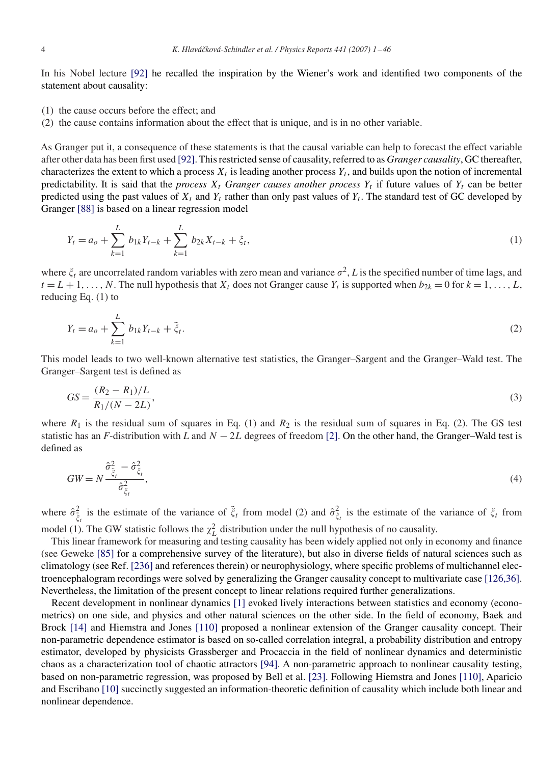In his Nobel lecture [92] he recalled the inspiration by the Wiener's work and identified two components of the statement about causality:

(1) the cause occurs before the effect; and
(2) the cause contains information about the effect that is unique, and is in no other variable.

As Granger put it, a consequence of these statements is that the causal variable can help to forecast the effect variable after other data has been first used [92]. This restricted sense of causality, referred to as *Granger causality*, GC thereafter, characterizes the extent to which a process $X_t$ is leading another process $Y_t$, and builds upon the notion of incremental predictability. It is said that the *process $X_t$ Granger causes another process $Y_t$* if future values of $Y_t$ can be better predicted using the past values of $X_t$ and $Y_t$ rather than only past values of $Y_t$. The standard test of GC developed by Granger [88] is based on a linear regression model

$$Y_t = a_o + \sum_{k=1}^{L} b_{1k} Y_{t-k} + \sum_{k=1}^{L} b_{2k} X_{t-k} + \xi_t, \tag{1}$$

where $\xi_t$ are uncorrelated random variables with zero mean and variance $\sigma^2$, $L$ is the specified number of time lags, and $t = L+1, \ldots, N$. The null hypothesis that $X_t$ does not Granger cause $Y_t$ is supported when $b_{2k} = 0$ for $k = 1, \ldots, L$, reducing Eq. (1) to

$$Y_t = a_o + \sum_{k=1}^{L} b_{1k} Y_{t-k} + \tilde{\xi}_t. \tag{2}$$

This model leads to two well-known alternative test statistics, the Granger–Sargent and the Granger–Wald test. The Granger–Sargent test is defined as

$$GS = \frac{(R_2 - R_1)/L}{R_1/(N - 2L)}, \tag{3}$$

where $R_1$ is the residual sum of squares in Eq. (1) and $R_2$ is the residual sum of squares in Eq. (2). The GS test statistic has an $F$-distribution with $L$ and $N - 2L$ degrees of freedom [2]. On the other hand, the Granger–Wald test is defined as

$$GW = N \frac{\hat{\sigma}^2_{\tilde{\xi}_t} - \hat{\sigma}^2_{\xi_t}}{\hat{\sigma}^2_{\xi_t}}, \tag{4}$$

where $\hat{\sigma}^2_{\tilde{\xi}_t}$ is the estimate of the variance of $\tilde{\xi}_t$ from model (2) and $\hat{\sigma}^2_{\xi_t}$ is the estimate of the variance of $\xi_t$ from model (1). The GW statistic follows the $\chi^2_L$ distribution under the null hypothesis of no causality.

This linear framework for measuring and testing causality has been widely applied not only in economy and finance (see Geweke [85] for a comprehensive survey of the literature), but also in diverse fields of natural sciences such as climatology (see Ref. [236] and references therein) or neurophysiology, where specific problems of multichannel electroencephalogram recordings were solved by generalizing the Granger causality concept to multivariate case [126,36]. Nevertheless, the limitation of the present concept to linear relations required further generalizations.

Recent development in nonlinear dynamics [1] evoked lively interactions between statistics and economy (econometrics) on one side, and physics and other natural sciences on the other side. In the field of economy, Baek and Brock [14] and Hiemstra and Jones [110] proposed a nonlinear extension of the Granger causality concept. Their non-parametric dependence estimator is based on so-called correlation integral, a probability distribution and entropy estimator, developed by physicists Grassberger and Procaccia in the field of nonlinear dynamics and deterministic chaos as a characterization tool of chaotic attractors [94]. A non-parametric approach to nonlinear causality testing, based on non-parametric regression, was proposed by Bell et al. [23]. Following Hiemstra and Jones [110], Aparicio and Escribano [10] succinctly suggested an information-theoretic definition of causality which include both linear and nonlinear dependence.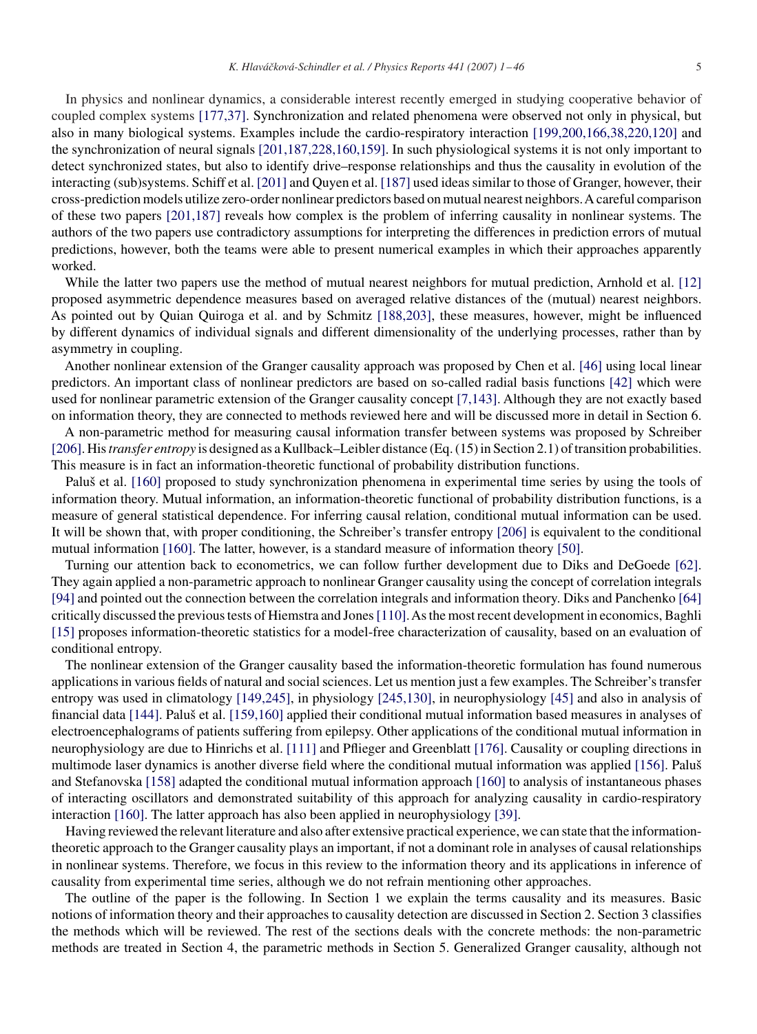In physics and nonlinear dynamics, a considerable interest recently emerged in studying cooperative behavior of coupled complex systems [177,37]. Synchronization and related phenomena were observed not only in physical, but also in many biological systems. Examples include the cardio-respiratory interaction [199,200,166,38,220,120] and the synchronization of neural signals [201,187,228,160,159]. In such physiological systems it is not only important to detect synchronized states, but also to identify drive–response relationships and thus the causality in evolution of the interacting (sub)systems. Schiff et al. [201] and Quyen et al. [187] used ideas similar to those of Granger, however, their cross-prediction models utilize zero-order nonlinear predictors based on mutual nearest neighbors. A careful comparison of these two papers [201,187] reveals how complex is the problem of inferring causality in nonlinear systems. The authors of the two papers use contradictory assumptions for interpreting the differences in prediction errors of mutual predictions, however, both the teams were able to present numerical examples in which their approaches apparently worked.

While the latter two papers use the method of mutual nearest neighbors for mutual prediction, Arnhold et al. [12] proposed asymmetric dependence measures based on averaged relative distances of the (mutual) nearest neighbors. As pointed out by Quian Quiroga et al. and by Schmitz [188,203], these measures, however, might be influenced by different dynamics of individual signals and different dimensionality of the underlying processes, rather than by asymmetry in coupling.

Another nonlinear extension of the Granger causality approach was proposed by Chen et al. [46] using local linear predictors. An important class of nonlinear predictors are based on so-called radial basis functions [42] which were used for nonlinear parametric extension of the Granger causality concept [7,143]. Although they are not exactly based on information theory, they are connected to methods reviewed here and will be discussed more in detail in Section 6.

A non-parametric method for measuring causal information transfer between systems was proposed by Schreiber [206]. His *transfer entropy* is designed as a Kullback–Leibler distance (Eq. (15) in Section 2.1) of transition probabilities. This measure is in fact an information-theoretic functional of probability distribution functions.

Paluš et al. [160] proposed to study synchronization phenomena in experimental time series by using the tools of information theory. Mutual information, an information-theoretic functional of probability distribution functions, is a measure of general statistical dependence. For inferring causal relation, conditional mutual information can be used. It will be shown that, with proper conditioning, the Schreiber's transfer entropy [206] is equivalent to the conditional mutual information [160]. The latter, however, is a standard measure of information theory [50].

Turning our attention back to econometrics, we can follow further development due to Diks and DeGoede [62]. They again applied a non-parametric approach to nonlinear Granger causality using the concept of correlation integrals [94] and pointed out the connection between the correlation integrals and information theory. Diks and Panchenko [64] critically discussed the previous tests of Hiemstra and Jones [110]. As the most recent development in economics, Baghli [15] proposes information-theoretic statistics for a model-free characterization of causality, based on an evaluation of conditional entropy.

The nonlinear extension of the Granger causality based the information-theoretic formulation has found numerous applications in various fields of natural and social sciences. Let us mention just a few examples. The Schreiber's transfer entropy was used in climatology [149,245], in physiology [245,130], in neurophysiology [45] and also in analysis of financial data [144]. Paluš et al. [159,160] applied their conditional mutual information based measures in analyses of electroencephalograms of patients suffering from epilepsy. Other applications of the conditional mutual information in neurophysiology are due to Hinrichs et al. [111] and Pflieger and Greenblatt [176]. Causality or coupling directions in multimode laser dynamics is another diverse field where the conditional mutual information was applied [156]. Paluš and Stefanovska [158] adapted the conditional mutual information approach [160] to analysis of instantaneous phases of interacting oscillators and demonstrated suitability of this approach for analyzing causality in cardio-respiratory interaction [160]. The latter approach has also been applied in neurophysiology [39].

Having reviewed the relevant literature and also after extensive practical experience, we can state that the information-theoretic approach to the Granger causality plays an important, if not a dominant role in analyses of causal relationships in nonlinear systems. Therefore, we focus in this review to the information theory and its applications in inference of causality from experimental time series, although we do not refrain mentioning other approaches.

The outline of the paper is the following. In Section 1 we explain the terms causality and its measures. Basic notions of information theory and their approaches to causality detection are discussed in Section 2. Section 3 classifies the methods which will be reviewed. The rest of the sections deals with the concrete methods: the non-parametric methods are treated in Section 4, the parametric methods in Section 5. Generalized Granger causality, although not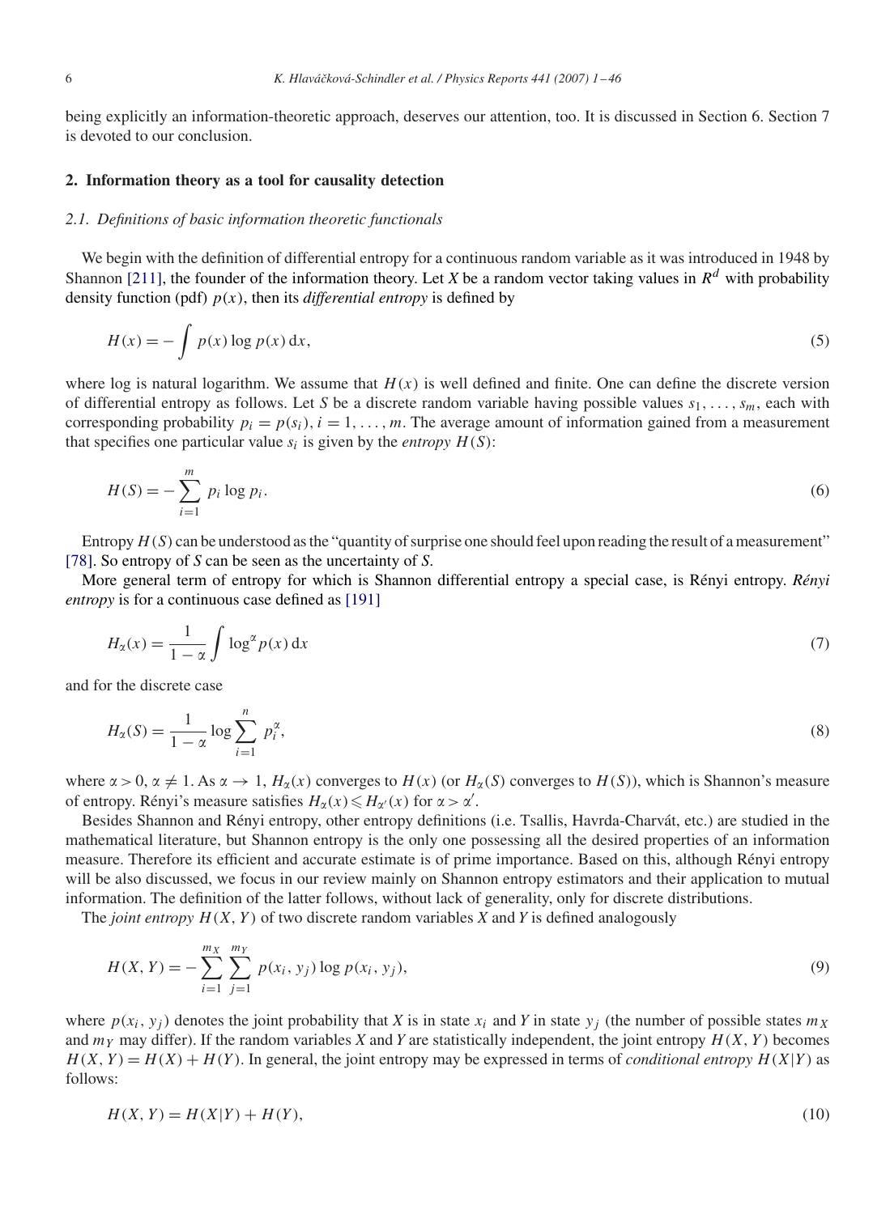being explicitly an information-theoretic approach, deserves our attention, too. It is discussed in Section 6. Section 7 is devoted to our conclusion.

## 2. Information theory as a tool for causality detection

### 2.1. Definitions of basic information theoretic functionals

We begin with the definition of differential entropy for a continuous random variable as it was introduced in 1948 by Shannon [211], the founder of the information theory. Let $X$ be a random vector taking values in $R^d$ with probability density function (pdf) $p(x)$, then its *differential entropy* is defined by

$$H(x) = -\int p(x) \log p(x)\, \mathrm{d}x, \tag{5}$$

where log is natural logarithm. We assume that $H(x)$ is well defined and finite. One can define the discrete version of differential entropy as follows. Let $S$ be a discrete random variable having possible values $s_1, \ldots, s_m$, each with corresponding probability $p_i = p(s_i)$, $i = 1, \ldots, m$. The average amount of information gained from a measurement that specifies one particular value $s_i$ is given by the *entropy* $H(S)$:

$$H(S) = -\sum_{i=1}^{m} p_i \log p_i. \tag{6}$$

Entropy $H(S)$ can be understood as the "quantity of surprise one should feel upon reading the result of a measurement" [78]. So entropy of $S$ can be seen as the uncertainty of $S$.

More general term of entropy for which is Shannon differential entropy a special case, is Rényi entropy. *Rényi entropy* is for a continuous case defined as [191]

$$H_\alpha(x) = \frac{1}{1-\alpha} \int \log^\alpha p(x)\, \mathrm{d}x \tag{7}$$

and for the discrete case

$$H_\alpha(S) = \frac{1}{1-\alpha} \log \sum_{i=1}^{n} p_i^\alpha, \tag{8}$$

where $\alpha > 0$, $\alpha \neq 1$. As $\alpha \to 1$, $H_\alpha(x)$ converges to $H(x)$ (or $H_\alpha(S)$ converges to $H(S)$), which is Shannon's measure of entropy. Rényi's measure satisfies $H_\alpha(x) \leqslant H_{\alpha'}(x)$ for $\alpha > \alpha'$.

Besides Shannon and Rényi entropy, other entropy definitions (i.e. Tsallis, Havrda-Charvát, etc.) are studied in the mathematical literature, but Shannon entropy is the only one possessing all the desired properties of an information measure. Therefore its efficient and accurate estimate is of prime importance. Based on this, although Rényi entropy will be also discussed, we focus in our review mainly on Shannon entropy estimators and their application to mutual information. The definition of the latter follows, without lack of generality, only for discrete distributions.

The *joint entropy* $H(X, Y)$ of two discrete random variables $X$ and $Y$ is defined analogously

$$H(X, Y) = -\sum_{i=1}^{m_X} \sum_{j=1}^{m_Y} p(x_i, y_j) \log p(x_i, y_j), \tag{9}$$

where $p(x_i, y_j)$ denotes the joint probability that $X$ is in state $x_i$ and $Y$ in state $y_j$ (the number of possible states $m_X$ and $m_Y$ may differ). If the random variables $X$ and $Y$ are statistically independent, the joint entropy $H(X, Y)$ becomes $H(X, Y) = H(X) + H(Y)$. In general, the joint entropy may be expressed in terms of *conditional entropy* $H(X|Y)$ as follows:

$$H(X, Y) = H(X|Y) + H(Y), \tag{10}$$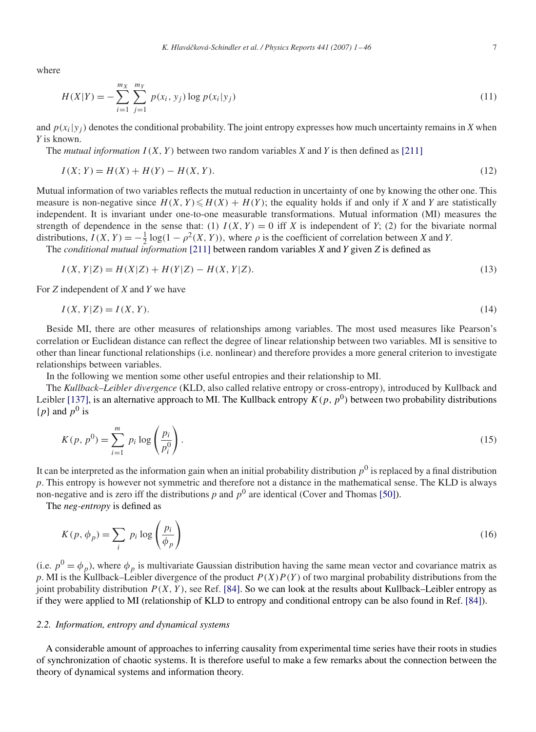where

$$H(X|Y) = -\sum_{i=1}^{m_X}\sum_{j=1}^{m_Y} p(x_i, y_j)\log p(x_i|y_j) \tag{11}$$

and $p(x_i|y_j)$ denotes the conditional probability. The joint entropy expresses how much uncertainty remains in $X$ when $Y$ is known.

The *mutual information* $I(X, Y)$ between two random variables $X$ and $Y$ is then defined as [211]

$$I(X; Y) = H(X) + H(Y) - H(X, Y). \tag{12}$$

Mutual information of two variables reflects the mutual reduction in uncertainty of one by knowing the other one. This measure is non-negative since $H(X, Y) \leqslant H(X) + H(Y)$; the equality holds if and only if $X$ and $Y$ are statistically independent. It is invariant under one-to-one measurable transformations. Mutual information (MI) measures the strength of dependence in the sense that: (1) $I(X, Y) = 0$ iff $X$ is independent of $Y$; (2) for the bivariate normal distributions, $I(X, Y) = -\frac{1}{2}\log(1 - \rho^2(X, Y))$, where $\rho$ is the coefficient of correlation between $X$ and $Y$.

The *conditional mutual information* [211] between random variables $X$ and $Y$ given $Z$ is defined as

$$I(X, Y|Z) = H(X|Z) + H(Y|Z) - H(X, Y|Z). \tag{13}$$

For $Z$ independent of $X$ and $Y$ we have

$$I(X, Y|Z) = I(X, Y). \tag{14}$$

Beside MI, there are other measures of relationships among variables. The most used measures like Pearson's correlation or Euclidean distance can reflect the degree of linear relationship between two variables. MI is sensitive to other than linear functional relationships (i.e. nonlinear) and therefore provides a more general criterion to investigate relationships between variables.

In the following we mention some other useful entropies and their relationship to MI.

The *Kullback–Leibler divergence* (KLD, also called relative entropy or cross-entropy), introduced by Kullback and Leibler [137], is an alternative approach to MI. The Kullback entropy $K(p, p^0)$ between two probability distributions $\{p\}$ and $p^0$ is

$$K(p, p^0) = \sum_{i=1}^{m} p_i \log\left(\frac{p_i}{p_i^0}\right). \tag{15}$$

It can be interpreted as the information gain when an initial probability distribution $p^0$ is replaced by a final distribution $p$. This entropy is however not symmetric and therefore not a distance in the mathematical sense. The KLD is always non-negative and is zero iff the distributions $p$ and $p^0$ are identical (Cover and Thomas [50]).

The *neg-entropy* is defined as

$$K(p, \phi_p) = \sum_{i} p_i \log\left(\frac{p_i}{\phi_p}\right) \tag{16}$$

(i.e. $p^0 = \phi_p$), where $\phi_p$ is multivariate Gaussian distribution having the same mean vector and covariance matrix as $p$. MI is the Kullback–Leibler divergence of the product $P(X)P(Y)$ of two marginal probability distributions from the joint probability distribution $P(X, Y)$, see Ref. [84]. So we can look at the results about Kullback–Leibler entropy as if they were applied to MI (relationship of KLD to entropy and conditional entropy can be also found in Ref. [84]).

### *2.2. Information, entropy and dynamical systems*

A considerable amount of approaches to inferring causality from experimental time series have their roots in studies of synchronization of chaotic systems. It is therefore useful to make a few remarks about the connection between the theory of dynamical systems and information theory.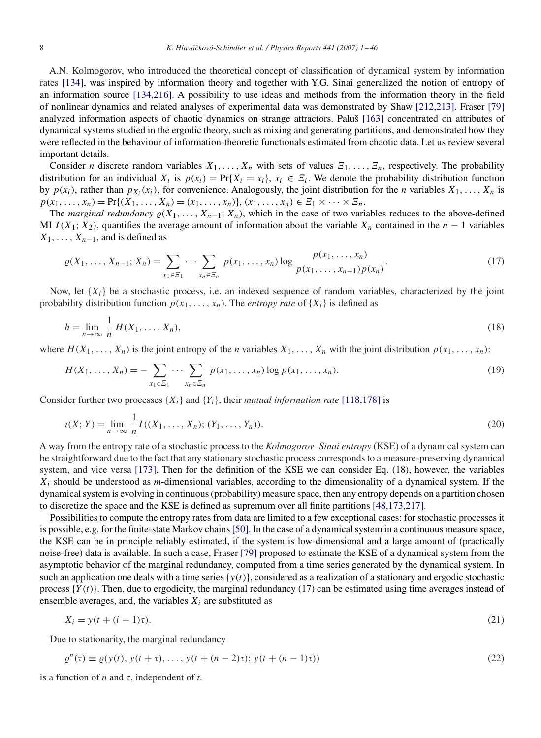A.N. Kolmogorov, who introduced the theoretical concept of classification of dynamical system by information rates [134], was inspired by information theory and together with Y.G. Sinai generalized the notion of entropy of an information source [134,216]. A possibility to use ideas and methods from the information theory in the field of nonlinear dynamics and related analyses of experimental data was demonstrated by Shaw [212,213]. Fraser [79] analyzed information aspects of chaotic dynamics on strange attractors. Paluš [163] concentrated on attributes of dynamical systems studied in the ergodic theory, such as mixing and generating partitions, and demonstrated how they were reflected in the behaviour of information-theoretic functionals estimated from chaotic data. Let us review several important details.

Consider $n$ discrete random variables $X_1, \ldots, X_n$ with sets of values $\Xi_1, \ldots, \Xi_n$, respectively. The probability distribution for an individual $X_i$ is $p(x_i) = \Pr\{X_i = x_i\}$, $x_i \in \Xi_i$. We denote the probability distribution function by $p(x_i)$, rather than $p_{X_i}(x_i)$, for convenience. Analogously, the joint distribution for the $n$ variables $X_1, \ldots, X_n$ is $p(x_1, \ldots, x_n) = \Pr\{(X_1, \ldots, X_n) = (x_1, \ldots, x_n)\}$, $(x_1, \ldots, x_n) \in \Xi_1 \times \cdots \times \Xi_n$.

The *marginal redundancy* $\varrho(X_1, \ldots, X_{n-1}; X_n)$, which in the case of two variables reduces to the above-defined MI $I(X_1; X_2)$, quantifies the average amount of information about the variable $X_n$ contained in the $n-1$ variables $X_1, \ldots, X_{n-1}$, and is defined as

$$\varrho(X_1, \ldots, X_{n-1}; X_n) = \sum_{x_1 \in \Xi_1} \cdots \sum_{x_n \in \Xi_n} p(x_1, \ldots, x_n) \log \frac{p(x_1, \ldots, x_n)}{p(x_1, \ldots, x_{n-1})\, p(x_n)}. \tag{17}$$

Now, let $\{X_i\}$ be a stochastic process, i.e. an indexed sequence of random variables, characterized by the joint probability distribution function $p(x_1, \ldots, x_n)$. The *entropy rate* of $\{X_i\}$ is defined as

$$h = \lim_{n \to \infty} \frac{1}{n} H(X_1, \ldots, X_n), \tag{18}$$

where $H(X_1, \ldots, X_n)$ is the joint entropy of the $n$ variables $X_1, \ldots, X_n$ with the joint distribution $p(x_1, \ldots, x_n)$:

$$H(X_1, \ldots, X_n) = -\sum_{x_1 \in \Xi_1} \cdots \sum_{x_n \in \Xi_n} p(x_1, \ldots, x_n) \log p(x_1, \ldots, x_n). \tag{19}$$

Consider further two processes $\{X_i\}$ and $\{Y_i\}$, their *mutual information rate* [118,178] is

$$\imath(X; Y) = \lim_{n \to \infty} \frac{1}{n} I((X_1, \ldots, X_n); (Y_1, \ldots, Y_n)). \tag{20}$$

A way from the entropy rate of a stochastic process to the *Kolmogorov–Sinai entropy* (KSE) of a dynamical system can be straightforward due to the fact that any stationary stochastic process corresponds to a measure-preserving dynamical system, and vice versa [173]. Then for the definition of the KSE we can consider Eq. (18), however, the variables $X_i$ should be understood as $m$-dimensional variables, according to the dimensionality of a dynamical system. If the dynamical system is evolving in continuous (probability) measure space, then any entropy depends on a partition chosen to discretize the space and the KSE is defined as supremum over all finite partitions [48,173,217].

Possibilities to compute the entropy rates from data are limited to a few exceptional cases: for stochastic processes it is possible, e.g. for the finite-state Markov chains [50]. In the case of a dynamical system in a continuous measure space, the KSE can be in principle reliably estimated, if the system is low-dimensional and a large amount of (practically noise-free) data is available. In such a case, Fraser [79] proposed to estimate the KSE of a dynamical system from the asymptotic behavior of the marginal redundancy, computed from a time series generated by the dynamical system. In such an application one deals with a time series $\{y(t)\}$, considered as a realization of a stationary and ergodic stochastic process $\{Y(t)\}$. Then, due to ergodicity, the marginal redundancy (17) can be estimated using time averages instead of ensemble averages, and, the variables $X_i$ are substituted as

$$X_i = y(t + (i-1)\tau). \tag{21}$$

Due to stationarity, the marginal redundancy

$$\varrho^n(\tau) \equiv \varrho(y(t), y(t+\tau), \ldots, y(t+(n-2)\tau); y(t+(n-1)\tau)) \tag{22}$$

is a function of $n$ and $\tau$, independent of $t$.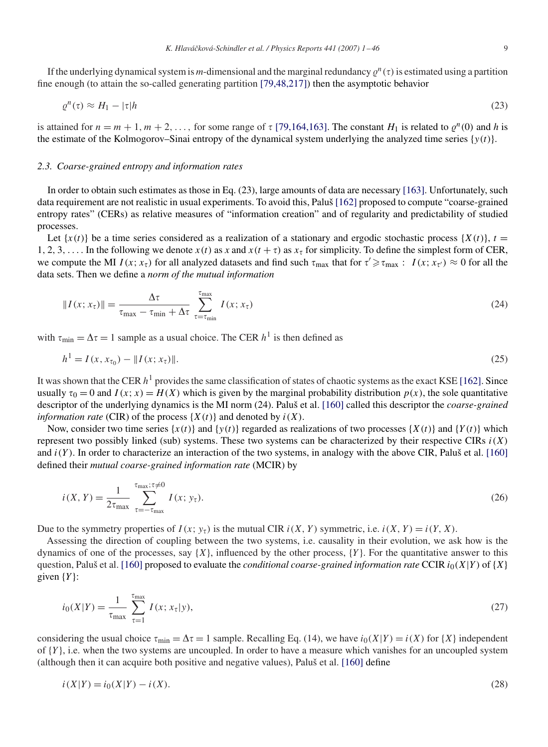If the underlying dynamical system is $m$-dimensional and the marginal redundancy $\varrho^n(\tau)$ is estimated using a partition fine enough (to attain the so-called generating partition [79,48,217]) then the asymptotic behavior

$$\varrho^n(\tau) \approx H_1 - |\tau| h \tag{23}$$

is attained for $n = m+1, m+2, \ldots$, for some range of $\tau$ [79,164,163]. The constant $H_1$ is related to $\varrho^n(0)$ and $h$ is the estimate of the Kolmogorov–Sinai entropy of the dynamical system underlying the analyzed time series $\{y(t)\}$.

### 2.3. Coarse-grained entropy and information rates

In order to obtain such estimates as those in Eq. (23), large amounts of data are necessary [163]. Unfortunately, such data requirement are not realistic in usual experiments. To avoid this, Paluš [162] proposed to compute "coarse-grained entropy rates" (CERs) as relative measures of "information creation" and of regularity and predictability of studied processes.

Let $\{x(t)\}$ be a time series considered as a realization of a stationary and ergodic stochastic process $\{X(t)\}$, $t = 1, 2, 3, \ldots$. In the following we denote $x(t)$ as $x$ and $x(t+\tau)$ as $x_\tau$ for simplicity. To define the simplest form of CER, we compute the MI $I(x; x_\tau)$ for all analyzed datasets and find such $\tau_{\max}$ that for $\tau' \geqslant \tau_{\max}$: $I(x; x_{\tau'}) \approx 0$ for all the data sets. Then we define a *norm of the mutual information*

$$\|I(x; x_\tau)\| = \frac{\Delta\tau}{\tau_{\max} - \tau_{\min} + \Delta\tau} \sum_{\tau=\tau_{\min}}^{\tau_{\max}} I(x; x_\tau) \tag{24}$$

with $\tau_{\min} = \Delta\tau = 1$ sample as a usual choice. The CER $h^1$ is then defined as

$$h^1 = I(x, x_{\tau_0}) - \|I(x; x_\tau)\|. \tag{25}$$

It was shown that the CER $h^1$ provides the same classification of states of chaotic systems as the exact KSE [162]. Since usually $\tau_0 = 0$ and $I(x; x) = H(X)$ which is given by the marginal probability distribution $p(x)$, the sole quantitative descriptor of the underlying dynamics is the MI norm (24). Paluš et al. [160] called this descriptor the *coarse-grained information rate* (CIR) of the process $\{X(t)\}$ and denoted by $i(X)$.

Now, consider two time series $\{x(t)\}$ and $\{y(t)\}$ regarded as realizations of two processes $\{X(t)\}$ and $\{Y(t)\}$ which represent two possibly linked (sub) systems. These two systems can be characterized by their respective CIRs $i(X)$ and $i(Y)$. In order to characterize an interaction of the two systems, in analogy with the above CIR, Paluš et al. [160] defined their *mutual coarse-grained information rate* (MCIR) by

$$i(X, Y) = \frac{1}{2\tau_{\max}} \sum_{\tau=-\tau_{\max}}^{\tau_{\max}; \tau \neq 0} I(x; y_\tau). \tag{26}$$

Due to the symmetry properties of $I(x; y_\tau)$ is the mutual CIR $i(X, Y)$ symmetric, i.e. $i(X, Y) = i(Y, X)$.

Assessing the direction of coupling between the two systems, i.e. causality in their evolution, we ask how is the dynamics of one of the processes, say $\{X\}$, influenced by the other process, $\{Y\}$. For the quantitative answer to this question, Paluš et al. [160] proposed to evaluate the *conditional coarse-grained information rate* CCIR $i_0(X|Y)$ of $\{X\}$ given $\{Y\}$:

$$i_0(X|Y) = \frac{1}{\tau_{\max}} \sum_{\tau=1}^{\tau_{\max}} I(x; x_\tau | y), \tag{27}$$

considering the usual choice $\tau_{\min} = \Delta\tau = 1$ sample. Recalling Eq. (14), we have $i_0(X|Y) = i(X)$ for $\{X\}$ independent of $\{Y\}$, i.e. when the two systems are uncoupled. In order to have a measure which vanishes for an uncoupled system (although then it can acquire both positive and negative values), Paluš et al. [160] define

$$i(X|Y) = i_0(X|Y) - i(X). \tag{28}$$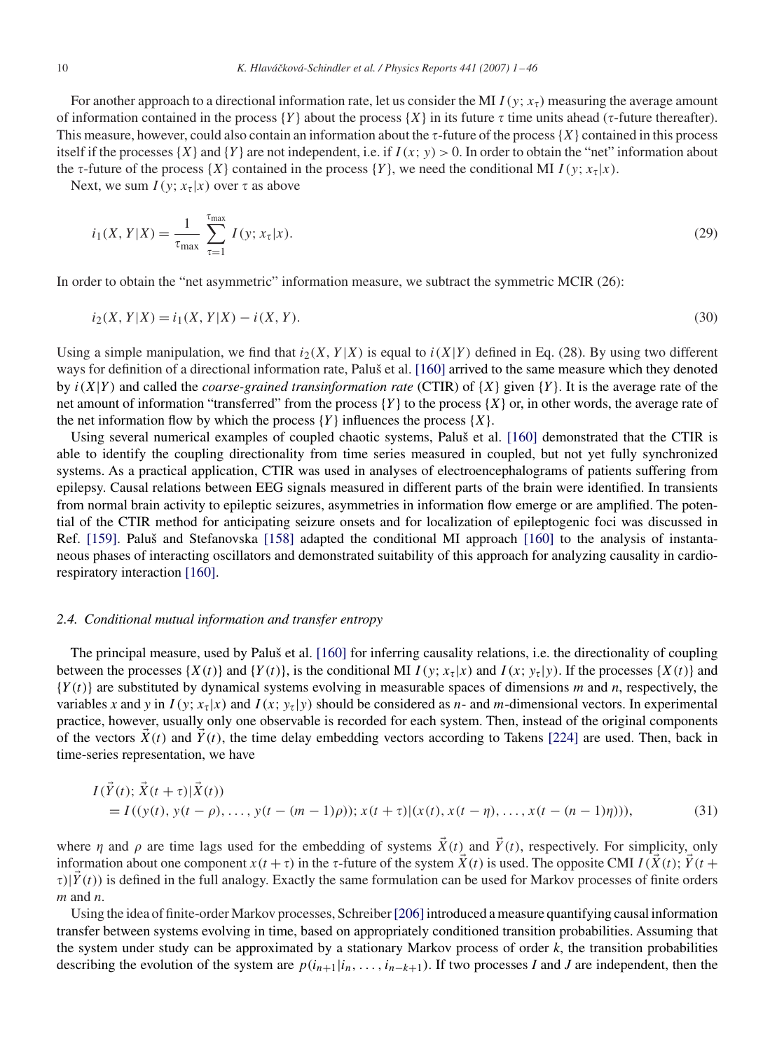For another approach to a directional information rate, let us consider the MI $I(y; x_\tau)$ measuring the average amount of information contained in the process $\{Y\}$ about the process $\{X\}$ in its future $\tau$ time units ahead ($\tau$-future thereafter). This measure, however, could also contain an information about the $\tau$-future of the process $\{X\}$ contained in this process itself if the processes $\{X\}$ and $\{Y\}$ are not independent, i.e. if $I(x; y) > 0$. In order to obtain the "net" information about the $\tau$-future of the process $\{X\}$ contained in the process $\{Y\}$, we need the conditional MI $I(y; x_\tau|x)$.

Next, we sum $I(y; x_\tau|x)$ over $\tau$ as above

$$i_1(X, Y|X) = \frac{1}{\tau_{\max}} \sum_{\tau=1}^{\tau_{\max}} I(y; x_\tau|x). \tag{29}$$

In order to obtain the "net asymmetric" information measure, we subtract the symmetric MCIR (26):

$$i_2(X, Y|X) = i_1(X, Y|X) - i(X, Y). \tag{30}$$

Using a simple manipulation, we find that $i_2(X, Y|X)$ is equal to $i(X|Y)$ defined in Eq. (28). By using two different ways for definition of a directional information rate, Paluš et al. [160] arrived to the same measure which they denoted by $i(X|Y)$ and called the *coarse-grained transinformation rate* (CTIR) of $\{X\}$ given $\{Y\}$. It is the average rate of the net amount of information "transferred" from the process $\{Y\}$ to the process $\{X\}$ or, in other words, the average rate of the net information flow by which the process $\{Y\}$ influences the process $\{X\}$.

Using several numerical examples of coupled chaotic systems, Paluš et al. [160] demonstrated that the CTIR is able to identify the coupling directionality from time series measured in coupled, but not yet fully synchronized systems. As a practical application, CTIR was used in analyses of electroencephalograms of patients suffering from epilepsy. Causal relations between EEG signals measured in different parts of the brain were identified. In transients from normal brain activity to epileptic seizures, asymmetries in information flow emerge or are amplified. The potential of the CTIR method for anticipating seizure onsets and for localization of epileptogenic foci was discussed in Ref. [159]. Paluš and Stefanovska [158] adapted the conditional MI approach [160] to the analysis of instantaneous phases of interacting oscillators and demonstrated suitability of this approach for analyzing causality in cardiorespiratory interaction [160].

### 2.4. Conditional mutual information and transfer entropy

The principal measure, used by Paluš et al. [160] for inferring causality relations, i.e. the directionality of coupling between the processes $\{X(t)\}$ and $\{Y(t)\}$, is the conditional MI $I(y; x_\tau|x)$ and $I(x; y_\tau|y)$. If the processes $\{X(t)\}$ and $\{Y(t)\}$ are substituted by dynamical systems evolving in measurable spaces of dimensions $m$ and $n$, respectively, the variables $x$ and $y$ in $I(y; x_\tau|x)$ and $I(x; y_\tau|y)$ should be considered as $n$- and $m$-dimensional vectors. In experimental practice, however, usually only one observable is recorded for each system. Then, instead of the original components of the vectors $\vec{X}(t)$ and $\vec{Y}(t)$, the time delay embedding vectors according to Takens [224] are used. Then, back in time-series representation, we have

$$\begin{aligned} &I(\vec{Y}(t); \vec{X}(t+\tau)|\vec{X}(t)) \\ &\quad = I((y(t), y(t-\rho), \ldots, y(t-(m-1)\rho)); x(t+\tau)|(x(t), x(t-\eta), \ldots, x(t-(n-1)\eta))), \end{aligned} \tag{31}$$

where $\eta$ and $\rho$ are time lags used for the embedding of systems $\vec{X}(t)$ and $\vec{Y}(t)$, respectively. For simplicity, only information about one component $x(t+\tau)$ in the $\tau$-future of the system $\vec{X}(t)$ is used. The opposite CMI $I(\vec{X}(t); \vec{Y}(t+\tau)|\vec{Y}(t))$ is defined in the full analogy. Exactly the same formulation can be used for Markov processes of finite orders $m$ and $n$.

Using the idea of finite-order Markov processes, Schreiber [206] introduced a measure quantifying causal information transfer between systems evolving in time, based on appropriately conditioned transition probabilities. Assuming that the system under study can be approximated by a stationary Markov process of order $k$, the transition probabilities describing the evolution of the system are $p(i_{n+1}|i_n, \ldots, i_{n-k+1})$. If two processes $I$ and $J$ are independent, then the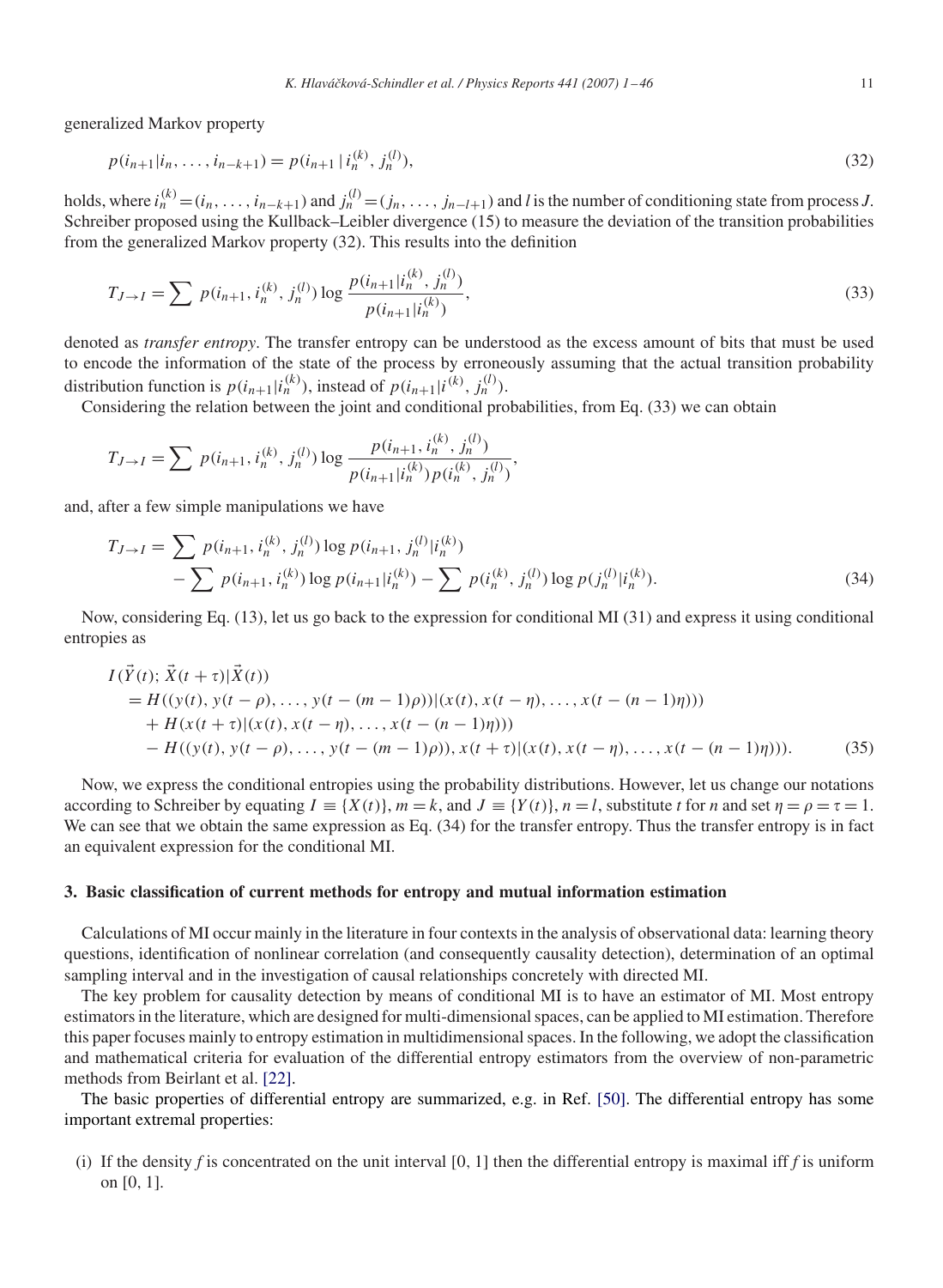generalized Markov property

$$p(i_{n+1}|i_n, \ldots, i_{n-k+1}) = p(i_{n+1} \,|\, i_n^{(k)}, j_n^{(l)}), \tag{32}$$

holds, where $i_n^{(k)} = (i_n, \ldots, i_{n-k+1})$ and $j_n^{(l)} = (j_n, \ldots, j_{n-l+1})$ and $l$ is the number of conditioning state from process $J$. Schreiber proposed using the Kullback–Leibler divergence (15) to measure the deviation of the transition probabilities from the generalized Markov property (32). This results into the definition

$$T_{J \to I} = \sum p(i_{n+1}, i_n^{(k)}, j_n^{(l)}) \log \frac{p(i_{n+1}|i_n^{(k)}, j_n^{(l)})}{p(i_{n+1}|i_n^{(k)})}, \tag{33}$$

denoted as *transfer entropy*. The transfer entropy can be understood as the excess amount of bits that must be used to encode the information of the state of the process by erroneously assuming that the actual transition probability distribution function is $p(i_{n+1}|i_n^{(k)})$, instead of $p(i_{n+1}|i^{(k)}, j_n^{(l)})$.

Considering the relation between the joint and conditional probabilities, from Eq. (33) we can obtain

$$T_{J \to I} = \sum p(i_{n+1}, i_n^{(k)}, j_n^{(l)}) \log \frac{p(i_{n+1}, i_n^{(k)}, j_n^{(l)})}{p(i_{n+1}|i_n^{(k)}) p(i_n^{(k)}, j_n^{(l)})},$$

and, after a few simple manipulations we have

$$\begin{aligned} T_{J \to I} = &\sum p(i_{n+1}, i_n^{(k)}, j_n^{(l)}) \log p(i_{n+1}, j_n^{(l)}|i_n^{(k)}) \\ &- \sum p(i_{n+1}, i_n^{(k)}) \log p(i_{n+1}|i_n^{(k)}) - \sum p(i_n^{(k)}, j_n^{(l)}) \log p(j_n^{(l)}|i_n^{(k)}). \end{aligned} \tag{34}$$

Now, considering Eq. (13), let us go back to the expression for conditional MI (31) and express it using conditional entropies as

$$\begin{aligned} &I(\vec{Y}(t); \vec{X}(t+\tau)|\vec{X}(t)) \\ &= H((y(t), y(t-\rho), \ldots, y(t-(m-1)\rho))|(x(t), x(t-\eta), \ldots, x(t-(n-1)\eta))) \\ &\quad + H(x(t+\tau)|(x(t), x(t-\eta), \ldots, x(t-(n-1)\eta))) \\ &\quad - H((y(t), y(t-\rho), \ldots, y(t-(m-1)\rho)), x(t+\tau)|(x(t), x(t-\eta), \ldots, x(t-(n-1)\eta))). \end{aligned} \tag{35}$$

Now, we express the conditional entropies using the probability distributions. However, let us change our notations according to Schreiber by equating $I \equiv \{X(t)\}$, $m = k$, and $J \equiv \{Y(t)\}$, $n = l$, substitute $t$ for $n$ and set $\eta = \rho = \tau = 1$. We can see that we obtain the same expression as Eq. (34) for the transfer entropy. Thus the transfer entropy is in fact an equivalent expression for the conditional MI.

## 3. Basic classification of current methods for entropy and mutual information estimation

Calculations of MI occur mainly in the literature in four contexts in the analysis of observational data: learning theory questions, identification of nonlinear correlation (and consequently causality detection), determination of an optimal sampling interval and in the investigation of causal relationships concretely with directed MI.

The key problem for causality detection by means of conditional MI is to have an estimator of MI. Most entropy estimators in the literature, which are designed for multi-dimensional spaces, can be applied to MI estimation. Therefore this paper focuses mainly to entropy estimation in multidimensional spaces. In the following, we adopt the classification and mathematical criteria for evaluation of the differential entropy estimators from the overview of non-parametric methods from Beirlant et al. [22].

The basic properties of differential entropy are summarized, e.g. in Ref. [50]. The differential entropy has some important extremal properties:

(i) If the density $f$ is concentrated on the unit interval [0, 1] then the differential entropy is maximal iff $f$ is uniform on [0, 1].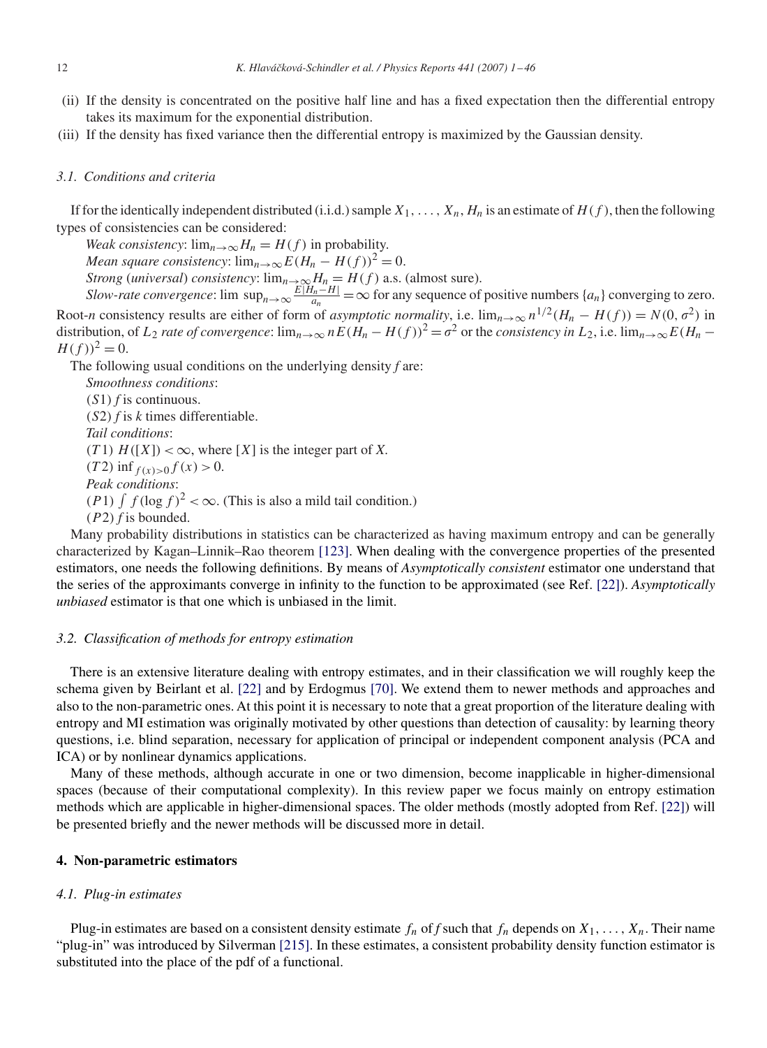(ii) If the density is concentrated on the positive half line and has a fixed expectation then the differential entropy takes its maximum for the exponential distribution.

(iii) If the density has fixed variance then the differential entropy is maximized by the Gaussian density.

### 3.1. Conditions and criteria

If for the identically independent distributed (i.i.d.) sample $X_1, \ldots, X_n$, $H_n$ is an estimate of $H(f)$, then the following types of consistencies can be considered:

*Weak consistency*: $\lim_{n\to\infty} H_n = H(f)$ in probability.

*Mean square consistency*: $\lim_{n\to\infty} E(H_n - H(f))^2 = 0$.

*Strong* (*universal*) *consistency*: $\lim_{n\to\infty} H_n = H(f)$ a.s. (almost sure).

*Slow-rate convergence*: $\lim\ \sup_{n\to\infty} \frac{E|H_n - H|}{a_n} = \infty$ for any sequence of positive numbers $\{a_n\}$ converging to zero.

Root-*n* consistency results are either of form of *asymptotic normality*, i.e. $\lim_{n\to\infty} n^{1/2}(H_n - H(f)) = N(0, \sigma^2)$ in distribution, of $L_2$ *rate of convergence*: $\lim_{n\to\infty} nE(H_n - H(f))^2 = \sigma^2$ or the *consistency in* $L_2$, i.e. $\lim_{n\to\infty} E(H_n - H(f))^2 = 0$.

The following usual conditions on the underlying density *f* are:

*Smoothness conditions*:

$(S1)$ *f* is continuous.

$(S2)$ *f* is *k* times differentiable.

*Tail conditions*:

$(T1)$ $H([X]) < \infty$, where $[X]$ is the integer part of *X*.

$(T2)$ $\inf_{f(x)>0} f(x) > 0$.

*Peak conditions*:

$(P1)$ $\int f(\log f)^2 < \infty$. (This is also a mild tail condition.)

$(P2)$ *f* is bounded.

Many probability distributions in statistics can be characterized as having maximum entropy and can be generally characterized by Kagan–Linnik–Rao theorem [123]. When dealing with the convergence properties of the presented estimators, one needs the following definitions. By means of *Asymptotically consistent* estimator one understand that the series of the approximants converge in infinity to the function to be approximated (see Ref. [22]). *Asymptotically unbiased* estimator is that one which is unbiased in the limit.

### 3.2. Classification of methods for entropy estimation

There is an extensive literature dealing with entropy estimates, and in their classification we will roughly keep the schema given by Beirlant et al. [22] and by Erdogmus [70]. We extend them to newer methods and approaches and also to the non-parametric ones. At this point it is necessary to note that a great proportion of the literature dealing with entropy and MI estimation was originally motivated by other questions than detection of causality: by learning theory questions, i.e. blind separation, necessary for application of principal or independent component analysis (PCA and ICA) or by nonlinear dynamics applications.

Many of these methods, although accurate in one or two dimension, become inapplicable in higher-dimensional spaces (because of their computational complexity). In this review paper we focus mainly on entropy estimation methods which are applicable in higher-dimensional spaces. The older methods (mostly adopted from Ref. [22]) will be presented briefly and the newer methods will be discussed more in detail.

## 4. Non-parametric estimators

### 4.1. Plug-in estimates

Plug-in estimates are based on a consistent density estimate $f_n$ of *f* such that $f_n$ depends on $X_1, \ldots, X_n$. Their name "plug-in" was introduced by Silverman [215]. In these estimates, a consistent probability density function estimator is substituted into the place of the pdf of a functional.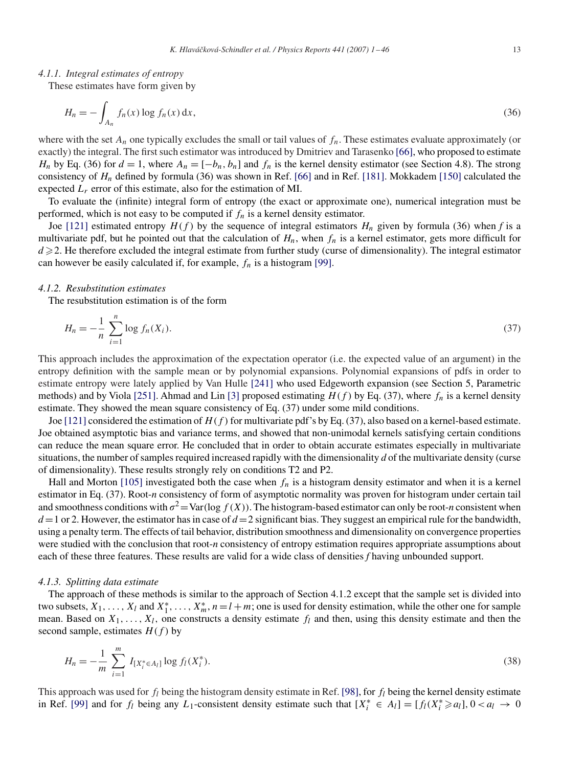#### 4.1.1. Integral estimates of entropy

These estimates have form given by

$$H_n = -\int_{A_n} f_n(x) \log f_n(x)\, \mathrm{d}x, \tag{36}$$

where with the set $A_n$ one typically excludes the small or tail values of $f_n$. These estimates evaluate approximately (or exactly) the integral. The first such estimator was introduced by Dmitriev and Tarasenko [66], who proposed to estimate $H_n$ by Eq. (36) for $d = 1$, where $A_n = [-b_n, b_n]$ and $f_n$ is the kernel density estimator (see Section 4.8). The strong consistency of $H_n$ defined by formula (36) was shown in Ref. [66] and in Ref. [181]. Mokkadem [150] calculated the expected $L_r$ error of this estimate, also for the estimation of MI.

To evaluate the (infinite) integral form of entropy (the exact or approximate one), numerical integration must be performed, which is not easy to be computed if $f_n$ is a kernel density estimator.

Joe [121] estimated entropy $H(f)$ by the sequence of integral estimators $H_n$ given by formula (36) when $f$ is a multivariate pdf, but he pointed out that the calculation of $H_n$, when $f_n$ is a kernel estimator, gets more difficult for $d \geqslant 2$. He therefore excluded the integral estimate from further study (curse of dimensionality). The integral estimator can however be easily calculated if, for example, $f_n$ is a histogram [99].

#### 4.1.2. Resubstitution estimates

The resubstitution estimation is of the form

$$H_n = -\frac{1}{n} \sum_{i=1}^{n} \log f_n(X_i). \tag{37}$$

This approach includes the approximation of the expectation operator (i.e. the expected value of an argument) in the entropy definition with the sample mean or by polynomial expansions. Polynomial expansions of pdfs in order to estimate entropy were lately applied by Van Hulle [241] who used Edgeworth expansion (see Section 5, Parametric methods) and by Viola [251]. Ahmad and Lin [3] proposed estimating $H(f)$ by Eq. (37), where $f_n$ is a kernel density estimate. They showed the mean square consistency of Eq. (37) under some mild conditions.

Joe [121] considered the estimation of $H(f)$ for multivariate pdf's by Eq. (37), also based on a kernel-based estimate. Joe obtained asymptotic bias and variance terms, and showed that non-unimodal kernels satisfying certain conditions can reduce the mean square error. He concluded that in order to obtain accurate estimates especially in multivariate situations, the number of samples required increased rapidly with the dimensionality $d$ of the multivariate density (curse of dimensionality). These results strongly rely on conditions T2 and P2.

Hall and Morton [105] investigated both the case when $f_n$ is a histogram density estimator and when it is a kernel estimator in Eq. (37). Root-$n$ consistency of form of asymptotic normality was proven for histogram under certain tail and smoothness conditions with $\sigma^2 = \mathrm{Var}(\log f(X))$. The histogram-based estimator can only be root-$n$ consistent when $d = 1$ or 2. However, the estimator has in case of $d = 2$ significant bias. They suggest an empirical rule for the bandwidth, using a penalty term. The effects of tail behavior, distribution smoothness and dimensionality on convergence properties were studied with the conclusion that root-$n$ consistency of entropy estimation requires appropriate assumptions about each of these three features. These results are valid for a wide class of densities $f$ having unbounded support.

#### 4.1.3. Splitting data estimate

The approach of these methods is similar to the approach of Section 4.1.2 except that the sample set is divided into two subsets, $X_1, \ldots, X_l$ and $X_1^*, \ldots, X_m^*$, $n = l + m$; one is used for density estimation, while the other one for sample mean. Based on $X_1, \ldots, X_l$, one constructs a density estimate $f_l$ and then, using this density estimate and then the second sample, estimates $H(f)$ by

$$H_n = -\frac{1}{m} \sum_{i=1}^{m} I_{[X_i^* \in A_l]} \log f_l(X_i^*). \tag{38}$$

This approach was used for $f_l$ being the histogram density estimate in Ref. [98], for $f_l$ being the kernel density estimate in Ref. [99] and for $f_l$ being any $L_1$-consistent density estimate such that $[X_i^* \in A_l] = [f_l(X_i^* \geqslant a_l]$, $0 < a_l \to 0$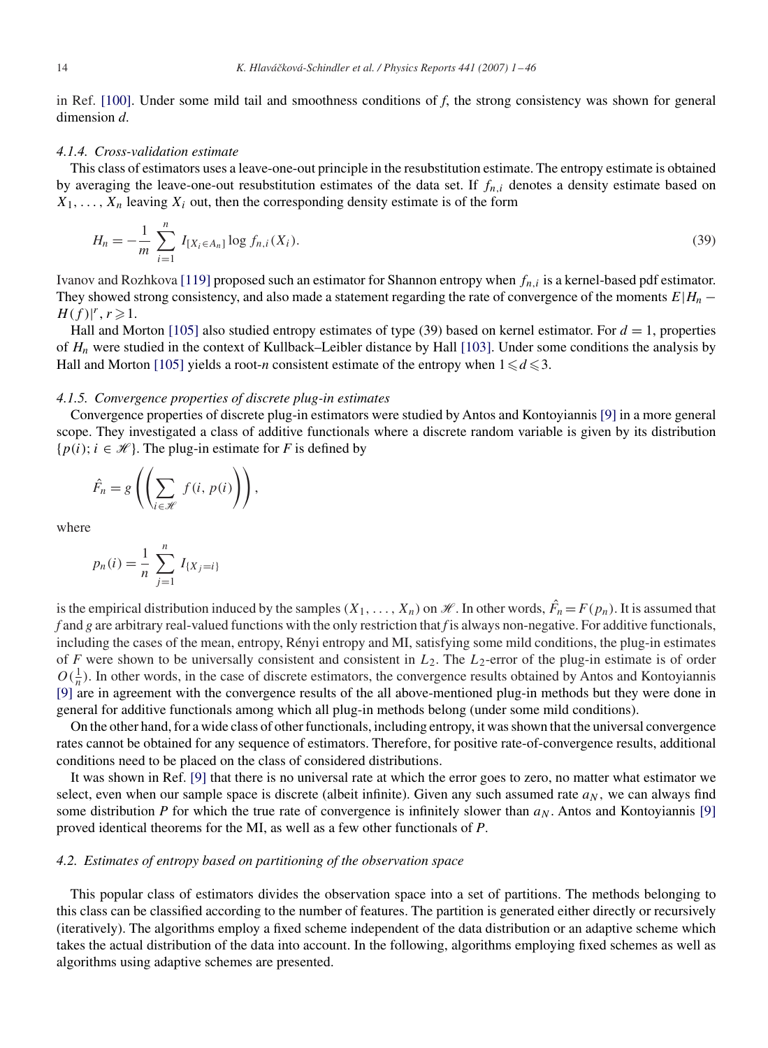in Ref. [100]. Under some mild tail and smoothness conditions of $f$, the strong consistency was shown for general dimension $d$.

#### 4.1.4. Cross-validation estimate

This class of estimators uses a leave-one-out principle in the resubstitution estimate. The entropy estimate is obtained by averaging the leave-one-out resubstitution estimates of the data set. If $f_{n,i}$ denotes a density estimate based on $X_1, \ldots, X_n$ leaving $X_i$ out, then the corresponding density estimate is of the form

$$H_n = -\frac{1}{m} \sum_{i=1}^{n} I_{[X_i \in A_n]} \log f_{n,i}(X_i). \tag{39}$$

Ivanov and Rozhkova [119] proposed such an estimator for Shannon entropy when $f_{n,i}$ is a kernel-based pdf estimator. They showed strong consistency, and also made a statement regarding the rate of convergence of the moments $E|H_n - H(f)|^r, r \geqslant 1$.

Hall and Morton [105] also studied entropy estimates of type (39) based on kernel estimator. For $d = 1$, properties of $H_n$ were studied in the context of Kullback–Leibler distance by Hall [103]. Under some conditions the analysis by Hall and Morton [105] yields a root-$n$ consistent estimate of the entropy when $1 \leqslant d \leqslant 3$.

#### 4.1.5. Convergence properties of discrete plug-in estimates

Convergence properties of discrete plug-in estimators were studied by Antos and Kontoyiannis [9] in a more general scope. They investigated a class of additive functionals where a discrete random variable is given by its distribution $\{p(i); i \in \mathscr{H}\}$. The plug-in estimate for $F$ is defined by

$$\hat{F}_n = g\left(\left(\sum_{i \in \mathscr{H}} f(i, p(i))\right)\right),$$

where

$$p_n(i) = \frac{1}{n} \sum_{j=1}^{n} I_{\{X_j = i\}}$$

is the empirical distribution induced by the samples $(X_1, \ldots, X_n)$ on $\mathscr{H}$. In other words, $\hat{F}_n = F(p_n)$. It is assumed that $f$ and $g$ are arbitrary real-valued functions with the only restriction that $f$ is always non-negative. For additive functionals, including the cases of the mean, entropy, Rényi entropy and MI, satisfying some mild conditions, the plug-in estimates of $F$ were shown to be universally consistent and consistent in $L_2$. The $L_2$-error of the plug-in estimate is of order $O(\frac{1}{n})$. In other words, in the case of discrete estimators, the convergence results obtained by Antos and Kontoyiannis [9] are in agreement with the convergence results of the all above-mentioned plug-in methods but they were done in general for additive functionals among which all plug-in methods belong (under some mild conditions).

On the other hand, for a wide class of other functionals, including entropy, it was shown that the universal convergence rates cannot be obtained for any sequence of estimators. Therefore, for positive rate-of-convergence results, additional conditions need to be placed on the class of considered distributions.

It was shown in Ref. [9] that there is no universal rate at which the error goes to zero, no matter what estimator we select, even when our sample space is discrete (albeit infinite). Given any such assumed rate $a_N$, we can always find some distribution $P$ for which the true rate of convergence is infinitely slower than $a_N$. Antos and Kontoyiannis [9] proved identical theorems for the MI, as well as a few other functionals of $P$.

### 4.2. Estimates of entropy based on partitioning of the observation space

This popular class of estimators divides the observation space into a set of partitions. The methods belonging to this class can be classified according to the number of features. The partition is generated either directly or recursively (iteratively). The algorithms employ a fixed scheme independent of the data distribution or an adaptive scheme which takes the actual distribution of the data into account. In the following, algorithms employing fixed schemes as well as algorithms using adaptive schemes are presented.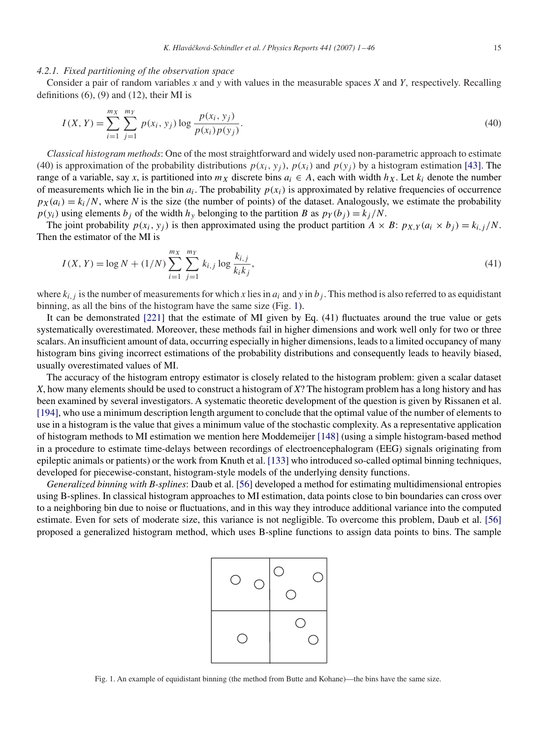#### 4.2.1. Fixed partitioning of the observation space

Consider a pair of random variables $x$ and $y$ with values in the measurable spaces $X$ and $Y$, respectively. Recalling definitions (6), (9) and (12), their MI is

$$I(X,Y) = \sum_{i=1}^{m_X} \sum_{j=1}^{m_Y} p(x_i, y_j) \log \frac{p(x_i, y_j)}{p(x_i)p(y_j)}. \tag{40}$$

*Classical histogram methods*: One of the most straightforward and widely used non-parametric approach to estimate (40) is approximation of the probability distributions $p(x_i, y_j)$, $p(x_i)$ and $p(y_j)$ by a histogram estimation [43]. The range of a variable, say $x$, is partitioned into $m_X$ discrete bins $a_i \in A$, each with width $h_X$. Let $k_i$ denote the number of measurements which lie in the bin $a_i$. The probability $p(x_i)$ is approximated by relative frequencies of occurrence $p_X(a_i) = k_i/N$, where $N$ is the size (the number of points) of the dataset. Analogously, we estimate the probability $p(y_i)$ using elements $b_j$ of the width $h_y$ belonging to the partition $B$ as $p_Y(b_j) = k_j/N$.

The joint probability $p(x_i, y_j)$ is then approximated using the product partition $A \times B$: $p_{X,Y}(a_i \times b_j) = k_{i,j}/N$. Then the estimator of the MI is

$$I(X,Y) = \log N + (1/N) \sum_{i=1}^{m_X} \sum_{j=1}^{m_Y} k_{i,j} \log \frac{k_{i,j}}{k_i k_j}, \tag{41}$$

where $k_{i,j}$ is the number of measurements for which $x$ lies in $a_i$ and $y$ in $b_j$. This method is also referred to as equidistant binning, as all the bins of the histogram have the same size (Fig. 1).

It can be demonstrated [221] that the estimate of MI given by Eq. (41) fluctuates around the true value or gets systematically overestimated. Moreover, these methods fail in higher dimensions and work well only for two or three scalars. An insufficient amount of data, occurring especially in higher dimensions, leads to a limited occupancy of many histogram bins giving incorrect estimations of the probability distributions and consequently leads to heavily biased, usually overestimated values of MI.

The accuracy of the histogram entropy estimator is closely related to the histogram problem: given a scalar dataset $X$, how many elements should be used to construct a histogram of $X$? The histogram problem has a long history and has been examined by several investigators. A systematic theoretic development of the question is given by Rissanen et al. [194], who use a minimum description length argument to conclude that the optimal value of the number of elements to use in a histogram is the value that gives a minimum value of the stochastic complexity. As a representative application of histogram methods to MI estimation we mention here Moddemeijer [148] (using a simple histogram-based method in a procedure to estimate time-delays between recordings of electroencephalogram (EEG) signals originating from epileptic animals or patients) or the work from Knuth et al. [133] who introduced so-called optimal binning techniques, developed for piecewise-constant, histogram-style models of the underlying density functions.

*Generalized binning with B-splines*: Daub et al. [56] developed a method for estimating multidimensional entropies using B-splines. In classical histogram approaches to MI estimation, data points close to bin boundaries can cross over to a neighboring bin due to noise or fluctuations, and in this way they introduce additional variance into the computed estimate. Even for sets of moderate size, this variance is not negligible. To overcome this problem, Daub et al. [56] proposed a generalized histogram method, which uses B-spline functions to assign data points to bins. The sample

Fig. 1. An example of equidistant binning (the method from Butte and Kohane)—the bins have the same size.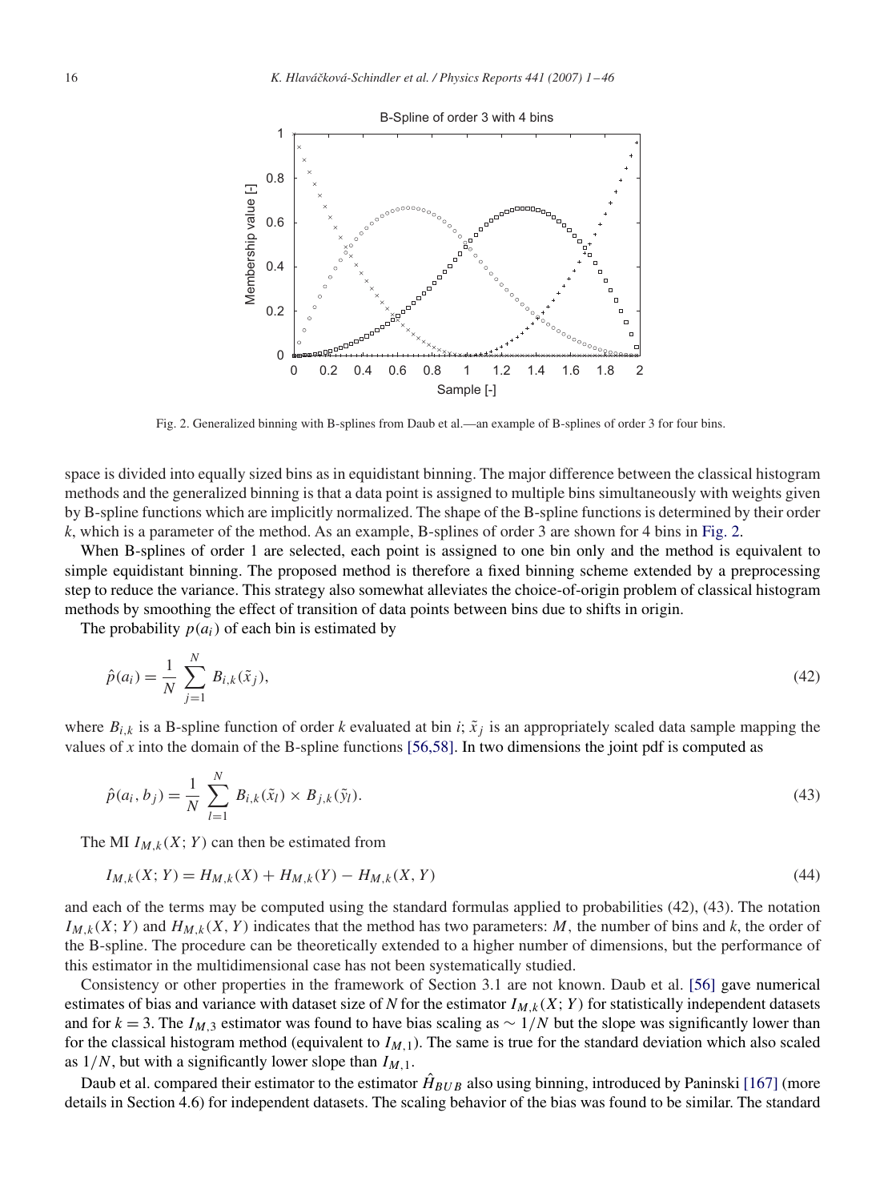Fig. 2. Generalized binning with B-splines from Daub et al.—an example of B-splines of order 3 for four bins.

space is divided into equally sized bins as in equidistant binning. The major difference between the classical histogram methods and the generalized binning is that a data point is assigned to multiple bins simultaneously with weights given by B-spline functions which are implicitly normalized. The shape of the B-spline functions is determined by their order $k$, which is a parameter of the method. As an example, B-splines of order 3 are shown for 4 bins in Fig. 2.

When B-splines of order 1 are selected, each point is assigned to one bin only and the method is equivalent to simple equidistant binning. The proposed method is therefore a fixed binning scheme extended by a preprocessing step to reduce the variance. This strategy also somewhat alleviates the choice-of-origin problem of classical histogram methods by smoothing the effect of transition of data points between bins due to shifts in origin.

The probability $p(a_i)$ of each bin is estimated by

$$\hat{p}(a_i) = \frac{1}{N} \sum_{j=1}^{N} B_{i,k}(\tilde{x}_j), \tag{42}$$

where $B_{i,k}$ is a B-spline function of order $k$ evaluated at bin $i$; $\tilde{x}_j$ is an appropriately scaled data sample mapping the values of $x$ into the domain of the B-spline functions [56,58]. In two dimensions the joint pdf is computed as

$$\hat{p}(a_i, b_j) = \frac{1}{N} \sum_{l=1}^{N} B_{i,k}(\tilde{x}_l) \times B_{j,k}(\tilde{y}_l). \tag{43}$$

The MI $I_{M,k}(X;Y)$ can then be estimated from

$$I_{M,k}(X;Y) = H_{M,k}(X) + H_{M,k}(Y) - H_{M,k}(X,Y) \tag{44}$$

and each of the terms may be computed using the standard formulas applied to probabilities (42), (43). The notation $I_{M,k}(X;Y)$ and $H_{M,k}(X,Y)$ indicates that the method has two parameters: $M$, the number of bins and $k$, the order of the B-spline. The procedure can be theoretically extended to a higher number of dimensions, but the performance of this estimator in the multidimensional case has not been systematically studied.

Consistency or other properties in the framework of Section 3.1 are not known. Daub et al. [56] gave numerical estimates of bias and variance with dataset size of $N$ for the estimator $I_{M,k}(X;Y)$ for statistically independent datasets and for $k = 3$. The $I_{M,3}$ estimator was found to have bias scaling as $\sim 1/N$ but the slope was significantly lower than for the classical histogram method (equivalent to $I_{M,1}$). The same is true for the standard deviation which also scaled as $1/N$, but with a significantly lower slope than $I_{M,1}$.

Daub et al. compared their estimator to the estimator $\hat{H}_{BUB}$ also using binning, introduced by Paninski [167] (more details in Section 4.6) for independent datasets. The scaling behavior of the bias was found to be similar. The standard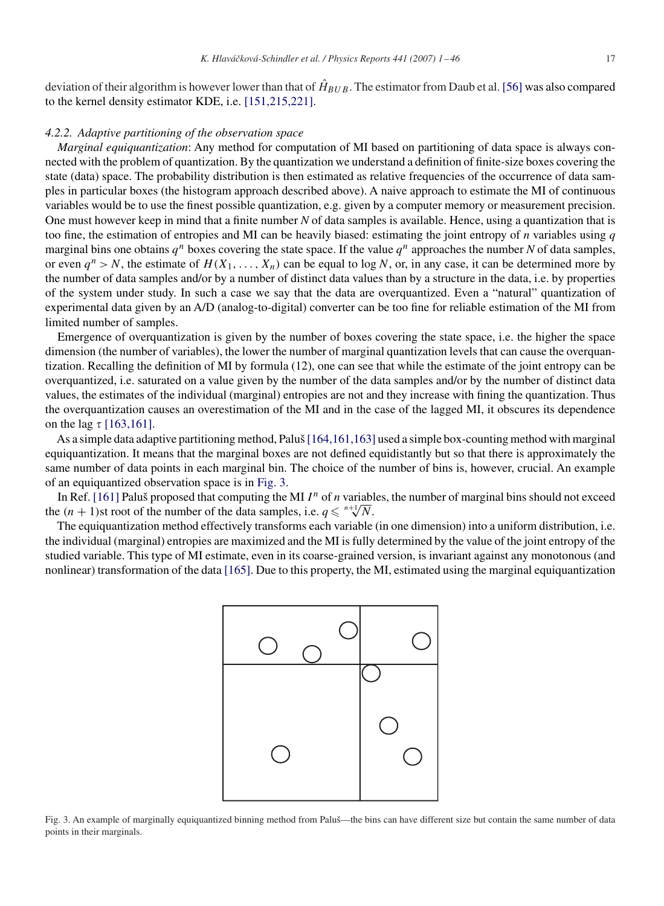deviation of their algorithm is however lower than that of $\hat{H}_{BUB}$. The estimator from Daub et al. [56] was also compared to the kernel density estimator KDE, i.e. [151,215,221].

#### 4.2.2. Adaptive partitioning of the observation space

*Marginal equiquantization*: Any method for computation of MI based on partitioning of data space is always connected with the problem of quantization. By the quantization we understand a definition of finite-size boxes covering the state (data) space. The probability distribution is then estimated as relative frequencies of the occurrence of data samples in particular boxes (the histogram approach described above). A naive approach to estimate the MI of continuous variables would be to use the finest possible quantization, e.g. given by a computer memory or measurement precision. One must however keep in mind that a finite number $N$ of data samples is available. Hence, using a quantization that is too fine, the estimation of entropies and MI can be heavily biased: estimating the joint entropy of $n$ variables using $q$ marginal bins one obtains $q^n$ boxes covering the state space. If the value $q^n$ approaches the number $N$ of data samples, or even $q^n > N$, the estimate of $H(X_1, \ldots, X_n)$ can be equal to $\log N$, or, in any case, it can be determined more by the number of data samples and/or by a number of distinct data values than by a structure in the data, i.e. by properties of the system under study. In such a case we say that the data are overquantized. Even a "natural" quantization of experimental data given by an A/D (analog-to-digital) converter can be too fine for reliable estimation of the MI from limited number of samples.

Emergence of overquantization is given by the number of boxes covering the state space, i.e. the higher the space dimension (the number of variables), the lower the number of marginal quantization levels that can cause the overquantization. Recalling the definition of MI by formula (12), one can see that while the estimate of the joint entropy can be overquantized, i.e. saturated on a value given by the number of the data samples and/or by the number of distinct data values, the estimates of the individual (marginal) entropies are not and they increase with fining the quantization. Thus the overquantization causes an overestimation of the MI and in the case of the lagged MI, it obscures its dependence on the lag $\tau$ [163,161].

As a simple data adaptive partitioning method, Paluš [164,161,163] used a simple box-counting method with marginal equiquantization. It means that the marginal boxes are not defined equidistantly but so that there is approximately the same number of data points in each marginal bin. The choice of the number of bins is, however, crucial. An example of an equiquantized observation space is in Fig. 3.

In Ref. [161] Paluš proposed that computing the MI $I^n$ of $n$ variables, the number of marginal bins should not exceed the $(n+1)$st root of the number of the data samples, i.e. $q \leqslant \sqrt[n+1]{N}$.

The equiquantization method effectively transforms each variable (in one dimension) into a uniform distribution, i.e. the individual (marginal) entropies are maximized and the MI is fully determined by the value of the joint entropy of the studied variable. This type of MI estimate, even in its coarse-grained version, is invariant against any monotonous (and nonlinear) transformation of the data [165]. Due to this property, the MI, estimated using the marginal equiquantization

Fig. 3. An example of marginally equiquantized binning method from Paluš—the bins can have different size but contain the same number of data points in their marginals.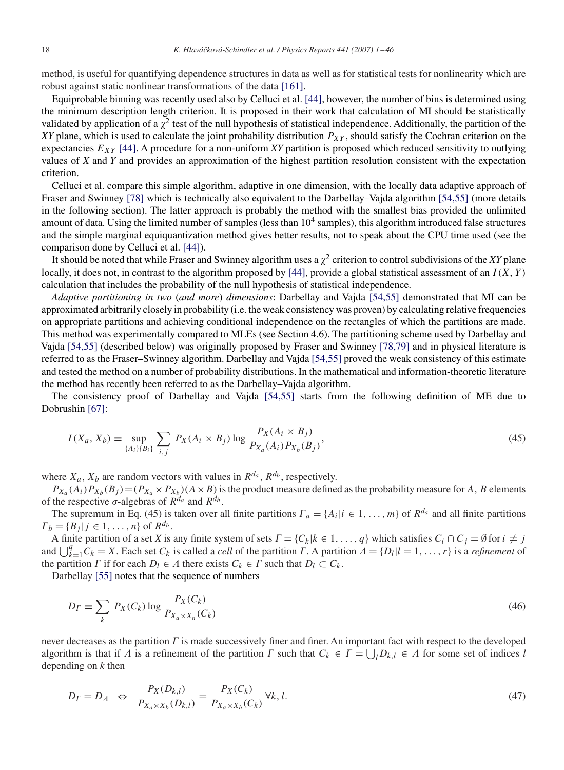method, is useful for quantifying dependence structures in data as well as for statistical tests for nonlinearity which are robust against static nonlinear transformations of the data [161].

Equiprobable binning was recently used also by Celluci et al. [44], however, the number of bins is determined using the minimum description length criterion. It is proposed in their work that calculation of MI should be statistically validated by application of a $\chi^2$ test of the null hypothesis of statistical independence. Additionally, the partition of the $XY$ plane, which is used to calculate the joint probability distribution $P_{XY}$, should satisfy the Cochran criterion on the expectancies $E_{XY}$ [44]. A procedure for a non-uniform $XY$ partition is proposed which reduced sensitivity to outlying values of $X$ and $Y$ and provides an approximation of the highest partition resolution consistent with the expectation criterion.

Celluci et al. compare this simple algorithm, adaptive in one dimension, with the locally data adaptive approach of Fraser and Swinney [78] which is technically also equivalent to the Darbellay–Vajda algorithm [54,55] (more details in the following section). The latter approach is probably the method with the smallest bias provided the unlimited amount of data. Using the limited number of samples (less than $10^4$ samples), this algorithm introduced false structures and the simple marginal equiquantization method gives better results, not to speak about the CPU time used (see the comparison done by Celluci et al. [44]).

It should be noted that while Fraser and Swinney algorithm uses a $\chi^2$ criterion to control subdivisions of the $XY$ plane locally, it does not, in contrast to the algorithm proposed by [44], provide a global statistical assessment of an $I(X,Y)$ calculation that includes the probability of the null hypothesis of statistical independence.

*Adaptive partitioning in two* (*and more*) *dimensions*: Darbellay and Vajda [54,55] demonstrated that MI can be approximated arbitrarily closely in probability (i.e. the weak consistency was proven) by calculating relative frequencies on appropriate partitions and achieving conditional independence on the rectangles of which the partitions are made. This method was experimentally compared to MLEs (see Section 4.6). The partitioning scheme used by Darbellay and Vajda [54,55] (described below) was originally proposed by Fraser and Swinney [78,79] and in physical literature is referred to as the Fraser–Swinney algorithm. Darbellay and Vajda [54,55] proved the weak consistency of this estimate and tested the method on a number of probability distributions. In the mathematical and information-theoretic literature the method has recently been referred to as the Darbellay–Vajda algorithm.

The consistency proof of Darbellay and Vajda [54,55] starts from the following definition of ME due to Dobrushin [67]:

$$I(X_a, X_b) \equiv \sup_{\{A_i\}\{B_i\}} \sum_{i,j} P_X(A_i \times B_j) \log \frac{P_X(A_i \times B_j)}{P_{X_a}(A_i) P_{X_b}(B_j)}, \tag{45}$$

where $X_a$, $X_b$ are random vectors with values in $R^{d_a}$, $R^{d_b}$, respectively.

$P_{X_a}(A_i)P_{X_b}(B_j) = (P_{X_a} \times P_{X_b})(A \times B)$ is the product measure defined as the probability measure for $A$, $B$ elements of the respective $\sigma$-algebras of $R^{d_a}$ and $R^{d_b}$.

The supremum in Eq. (45) is taken over all finite partitions $\Gamma_a = \{A_i | i \in 1, \ldots, m\}$ of $R^{d_a}$ and all finite partitions $\Gamma_b = \{B_j | j \in 1, \ldots, n\}$ of $R^{d_b}$.

A finite partition of a set $X$ is any finite system of sets $\Gamma = \{C_k | k \in 1, \ldots, q\}$ which satisfies $C_i \cap C_j = \emptyset$ for $i \neq j$ and $\bigcup_{k=1}^{q} C_k = X$. Each set $C_k$ is called a *cell* of the partition $\Gamma$. A partition $\Lambda = \{D_l | l = 1, \ldots, r\}$ is a *refinement* of the partition $\Gamma$ if for each $D_l \in \Lambda$ there exists $C_k \in \Gamma$ such that $D_l \subset C_k$.

Darbellay [55] notes that the sequence of numbers

$$D_\Gamma \equiv \sum_k P_X(C_k) \log \frac{P_X(C_k)}{P_{X_a \times X_n}(C_k)} \tag{46}$$

never decreases as the partition $\Gamma$ is made successively finer and finer. An important fact with respect to the developed algorithm is that if $\Lambda$ is a refinement of the partition $\Gamma$ such that $C_k \in \Gamma = \bigcup_l D_{k,l} \in \Lambda$ for some set of indices $l$ depending on $k$ then

$$D_\Gamma = D_\Lambda \quad \Leftrightarrow \quad \frac{P_X(D_{k,l})}{P_{X_a \times X_b}(D_{k,l})} = \frac{P_X(C_k)}{P_{X_a \times X_b}(C_k)} \; \forall k, l. \tag{47}$$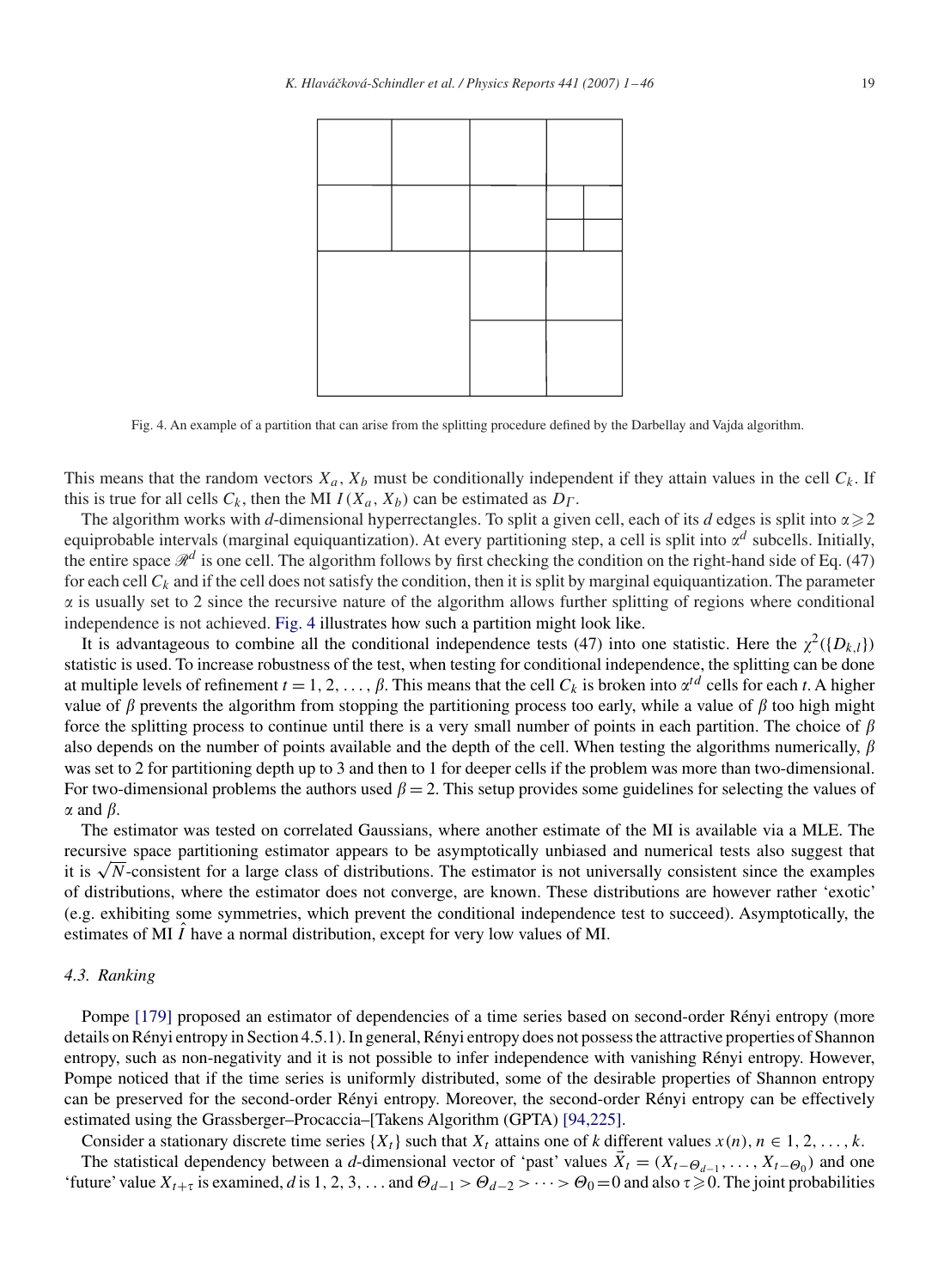Fig. 4. An example of a partition that can arise from the splitting procedure defined by the Darbellay and Vajda algorithm.

This means that the random vectors $X_a$, $X_b$ must be conditionally independent if they attain values in the cell $C_k$. If this is true for all cells $C_k$, then the MI $I(X_a, X_b)$ can be estimated as $D_\Gamma$.

The algorithm works with $d$-dimensional hyperrectangles. To split a given cell, each of its $d$ edges is split into $\alpha \geqslant 2$ equiprobable intervals (marginal equiquantization). At every partitioning step, a cell is split into $\alpha^d$ subcells. Initially, the entire space $\mathscr{R}^d$ is one cell. The algorithm follows by first checking the condition on the right-hand side of Eq. (47) for each cell $C_k$ and if the cell does not satisfy the condition, then it is split by marginal equiquantization. The parameter $\alpha$ is usually set to 2 since the recursive nature of the algorithm allows further splitting of regions where conditional independence is not achieved. Fig. 4 illustrates how such a partition might look like.

It is advantageous to combine all the conditional independence tests (47) into one statistic. Here the $\chi^2(\{D_{k,l}\})$ statistic is used. To increase robustness of the test, when testing for conditional independence, the splitting can be done at multiple levels of refinement $t = 1, 2, \ldots, \beta$. This means that the cell $C_k$ is broken into $\alpha^{td}$ cells for each $t$. A higher value of $\beta$ prevents the algorithm from stopping the partitioning process too early, while a value of $\beta$ too high might force the splitting process to continue until there is a very small number of points in each partition. The choice of $\beta$ also depends on the number of points available and the depth of the cell. When testing the algorithms numerically, $\beta$ was set to 2 for partitioning depth up to 3 and then to 1 for deeper cells if the problem was more than two-dimensional. For two-dimensional problems the authors used $\beta = 2$. This setup provides some guidelines for selecting the values of $\alpha$ and $\beta$.

The estimator was tested on correlated Gaussians, where another estimate of the MI is available via a MLE. The recursive space partitioning estimator appears to be asymptotically unbiased and numerical tests also suggest that it is $\sqrt{N}$-consistent for a large class of distributions. The estimator is not universally consistent since the examples of distributions, where the estimator does not converge, are known. These distributions are however rather 'exotic' (e.g. exhibiting some symmetries, which prevent the conditional independence test to succeed). Asymptotically, the estimates of MI $\hat{I}$ have a normal distribution, except for very low values of MI.

### 4.3. Ranking

Pompe [179] proposed an estimator of dependencies of a time series based on second-order Rényi entropy (more details on Rényi entropy in Section 4.5.1). In general, Rényi entropy does not possess the attractive properties of Shannon entropy, such as non-negativity and it is not possible to infer independence with vanishing Rényi entropy. However, Pompe noticed that if the time series is uniformly distributed, some of the desirable properties of Shannon entropy can be preserved for the second-order Rényi entropy. Moreover, the second-order Rényi entropy can be effectively estimated using the Grassberger–Procaccia–[Takens Algorithm (GPTA) [94,225].

Consider a stationary discrete time series $\{X_t\}$ such that $X_t$ attains one of $k$ different values $x(n)$, $n \in 1, 2, \ldots, k$.

The statistical dependency between a $d$-dimensional vector of 'past' values $\vec{X}_t = (X_{t-\Theta_{d-1}}, \ldots, X_{t-\Theta_0})$ and one 'future' value $X_{t+\tau}$ is examined, $d$ is $1, 2, 3, \ldots$ and $\Theta_{d-1} > \Theta_{d-2} > \cdots > \Theta_0 = 0$ and also $\tau \geqslant 0$. The joint probabilities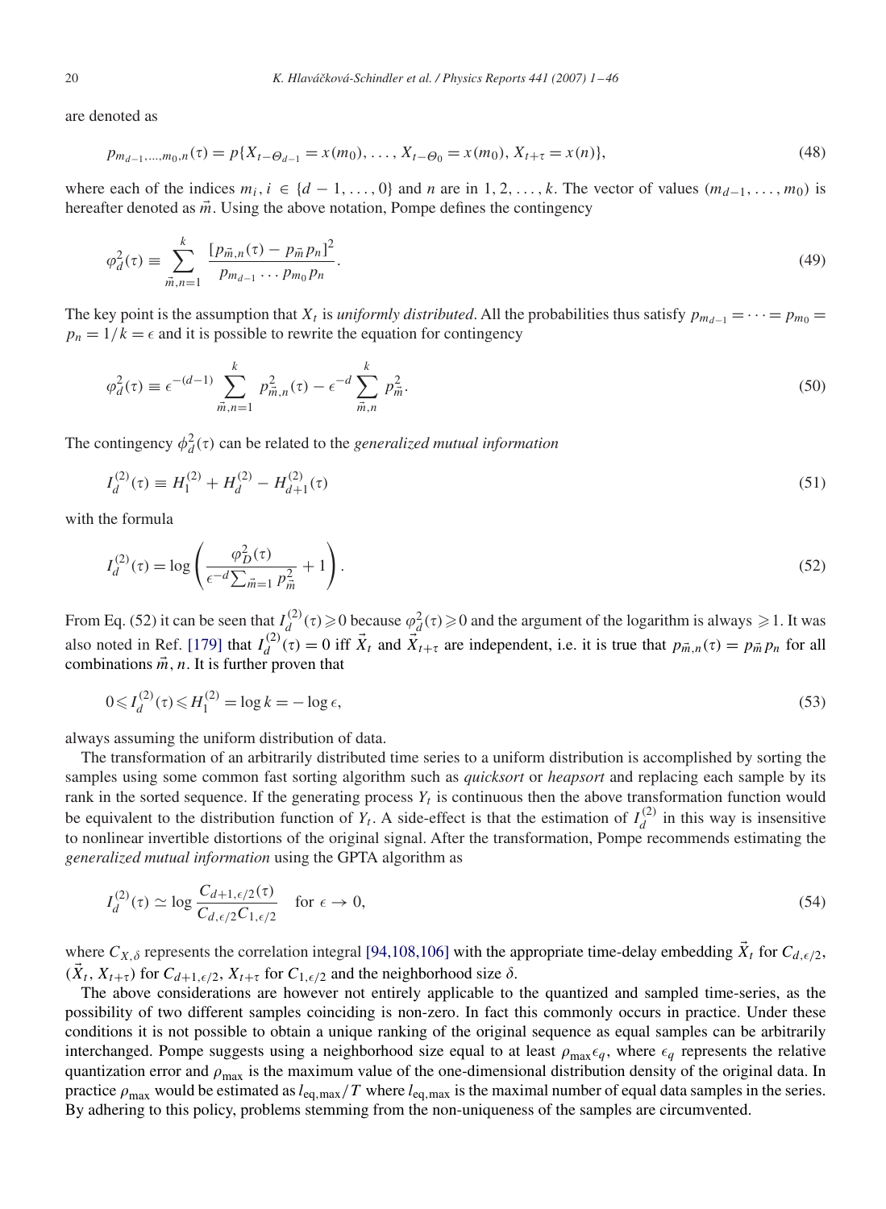are denoted as

$$p_{m_{d-1},\ldots,m_0,n}(\tau) = p\{X_{t-\Theta_{d-1}} = x(m_0), \ldots, X_{t-\Theta_0} = x(m_0), X_{t+\tau} = x(n)\}, \tag{48}$$

where each of the indices $m_i, i \in \{d-1, \ldots, 0\}$ and $n$ are in $1, 2, \ldots, k$. The vector of values $(m_{d-1}, \ldots, m_0)$ is hereafter denoted as $\vec{m}$. Using the above notation, Pompe defines the contingency

$$\varphi_d^2(\tau) \equiv \sum_{\vec{m},n=1}^{k} \frac{[p_{\vec{m},n}(\tau) - p_{\vec{m}}p_n]^2}{p_{m_{d-1}} \cdots p_{m_0} p_n}. \tag{49}$$

The key point is the assumption that $X_t$ is *uniformly distributed*. All the probabilities thus satisfy $p_{m_{d-1}} = \cdots = p_{m_0} = p_n = 1/k = \epsilon$ and it is possible to rewrite the equation for contingency

$$\varphi_d^2(\tau) \equiv \epsilon^{-(d-1)} \sum_{\vec{m},n=1}^{k} p_{\vec{m},n}^2(\tau) - \epsilon^{-d} \sum_{\vec{m},n}^{k} p_{\vec{m}}^2. \tag{50}$$

The contingency $\phi_d^2(\tau)$ can be related to the *generalized mutual information*

$$I_d^{(2)}(\tau) \equiv H_1^{(2)} + H_d^{(2)} - H_{d+1}^{(2)}(\tau) \tag{51}$$

with the formula

$$I_d^{(2)}(\tau) = \log\left(\frac{\varphi_D^2(\tau)}{\epsilon^{-d}\sum_{\vec{m}=1} p_{\vec{m}}^2} + 1\right). \tag{52}$$

From Eq. (52) it can be seen that $I_d^{(2)}(\tau) \geqslant 0$ because $\varphi_d^2(\tau) \geqslant 0$ and the argument of the logarithm is always $\geqslant 1$. It was also noted in Ref. [179] that $I_d^{(2)}(\tau) = 0$ iff $\vec{X}_t$ and $\vec{X}_{t+\tau}$ are independent, i.e. it is true that $p_{\vec{m},n}(\tau) = p_{\vec{m}}p_n$ for all combinations $\vec{m}, n$. It is further proven that

$$0 \leqslant I_d^{(2)}(\tau) \leqslant H_1^{(2)} = \log k = -\log \epsilon, \tag{53}$$

always assuming the uniform distribution of data.

The transformation of an arbitrarily distributed time series to a uniform distribution is accomplished by sorting the samples using some common fast sorting algorithm such as *quicksort* or *heapsort* and replacing each sample by its rank in the sorted sequence. If the generating process $Y_t$ is continuous then the above transformation function would be equivalent to the distribution function of $Y_t$. A side-effect is that the estimation of $I_d^{(2)}$ in this way is insensitive to nonlinear invertible distortions of the original signal. After the transformation, Pompe recommends estimating the *generalized mutual information* using the GPTA algorithm as

$$I_d^{(2)}(\tau) \simeq \log \frac{C_{d+1,\epsilon/2}(\tau)}{C_{d,\epsilon/2}C_{1,\epsilon/2}} \quad \text{for } \epsilon \to 0, \tag{54}$$

where $C_{X,\delta}$ represents the correlation integral [94,108,106] with the appropriate time-delay embedding $\vec{X}_t$ for $C_{d,\epsilon/2}$, $(\vec{X}_t, X_{t+\tau})$ for $C_{d+1,\epsilon/2}$, $X_{t+\tau}$ for $C_{1,\epsilon/2}$ and the neighborhood size $\delta$.

The above considerations are however not entirely applicable to the quantized and sampled time-series, as the possibility of two different samples coinciding is non-zero. In fact this commonly occurs in practice. Under these conditions it is not possible to obtain a unique ranking of the original sequence as equal samples can be arbitrarily interchanged. Pompe suggests using a neighborhood size equal to at least $\rho_{\max}\epsilon_q$, where $\epsilon_q$ represents the relative quantization error and $\rho_{\max}$ is the maximum value of the one-dimensional distribution density of the original data. In practice $\rho_{\max}$ would be estimated as $l_{\mathrm{eq,max}}/T$ where $l_{\mathrm{eq,max}}$ is the maximal number of equal data samples in the series. By adhering to this policy, problems stemming from the non-uniqueness of the samples are circumvented.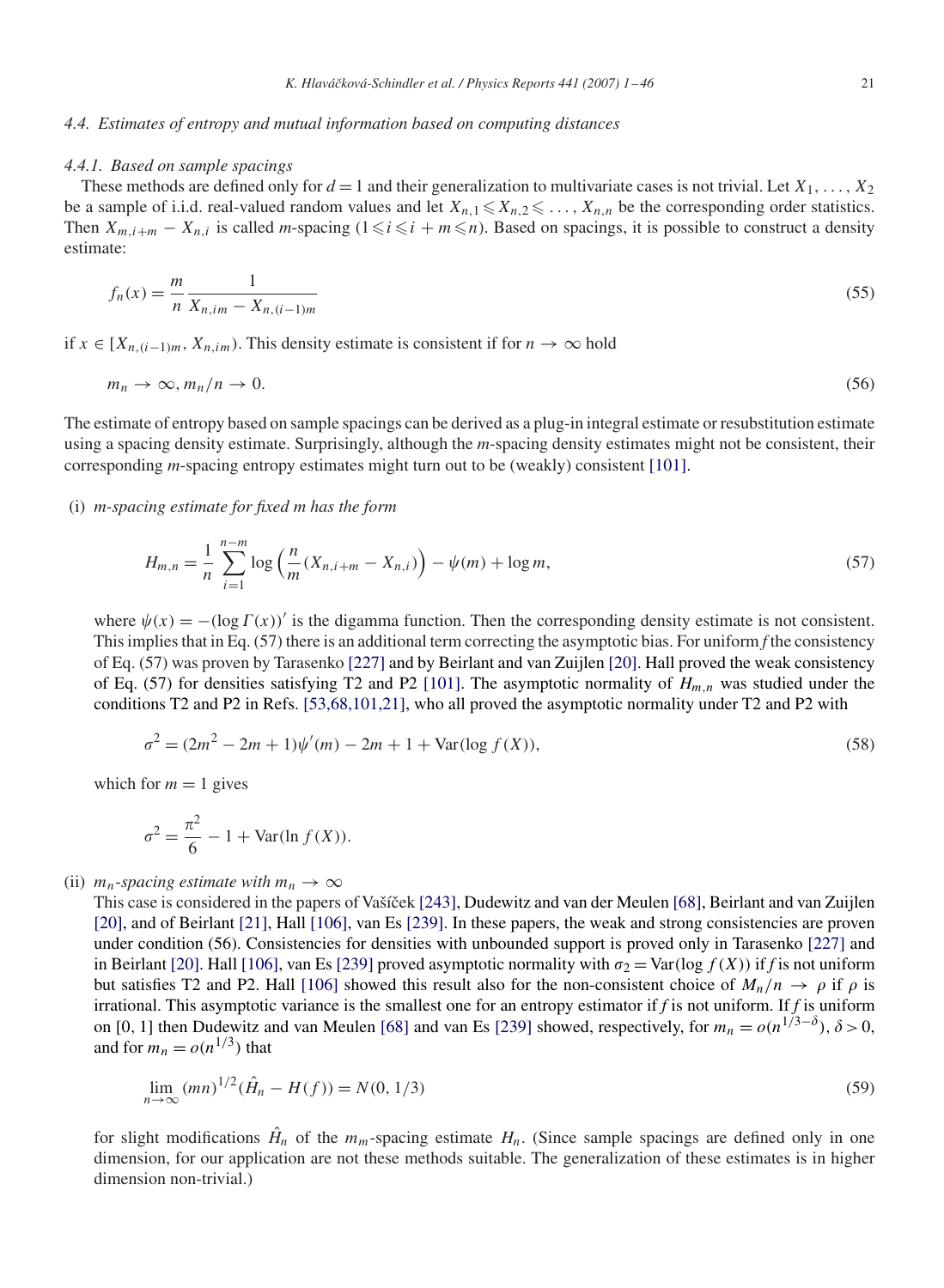### 4.4. Estimates of entropy and mutual information based on computing distances

#### 4.4.1. Based on sample spacings

These methods are defined only for $d = 1$ and their generalization to multivariate cases is not trivial. Let $X_1, \ldots, X_2$ be a sample of i.i.d. real-valued random values and let $X_{n,1} \leqslant X_{n,2} \leqslant \ldots, X_{n,n}$ be the corresponding order statistics. Then $X_{m,i+m} - X_{n,i}$ is called $m$-spacing ($1 \leqslant i \leqslant i + m \leqslant n$). Based on spacings, it is possible to construct a density estimate:

$$f_n(x) = \frac{m}{n} \frac{1}{X_{n,im} - X_{n,(i-1)m}} \tag{55}$$

if $x \in [X_{n,(i-1)m}, X_{n,im})$. This density estimate is consistent if for $n \to \infty$ hold

$$m_n \to \infty, m_n/n \to 0. \tag{56}$$

The estimate of entropy based on sample spacings can be derived as a plug-in integral estimate or resubstitution estimate using a spacing density estimate. Surprisingly, although the $m$-spacing density estimates might not be consistent, their corresponding $m$-spacing entropy estimates might turn out to be (weakly) consistent [101].

(i) *m-spacing estimate for fixed m has the form*

$$H_{m,n} = \frac{1}{n} \sum_{i=1}^{n-m} \log\left(\frac{n}{m}(X_{n,i+m} - X_{n,i})\right) - \psi(m) + \log m, \tag{57}$$

where $\psi(x) = -(\log \Gamma(x))'$ is the digamma function. Then the corresponding density estimate is not consistent. This implies that in Eq. (57) there is an additional term correcting the asymptotic bias. For uniform $f$ the consistency of Eq. (57) was proven by Tarasenko [227] and by Beirlant and van Zuijlen [20]. Hall proved the weak consistency of Eq. (57) for densities satisfying T2 and P2 [101]. The asymptotic normality of $H_{m,n}$ was studied under the conditions T2 and P2 in Refs. [53,68,101,21], who all proved the asymptotic normality under T2 and P2 with

$$\sigma^2 = (2m^2 - 2m + 1)\psi'(m) - 2m + 1 + \mathrm{Var}(\log f(X)), \tag{58}$$

which for $m = 1$ gives

$$\sigma^2 = \frac{\pi^2}{6} - 1 + \mathrm{Var}(\ln f(X)).$$

(ii) *$m_n$-spacing estimate with $m_n \to \infty$*

This case is considered in the papers of Vašíček [243], Dudewitz and van der Meulen [68], Beirlant and van Zuijlen [20], and of Beirlant [21], Hall [106], van Es [239]. In these papers, the weak and strong consistencies are proven under condition (56). Consistencies for densities with unbounded support is proved only in Tarasenko [227] and in Beirlant [20]. Hall [106], van Es [239] proved asymptotic normality with $\sigma_2 = \mathrm{Var}(\log f(X))$ if $f$ is not uniform but satisfies T2 and P2. Hall [106] showed this result also for the non-consistent choice of $M_n/n \to \rho$ if $\rho$ is irrational. This asymptotic variance is the smallest one for an entropy estimator if $f$ is not uniform. If $f$ is uniform on [0, 1] then Dudewitz and van Meulen [68] and van Es [239] showed, respectively, for $m_n = o(n^{1/3-\delta})$, $\delta > 0$, and for $m_n = o(n^{1/3})$ that

$$\lim_{n\to\infty} (mn)^{1/2}(\hat{H}_n - H(f)) = N(0, 1/3) \tag{59}$$

for slight modifications $\hat{H}_n$ of the $m_m$-spacing estimate $H_n$. (Since sample spacings are defined only in one dimension, for our application are not these methods suitable. The generalization of these estimates is in higher dimension non-trivial.)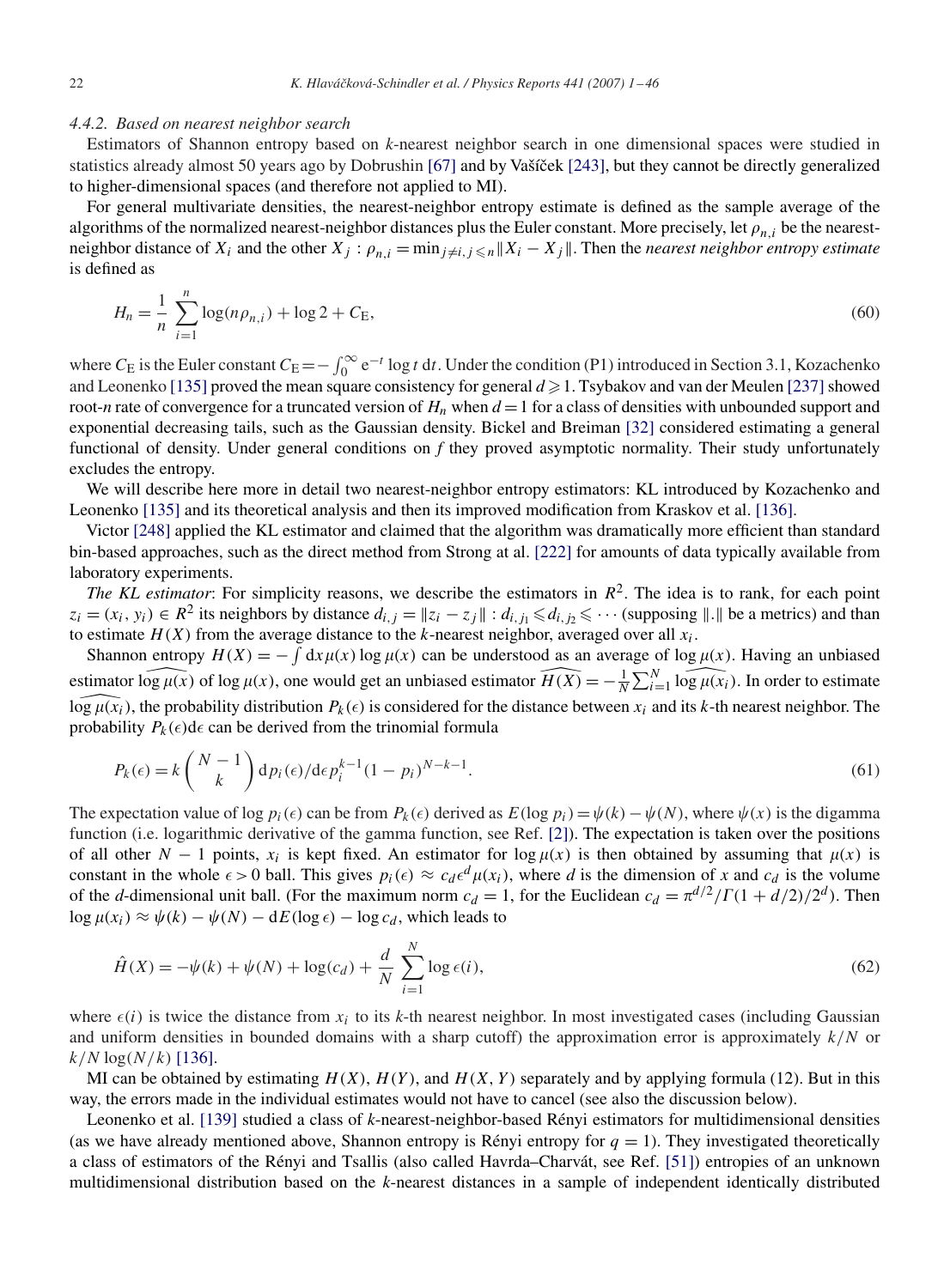#### 4.4.2. Based on nearest neighbor search

Estimators of Shannon entropy based on $k$-nearest neighbor search in one dimensional spaces were studied in statistics already almost 50 years ago by Dobrushin [67] and by Vašíček [243], but they cannot be directly generalized to higher-dimensional spaces (and therefore not applied to MI).

For general multivariate densities, the nearest-neighbor entropy estimate is defined as the sample average of the algorithms of the normalized nearest-neighbor distances plus the Euler constant. More precisely, let $\rho_{n,i}$ be the nearest-neighbor distance of $X_i$ and the other $X_j$ : $\rho_{n,i} = \min_{j \neq i, j \leqslant n} \|X_i - X_j\|$. Then the *nearest neighbor entropy estimate* is defined as

$$H_n = \frac{1}{n} \sum_{i=1}^{n} \log(n\rho_{n,i}) + \log 2 + C_{\mathrm{E}}, \tag{60}$$

where $C_{\mathrm{E}}$ is the Euler constant $C_{\mathrm{E}} = -\int_0^\infty \mathrm{e}^{-t} \log t \, \mathrm{d}t$. Under the condition (P1) introduced in Section 3.1, Kozachenko and Leonenko [135] proved the mean square consistency for general $d \geqslant 1$. Tsybakov and van der Meulen [237] showed root-$n$ rate of convergence for a truncated version of $H_n$ when $d = 1$ for a class of densities with unbounded support and exponential decreasing tails, such as the Gaussian density. Bickel and Breiman [32] considered estimating a general functional of density. Under general conditions on $f$ they proved asymptotic normality. Their study unfortunately excludes the entropy.

We will describe here more in detail two nearest-neighbor entropy estimators: KL introduced by Kozachenko and Leonenko [135] and its theoretical analysis and then its improved modification from Kraskov et al. [136].

Victor [248] applied the KL estimator and claimed that the algorithm was dramatically more efficient than standard bin-based approaches, such as the direct method from Strong at al. [222] for amounts of data typically available from laboratory experiments.

*The KL estimator*: For simplicity reasons, we describe the estimators in $R^2$. The idea is to rank, for each point $z_i = (x_i, y_i) \in R^2$ its neighbors by distance $d_{i,j} = \|z_i - z_j\| : d_{i,j_1} \leqslant d_{i,j_2} \leqslant \cdots$ (supposing $\|.\|$ be a metrics) and than to estimate $H(X)$ from the average distance to the $k$-nearest neighbor, averaged over all $x_i$.

Shannon entropy $H(X) = -\int \mathrm{d}x \mu(x) \log \mu(x)$ can be understood as an average of $\log \mu(x)$. Having an unbiased estimator $\widehat{\log \mu(x)}$ of $\log \mu(x)$, one would get an unbiased estimator $\widehat{H(X)} = -\frac{1}{N}\sum_{i=1}^{N} \widehat{\log \mu(x_i)}$. In order to estimate $\widehat{\log \mu(x_i)}$, the probability distribution $P_k(\epsilon)$ is considered for the distance between $x_i$ and its $k$-th nearest neighbor. The probability $P_k(\epsilon)\mathrm{d}\epsilon$ can be derived from the trinomial formula

$$P_k(\epsilon) = k \binom{N-1}{k} \mathrm{d}p_i(\epsilon)/\mathrm{d}\epsilon \, p_i^{k-1}(1-p_i)^{N-k-1}. \tag{61}$$

The expectation value of $\log p_i(\epsilon)$ can be from $P_k(\epsilon)$ derived as $E(\log p_i) = \psi(k) - \psi(N)$, where $\psi(x)$ is the digamma function (i.e. logarithmic derivative of the gamma function, see Ref. [2]). The expectation is taken over the positions of all other $N-1$ points, $x_i$ is kept fixed. An estimator for $\log \mu(x)$ is then obtained by assuming that $\mu(x)$ is constant in the whole $\epsilon > 0$ ball. This gives $p_i(\epsilon) \approx c_d \epsilon^d \mu(x_i)$, where $d$ is the dimension of $x$ and $c_d$ is the volume of the $d$-dimensional unit ball. (For the maximum norm $c_d = 1$, for the Euclidean $c_d = \pi^{d/2}/\Gamma(1 + d/2)/2^d$). Then $\log \mu(x_i) \approx \psi(k) - \psi(N) - \mathrm{d}E(\log \epsilon) - \log c_d$, which leads to

$$\hat{H}(X) = -\psi(k) + \psi(N) + \log(c_d) + \frac{d}{N} \sum_{i=1}^{N} \log \epsilon(i), \tag{62}$$

where $\epsilon(i)$ is twice the distance from $x_i$ to its $k$-th nearest neighbor. In most investigated cases (including Gaussian and uniform densities in bounded domains with a sharp cutoff) the approximation error is approximately $k/N$ or $k/N \log(N/k)$ [136].

MI can be obtained by estimating $H(X)$, $H(Y)$, and $H(X, Y)$ separately and by applying formula (12). But in this way, the errors made in the individual estimates would not have to cancel (see also the discussion below).

Leonenko et al. [139] studied a class of $k$-nearest-neighbor-based Rényi estimators for multidimensional densities (as we have already mentioned above, Shannon entropy is Rényi entropy for $q = 1$). They investigated theoretically a class of estimators of the Rényi and Tsallis (also called Havrda–Charvát, see Ref. [51]) entropies of an unknown multidimensional distribution based on the $k$-nearest distances in a sample of independent identically distributed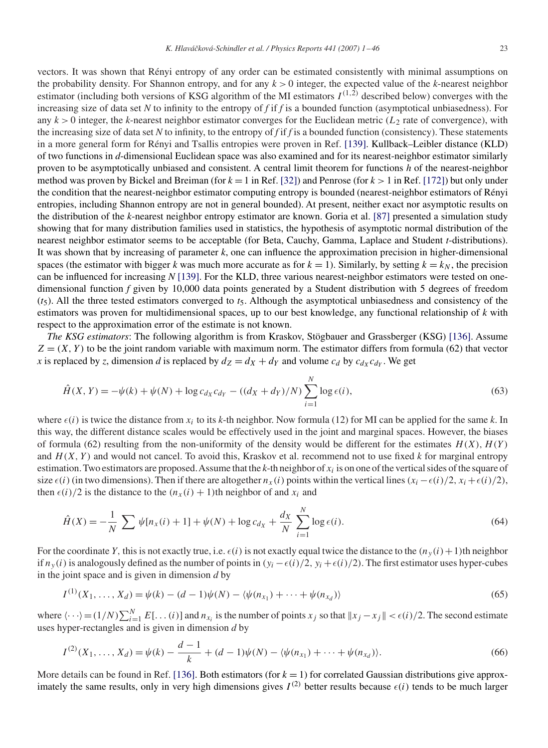vectors. It was shown that Rényi entropy of any order can be estimated consistently with minimal assumptions on the probability density. For Shannon entropy, and for any $k > 0$ integer, the expected value of the $k$-nearest neighbor estimator (including both versions of KSG algorithm of the MI estimators $I^{(1,2)}$ described below) converges with the increasing size of data set $N$ to infinity to the entropy of $f$ if $f$ is a bounded function (asymptotical unbiasedness). For any $k > 0$ integer, the $k$-nearest neighbor estimator converges for the Euclidean metric ($L_2$ rate of convergence), with the increasing size of data set $N$ to infinity, to the entropy of $f$ if $f$ is a bounded function (consistency). These statements in a more general form for Rényi and Tsallis entropies were proven in Ref. [139]. Kullback–Leibler distance (KLD) of two functions in $d$-dimensional Euclidean space was also examined and for its nearest-neighbor estimator similarly proven to be asymptotically unbiased and consistent. A central limit theorem for functions $h$ of the nearest-neighbor method was proven by Bickel and Breiman (for $k = 1$ in Ref. [32]) and Penrose (for $k > 1$ in Ref. [172]) but only under the condition that the nearest-neighbor estimator computing entropy is bounded (nearest-neighbor estimators of Rényi entropies, including Shannon entropy are not in general bounded). At present, neither exact nor asymptotic results on the distribution of the $k$-nearest neighbor entropy estimator are known. Goria et al. [87] presented a simulation study showing that for many distribution families used in statistics, the hypothesis of asymptotic normal distribution of the nearest neighbor estimator seems to be acceptable (for Beta, Cauchy, Gamma, Laplace and Student $t$-distributions). It was shown that by increasing of parameter $k$, one can influence the approximation precision in higher-dimensional spaces (the estimator with bigger $k$ was much more accurate as for $k = 1$). Similarly, by setting $k = k_N$, the precision can be influenced for increasing $N$ [139]. For the KLD, three various nearest-neighbor estimators were tested on one-dimensional function $f$ given by 10,000 data points generated by a Student distribution with 5 degrees of freedom ($t_5$). All the three tested estimators converged to $t_5$. Although the asymptotical unbiasedness and consistency of the estimators was proven for multidimensional spaces, up to our best knowledge, any functional relationship of $k$ with respect to the approximation error of the estimate is not known.

*The KSG estimators*: The following algorithm is from Kraskov, Stögbauer and Grassberger (KSG) [136]. Assume $Z = (X, Y)$ to be the joint random variable with maximum norm. The estimator differs from formula (62) that vector $x$ is replaced by $z$, dimension $d$ is replaced by $d_Z = d_X + d_Y$ and volume $c_d$ by $c_{d_X} c_{d_Y}$. We get

$$\hat{H}(X, Y) = -\psi(k) + \psi(N) + \log c_{d_X} c_{d_Y} - ((d_X + d_Y)/N) \sum_{i=1}^{N} \log \epsilon(i), \tag{63}$$

where $\epsilon(i)$ is twice the distance from $x_i$ to its $k$-th neighbor. Now formula (12) for MI can be applied for the same $k$. In this way, the different distance scales would be effectively used in the joint and marginal spaces. However, the biases of formula (62) resulting from the non-uniformity of the density would be different for the estimates $H(X)$, $H(Y)$ and $H(X, Y)$ and would not cancel. To avoid this, Kraskov et al. recommend not to use fixed $k$ for marginal entropy estimation. Two estimators are proposed. Assume that the $k$-th neighbor of $x_i$ is on one of the vertical sides of the square of size $\epsilon(i)$ (in two dimensions). Then if there are altogether $n_x(i)$ points within the vertical lines $(x_i - \epsilon(i)/2, x_i + \epsilon(i)/2)$, then $\epsilon(i)/2$ is the distance to the $(n_x(i) + 1)$th neighbor of and $x_i$ and

$$\hat{H}(X) = -\frac{1}{N} \sum \psi[n_x(i) + 1] + \psi(N) + \log c_{d_X} + \frac{d_X}{N} \sum_{i=1}^{N} \log \epsilon(i). \tag{64}$$

For the coordinate $Y$, this is not exactly true, i.e. $\epsilon(i)$ is not exactly equal twice the distance to the $(n_y(i)+1)$th neighbor if $n_y(i)$ is analogously defined as the number of points in $(y_i - \epsilon(i)/2, y_i + \epsilon(i)/2)$. The first estimator uses hyper-cubes in the joint space and is given in dimension $d$ by

$$I^{(1)}(X_1, \ldots, X_d) = \psi(k) - (d-1)\psi(N) - \langle \psi(n_{x_1}) + \cdots + \psi(n_{x_d}) \rangle \tag{65}$$

where $\langle \cdots \rangle = (1/N)\sum_{i=1}^{N} E[\ldots(i)]$ and $n_{x_i}$ is the number of points $x_j$ so that $\|x_j - x_j\| < \epsilon(i)/2$. The second estimate uses hyper-rectangles and is given in dimension $d$ by

$$I^{(2)}(X_1, \ldots, X_d) = \psi(k) - \frac{d-1}{k} + (d-1)\psi(N) - \langle \psi(n_{x_1}) + \cdots + \psi(n_{x_d}) \rangle. \tag{66}$$

More details can be found in Ref. [136]. Both estimators (for $k = 1$) for correlated Gaussian distributions give approximately the same results, only in very high dimensions gives $I^{(2)}$ better results because $\epsilon(i)$ tends to be much larger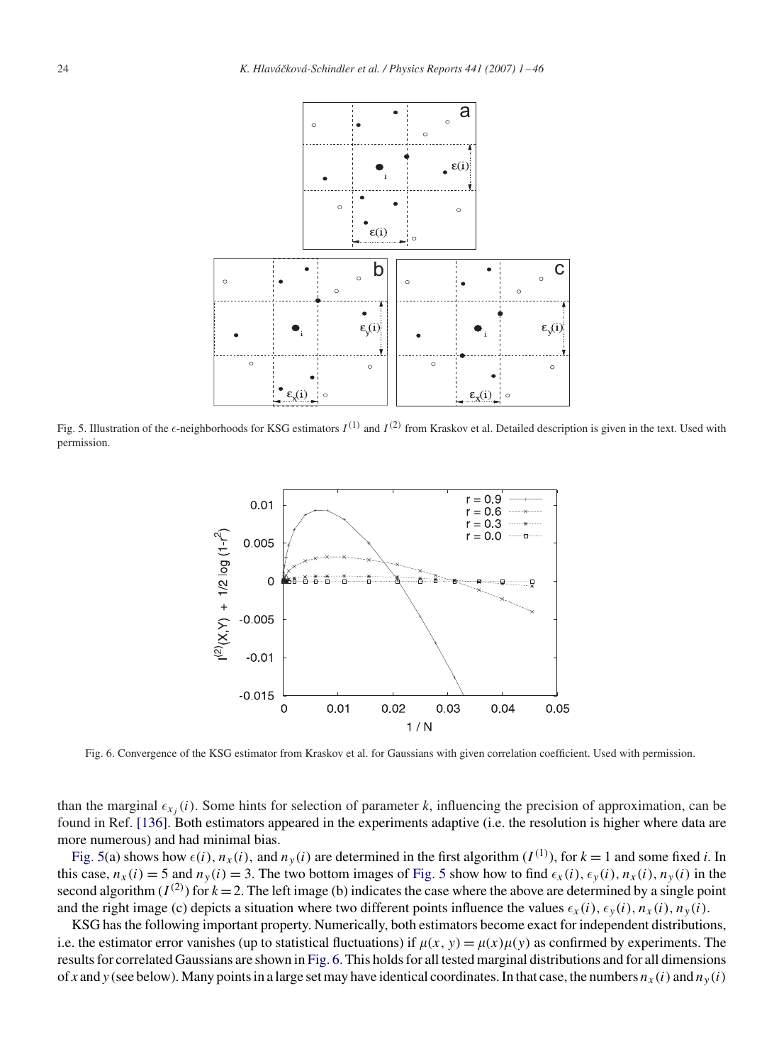Fig. 5. Illustration of the $\epsilon$-neighborhoods for KSG estimators $I^{(1)}$ and $I^{(2)}$ from Kraskov et al. Detailed description is given in the text. Used with permission.

Fig. 6. Convergence of the KSG estimator from Kraskov et al. for Gaussians with given correlation coefficient. Used with permission.

than the marginal $\epsilon_{x_j}(i)$. Some hints for selection of parameter $k$, influencing the precision of approximation, can be found in Ref. [136]. Both estimators appeared in the experiments adaptive (i.e. the resolution is higher where data are more numerous) and had minimal bias.

Fig. 5(a) shows how $\epsilon(i)$, $n_x(i)$, and $n_y(i)$ are determined in the first algorithm ($I^{(1)}$), for $k = 1$ and some fixed $i$. In this case, $n_x(i) = 5$ and $n_y(i) = 3$. The two bottom images of Fig. 5 show how to find $\epsilon_x(i)$, $\epsilon_y(i)$, $n_x(i)$, $n_y(i)$ in the second algorithm ($I^{(2)}$) for $k = 2$. The left image (b) indicates the case where the above are determined by a single point and the right image (c) depicts a situation where two different points influence the values $\epsilon_x(i)$, $\epsilon_y(i)$, $n_x(i)$, $n_y(i)$.

KSG has the following important property. Numerically, both estimators become exact for independent distributions, i.e. the estimator error vanishes (up to statistical fluctuations) if $\mu(x, y) = \mu(x)\mu(y)$ as confirmed by experiments. The results for correlated Gaussians are shown in Fig. 6. This holds for all tested marginal distributions and for all dimensions of $x$ and $y$ (see below). Many points in a large set may have identical coordinates. In that case, the numbers $n_x(i)$ and $n_y(i)$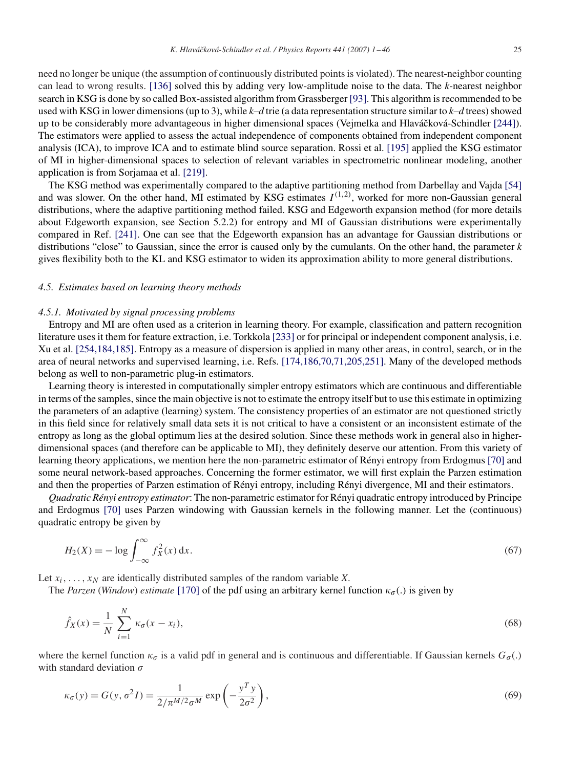need no longer be unique (the assumption of continuously distributed points is violated). The nearest-neighbor counting can lead to wrong results. [136] solved this by adding very low-amplitude noise to the data. The $k$-nearest neighbor search in KSG is done by so called Box-assisted algorithm from Grassberger [93]. This algorithm is recommended to be used with KSG in lower dimensions (up to 3), while $k$–$d$ trie (a data representation structure similar to $k$–$d$ trees) showed up to be considerably more advantageous in higher dimensional spaces (Vejmelka and Hlaváčková-Schindler [244]). The estimators were applied to assess the actual independence of components obtained from independent component analysis (ICA), to improve ICA and to estimate blind source separation. Rossi et al. [195] applied the KSG estimator of MI in higher-dimensional spaces to selection of relevant variables in spectrometric nonlinear modeling, another application is from Sorjamaa et al. [219].

The KSG method was experimentally compared to the adaptive partitioning method from Darbellay and Vajda [54] and was slower. On the other hand, MI estimated by KSG estimates $I^{(1,2)}$, worked for more non-Gaussian general distributions, where the adaptive partitioning method failed. KSG and Edgeworth expansion method (for more details about Edgeworth expansion, see Section 5.2.2) for entropy and MI of Gaussian distributions were experimentally compared in Ref. [241]. One can see that the Edgeworth expansion has an advantage for Gaussian distributions or distributions "close" to Gaussian, since the error is caused only by the cumulants. On the other hand, the parameter $k$ gives flexibility both to the KL and KSG estimator to widen its approximation ability to more general distributions.

### *4.5. Estimates based on learning theory methods*

#### *4.5.1. Motivated by signal processing problems*

Entropy and MI are often used as a criterion in learning theory. For example, classification and pattern recognition literature uses it them for feature extraction, i.e. Torkkola [233] or for principal or independent component analysis, i.e. Xu et al. [254,184,185]. Entropy as a measure of dispersion is applied in many other areas, in control, search, or in the area of neural networks and supervised learning, i.e. Refs. [174,186,70,71,205,251]. Many of the developed methods belong as well to non-parametric plug-in estimators.

Learning theory is interested in computationally simpler entropy estimators which are continuous and differentiable in terms of the samples, since the main objective is not to estimate the entropy itself but to use this estimate in optimizing the parameters of an adaptive (learning) system. The consistency properties of an estimator are not questioned strictly in this field since for relatively small data sets it is not critical to have a consistent or an inconsistent estimate of the entropy as long as the global optimum lies at the desired solution. Since these methods work in general also in higher-dimensional spaces (and therefore can be applicable to MI), they definitely deserve our attention. From this variety of learning theory applications, we mention here the non-parametric estimator of Rényi entropy from Erdogmus [70] and some neural network-based approaches. Concerning the former estimator, we will first explain the Parzen estimation and then the properties of Parzen estimation of Rényi entropy, including Rényi divergence, MI and their estimators.

*Quadratic Rényi entropy estimator*: The non-parametric estimator for Rényi quadratic entropy introduced by Principe and Erdogmus [70] uses Parzen windowing with Gaussian kernels in the following manner. Let the (continuous) quadratic entropy be given by

$$H_2(X) = -\log \int_{-\infty}^{\infty} f_X^2(x)\,\mathrm{d}x. \tag{67}$$

Let $x_i, \ldots, x_N$ are identically distributed samples of the random variable $X$.

The *Parzen* (*Window*) *estimate* [170] of the pdf using an arbitrary kernel function $\kappa_\sigma(.)$ is given by

$$\hat{f}_X(x) = \frac{1}{N}\sum_{i=1}^{N} \kappa_\sigma(x - x_i), \tag{68}$$

where the kernel function $\kappa_\sigma$ is a valid pdf in general and is continuous and differentiable. If Gaussian kernels $G_\sigma(.)$ with standard deviation $\sigma$

$$\kappa_\sigma(y) = G(y, \sigma^2 I) = \frac{1}{2/\pi^{M/2}\sigma^M}\exp\left(-\frac{y^T y}{2\sigma^2}\right), \tag{69}$$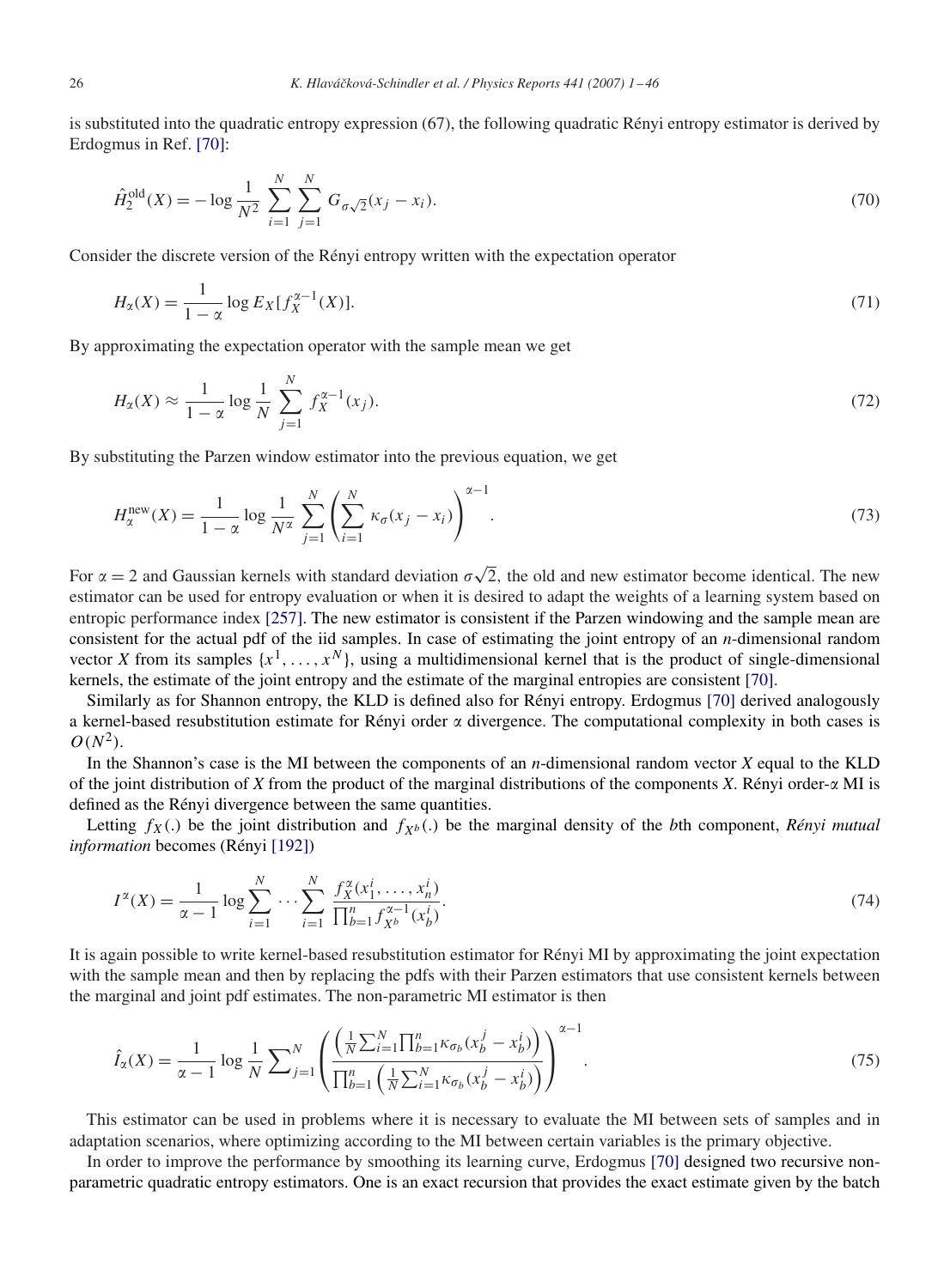is substituted into the quadratic entropy expression (67), the following quadratic Rényi entropy estimator is derived by Erdogmus in Ref. [70]:

$$\hat{H}_2^{\text{old}}(X) = -\log \frac{1}{N^2} \sum_{i=1}^{N} \sum_{j=1}^{N} G_{\sigma\sqrt{2}}(x_j - x_i). \tag{70}$$

Consider the discrete version of the Rényi entropy written with the expectation operator

$$H_\alpha(X) = \frac{1}{1-\alpha} \log E_X[f_X^{\alpha-1}(X)]. \tag{71}$$

By approximating the expectation operator with the sample mean we get

$$H_\alpha(X) \approx \frac{1}{1-\alpha} \log \frac{1}{N} \sum_{j=1}^{N} f_X^{\alpha-1}(x_j). \tag{72}$$

By substituting the Parzen window estimator into the previous equation, we get

$$H_\alpha^{\text{new}}(X) = \frac{1}{1-\alpha} \log \frac{1}{N^\alpha} \sum_{j=1}^{N} \left( \sum_{i=1}^{N} \kappa_\sigma(x_j - x_i) \right)^{\alpha-1}. \tag{73}$$

For $\alpha = 2$ and Gaussian kernels with standard deviation $\sigma\sqrt{2}$, the old and new estimator become identical. The new estimator can be used for entropy evaluation or when it is desired to adapt the weights of a learning system based on entropic performance index [257]. The new estimator is consistent if the Parzen windowing and the sample mean are consistent for the actual pdf of the iid samples. In case of estimating the joint entropy of an $n$-dimensional random vector $X$ from its samples $\{x^1, \ldots, x^N\}$, using a multidimensional kernel that is the product of single-dimensional kernels, the estimate of the joint entropy and the estimate of the marginal entropies are consistent [70].

Similarly as for Shannon entropy, the KLD is defined also for Rényi entropy. Erdogmus [70] derived analogously a kernel-based resubstitution estimate for Rényi order $\alpha$ divergence. The computational complexity in both cases is $O(N^2)$.

In the Shannon's case is the MI between the components of an $n$-dimensional random vector $X$ equal to the KLD of the joint distribution of $X$ from the product of the marginal distributions of the components $X$. Rényi order-$\alpha$ MI is defined as the Rényi divergence between the same quantities.

Letting $f_X(.)$ be the joint distribution and $f_{X^b}(.)$ be the marginal density of the $b$th component, *Rényi mutual information* becomes (Rényi [192])

$$I^\alpha(X) = \frac{1}{\alpha-1} \log \sum_{i=1}^{N} \cdots \sum_{i=1}^{N} \frac{f_X^\alpha(x_1^i, \ldots, x_n^i)}{\prod_{b=1}^{n} f_{X^b}^{\alpha-1}(x_b^i)}. \tag{74}$$

It is again possible to write kernel-based resubstitution estimator for Rényi MI by approximating the joint expectation with the sample mean and then by replacing the pdfs with their Parzen estimators that use consistent kernels between the marginal and joint pdf estimates. The non-parametric MI estimator is then

$$\hat{I}_\alpha(X) = \frac{1}{\alpha-1} \log \frac{1}{N} \sum_{j=1}^{N} \left( \frac{\left( \frac{1}{N} \sum_{i=1}^{N} \prod_{b=1}^{n} \kappa_{\sigma_b}(x_b^j - x_b^i) \right)}{\prod_{b=1}^{n} \left( \frac{1}{N} \sum_{i=1}^{N} \kappa_{\sigma_b}(x_b^j - x_b^i) \right)} \right)^{\alpha-1}. \tag{75}$$

This estimator can be used in problems where it is necessary to evaluate the MI between sets of samples and in adaptation scenarios, where optimizing according to the MI between certain variables is the primary objective.

In order to improve the performance by smoothing its learning curve, Erdogmus [70] designed two recursive non-parametric quadratic entropy estimators. One is an exact recursion that provides the exact estimate given by the batch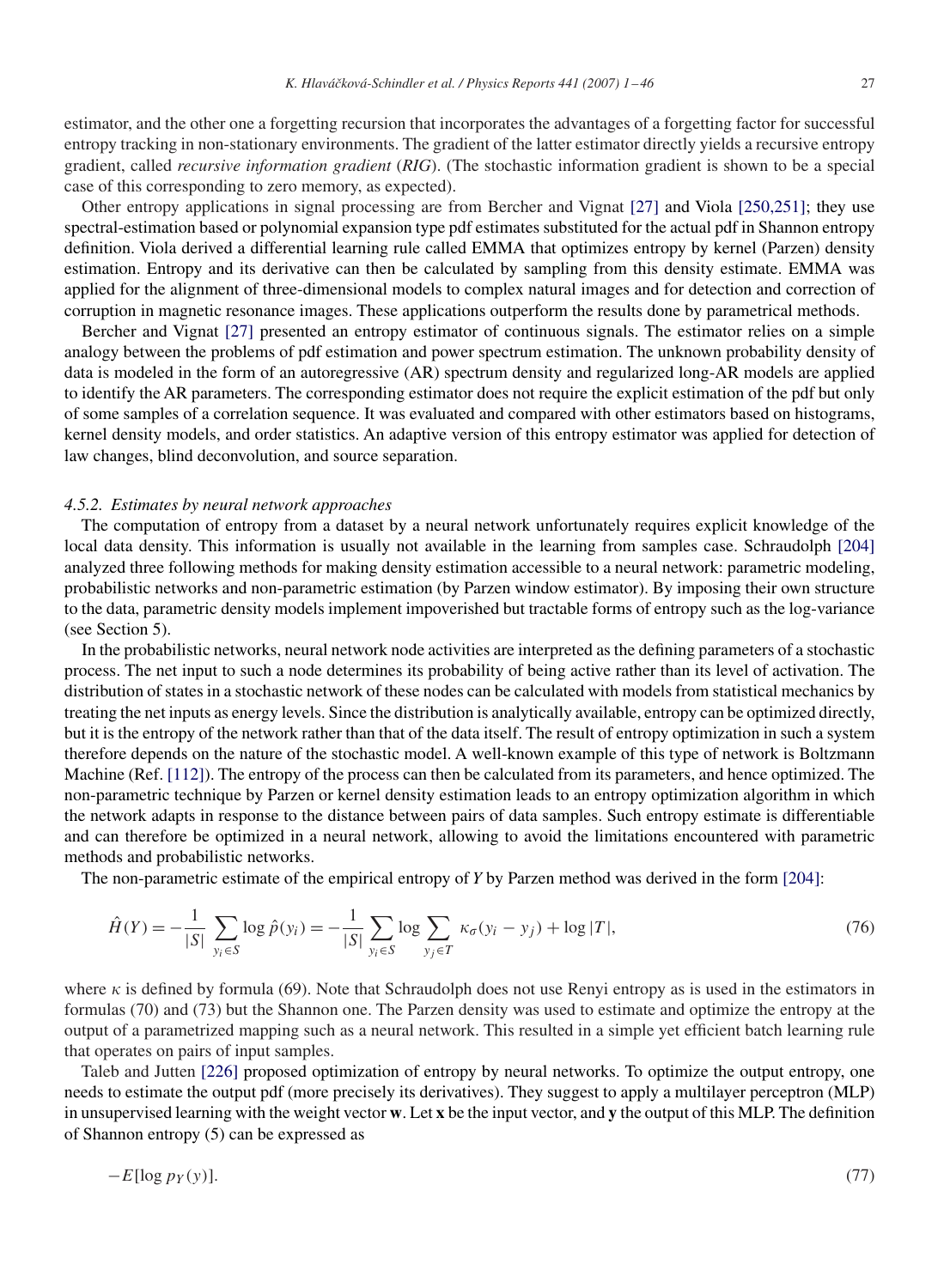estimator, and the other one a forgetting recursion that incorporates the advantages of a forgetting factor for successful entropy tracking in non-stationary environments. The gradient of the latter estimator directly yields a recursive entropy gradient, called *recursive information gradient* (*RIG*). (The stochastic information gradient is shown to be a special case of this corresponding to zero memory, as expected).

Other entropy applications in signal processing are from Bercher and Vignat [27] and Viola [250,251]; they use spectral-estimation based or polynomial expansion type pdf estimates substituted for the actual pdf in Shannon entropy definition. Viola derived a differential learning rule called EMMA that optimizes entropy by kernel (Parzen) density estimation. Entropy and its derivative can then be calculated by sampling from this density estimate. EMMA was applied for the alignment of three-dimensional models to complex natural images and for detection and correction of corruption in magnetic resonance images. These applications outperform the results done by parametrical methods.

Bercher and Vignat [27] presented an entropy estimator of continuous signals. The estimator relies on a simple analogy between the problems of pdf estimation and power spectrum estimation. The unknown probability density of data is modeled in the form of an autoregressive (AR) spectrum density and regularized long-AR models are applied to identify the AR parameters. The corresponding estimator does not require the explicit estimation of the pdf but only of some samples of a correlation sequence. It was evaluated and compared with other estimators based on histograms, kernel density models, and order statistics. An adaptive version of this entropy estimator was applied for detection of law changes, blind deconvolution, and source separation.

### *4.5.2. Estimates by neural network approaches*

The computation of entropy from a dataset by a neural network unfortunately requires explicit knowledge of the local data density. This information is usually not available in the learning from samples case. Schraudolph [204] analyzed three following methods for making density estimation accessible to a neural network: parametric modeling, probabilistic networks and non-parametric estimation (by Parzen window estimator). By imposing their own structure to the data, parametric density models implement impoverished but tractable forms of entropy such as the log-variance (see Section 5).

In the probabilistic networks, neural network node activities are interpreted as the defining parameters of a stochastic process. The net input to such a node determines its probability of being active rather than its level of activation. The distribution of states in a stochastic network of these nodes can be calculated with models from statistical mechanics by treating the net inputs as energy levels. Since the distribution is analytically available, entropy can be optimized directly, but it is the entropy of the network rather than that of the data itself. The result of entropy optimization in such a system therefore depends on the nature of the stochastic model. A well-known example of this type of network is Boltzmann Machine (Ref. [112]). The entropy of the process can then be calculated from its parameters, and hence optimized. The non-parametric technique by Parzen or kernel density estimation leads to an entropy optimization algorithm in which the network adapts in response to the distance between pairs of data samples. Such entropy estimate is differentiable and can therefore be optimized in a neural network, allowing to avoid the limitations encountered with parametric methods and probabilistic networks.

The non-parametric estimate of the empirical entropy of $Y$ by Parzen method was derived in the form [204]:

$$\hat{H}(Y) = -\frac{1}{|S|}\sum_{y_i \in S} \log \hat{p}(y_i) = -\frac{1}{|S|}\sum_{y_i \in S} \log \sum_{y_j \in T} \kappa_\sigma(y_i - y_j) + \log |T|, \tag{76}$$

where $\kappa$ is defined by formula (69). Note that Schraudolph does not use Renyi entropy as is used in the estimators in formulas (70) and (73) but the Shannon one. The Parzen density was used to estimate and optimize the entropy at the output of a parametrized mapping such as a neural network. This resulted in a simple yet efficient batch learning rule that operates on pairs of input samples.

Taleb and Jutten [226] proposed optimization of entropy by neural networks. To optimize the output entropy, one needs to estimate the output pdf (more precisely its derivatives). They suggest to apply a multilayer perceptron (MLP) in unsupervised learning with the weight vector $\mathbf{w}$. Let $\mathbf{x}$ be the input vector, and $\mathbf{y}$ the output of this MLP. The definition of Shannon entropy (5) can be expressed as

$$-E[\log p_Y(y)]. \tag{77}$$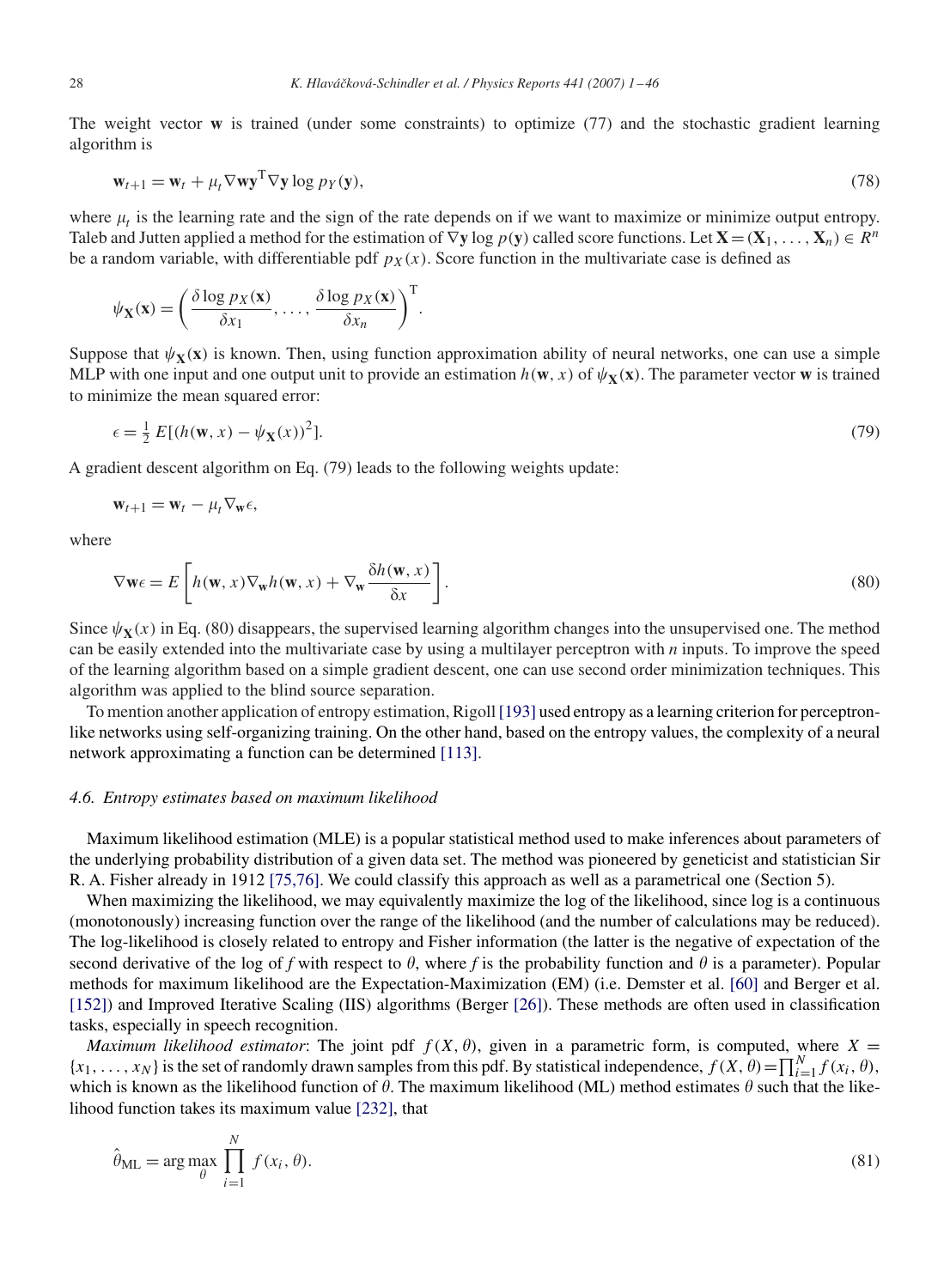The weight vector $\mathbf{w}$ is trained (under some constraints) to optimize (77) and the stochastic gradient learning algorithm is

$$\mathbf{w}_{t+1} = \mathbf{w}_t + \mu_t \nabla \mathbf{w} \mathbf{y}^{\mathrm{T}} \nabla \mathbf{y} \log p_Y(\mathbf{y}), \tag{78}$$

where $\mu_t$ is the learning rate and the sign of the rate depends on if we want to maximize or minimize output entropy. Taleb and Jutten applied a method for the estimation of $\nabla \mathbf{y} \log p(\mathbf{y})$ called score functions. Let $\mathbf{X} = (\mathbf{X}_1, \ldots, \mathbf{X}_n) \in R^n$ be a random variable, with differentiable pdf $p_X(x)$. Score function in the multivariate case is defined as

$$\psi_{\mathbf{X}}(\mathbf{x}) = \left( \frac{\delta \log p_X(\mathbf{x})}{\delta x_1}, \ldots, \frac{\delta \log p_X(\mathbf{x})}{\delta x_n} \right)^{\mathrm{T}}.$$

Suppose that $\psi_{\mathbf{X}}(\mathbf{x})$ is known. Then, using function approximation ability of neural networks, one can use a simple MLP with one input and one output unit to provide an estimation $h(\mathbf{w}, x)$ of $\psi_{\mathbf{X}}(\mathbf{x})$. The parameter vector $\mathbf{w}$ is trained to minimize the mean squared error:

$$\epsilon = \tfrac{1}{2} E[(h(\mathbf{w}, x) - \psi_{\mathbf{X}}(x))^2]. \tag{79}$$

A gradient descent algorithm on Eq. (79) leads to the following weights update:

$$\mathbf{w}_{t+1} = \mathbf{w}_t - \mu_t \nabla_{\mathbf{w}} \epsilon,$$

where

$$\nabla \mathbf{w} \epsilon = E\left[ h(\mathbf{w}, x) \nabla_{\mathbf{w}} h(\mathbf{w}, x) + \nabla_{\mathbf{w}} \frac{\delta h(\mathbf{w}, x)}{\delta x} \right]. \tag{80}$$

Since $\psi_{\mathbf{X}}(x)$ in Eq. (80) disappears, the supervised learning algorithm changes into the unsupervised one. The method can be easily extended into the multivariate case by using a multilayer perceptron with $n$ inputs. To improve the speed of the learning algorithm based on a simple gradient descent, one can use second order minimization techniques. This algorithm was applied to the blind source separation.

To mention another application of entropy estimation, Rigoll [193] used entropy as a learning criterion for perceptron-like networks using self-organizing training. On the other hand, based on the entropy values, the complexity of a neural network approximating a function can be determined [113].

### *4.6. Entropy estimates based on maximum likelihood*

Maximum likelihood estimation (MLE) is a popular statistical method used to make inferences about parameters of the underlying probability distribution of a given data set. The method was pioneered by geneticist and statistician Sir R. A. Fisher already in 1912 [75,76]. We could classify this approach as well as a parametrical one (Section 5).

When maximizing the likelihood, we may equivalently maximize the log of the likelihood, since log is a continuous (monotonously) increasing function over the range of the likelihood (and the number of calculations may be reduced). The log-likelihood is closely related to entropy and Fisher information (the latter is the negative of expectation of the second derivative of the log of *f* with respect to $\theta$, where *f* is the probability function and $\theta$ is a parameter). Popular methods for maximum likelihood are the Expectation-Maximization (EM) (i.e. Demster et al. [60] and Berger et al. [152]) and Improved Iterative Scaling (IIS) algorithms (Berger [26]). These methods are often used in classification tasks, especially in speech recognition.

*Maximum likelihood estimator*: The joint pdf $f(X, \theta)$, given in a parametric form, is computed, where $X = \{x_1, \ldots, x_N\}$ is the set of randomly drawn samples from this pdf. By statistical independence, $f(X, \theta) = \prod_{i=1}^{N} f(x_i, \theta)$, which is known as the likelihood function of $\theta$. The maximum likelihood (ML) method estimates $\theta$ such that the likelihood function takes its maximum value [232], that

$$\hat{\theta}_{\mathrm{ML}} = \arg\max_{\theta} \prod_{i=1}^{N} f(x_i, \theta). \tag{81}$$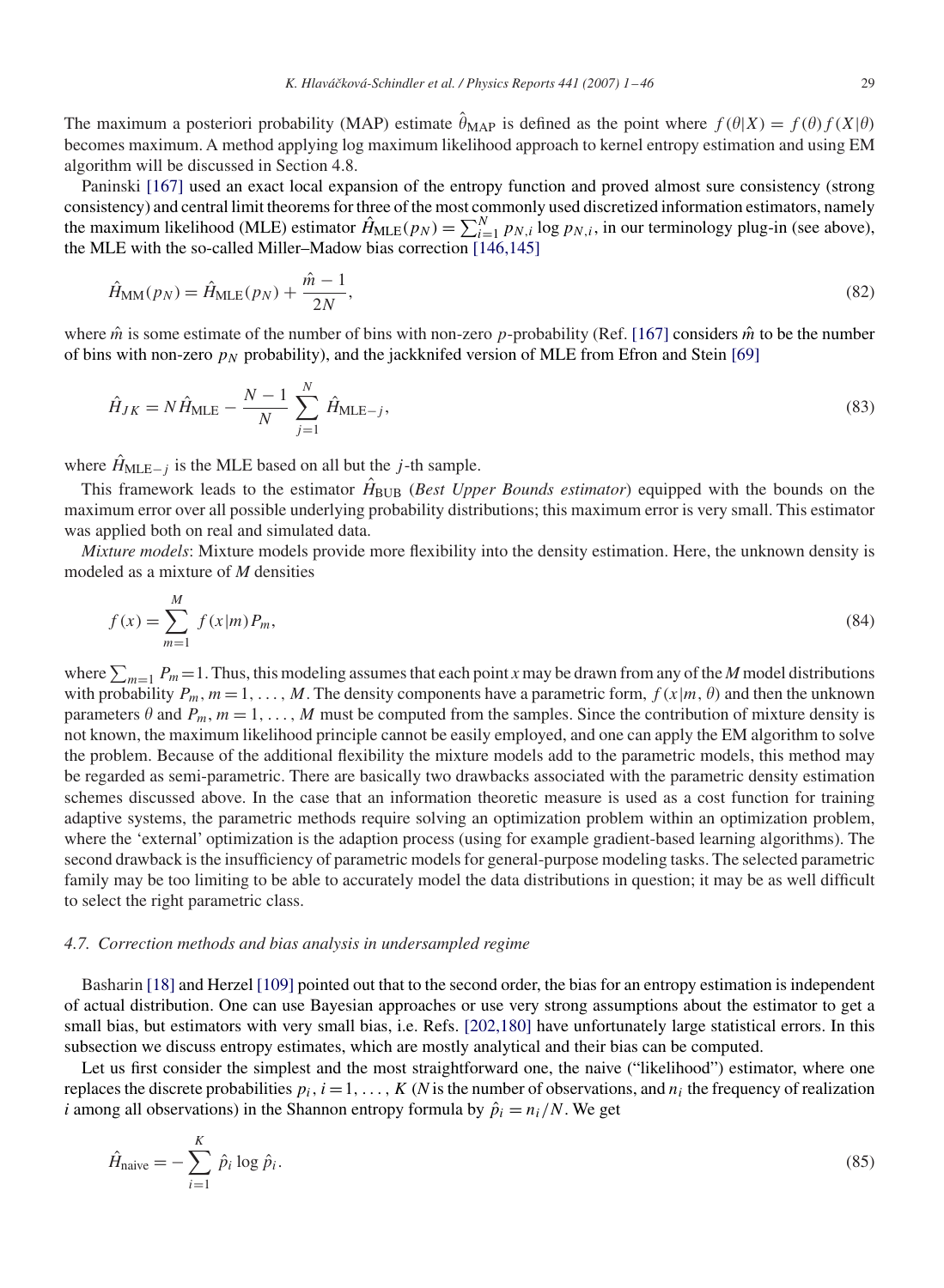The maximum a posteriori probability (MAP) estimate $\hat{\theta}_{\text{MAP}}$ is defined as the point where $f(\theta|X) = f(\theta)f(X|\theta)$ becomes maximum. A method applying log maximum likelihood approach to kernel entropy estimation and using EM algorithm will be discussed in Section 4.8.

Paninski [167] used an exact local expansion of the entropy function and proved almost sure consistency (strong consistency) and central limit theorems for three of the most commonly used discretized information estimators, namely the maximum likelihood (MLE) estimator $\hat{H}_{\text{MLE}}(p_N) = \sum_{i=1}^{N} p_{N,i} \log p_{N,i}$, in our terminology plug-in (see above), the MLE with the so-called Miller–Madow bias correction [146,145]

$$\hat{H}_{\text{MM}}(p_N) = \hat{H}_{\text{MLE}}(p_N) + \frac{\hat{m} - 1}{2N}, \tag{82}$$

where $\hat{m}$ is some estimate of the number of bins with non-zero $p$-probability (Ref. [167] considers $\hat{m}$ to be the number of bins with non-zero $p_N$ probability), and the jackknifed version of MLE from Efron and Stein [69]

$$\hat{H}_{JK} = N\hat{H}_{\text{MLE}} - \frac{N-1}{N}\sum_{j=1}^{N} \hat{H}_{\text{MLE}-j}, \tag{83}$$

where $\hat{H}_{\text{MLE}-j}$ is the MLE based on all but the $j$-th sample.

This framework leads to the estimator $\hat{H}_{\text{BUB}}$ (*Best Upper Bounds estimator*) equipped with the bounds on the maximum error over all possible underlying probability distributions; this maximum error is very small. This estimator was applied both on real and simulated data.

*Mixture models*: Mixture models provide more flexibility into the density estimation. Here, the unknown density is modeled as a mixture of $M$ densities

$$f(x) = \sum_{m=1}^{M} f(x|m)P_m, \tag{84}$$

where $\sum_{m=1} P_m = 1$. Thus, this modeling assumes that each point $x$ may be drawn from any of the $M$ model distributions with probability $P_m$, $m = 1, \ldots, M$. The density components have a parametric form, $f(x|m, \theta)$ and then the unknown parameters $\theta$ and $P_m$, $m = 1, \ldots, M$ must be computed from the samples. Since the contribution of mixture density is not known, the maximum likelihood principle cannot be easily employed, and one can apply the EM algorithm to solve the problem. Because of the additional flexibility the mixture models add to the parametric models, this method may be regarded as semi-parametric. There are basically two drawbacks associated with the parametric density estimation schemes discussed above. In the case that an information theoretic measure is used as a cost function for training adaptive systems, the parametric methods require solving an optimization problem within an optimization problem, where the 'external' optimization is the adaption process (using for example gradient-based learning algorithms). The second drawback is the insufficiency of parametric models for general-purpose modeling tasks. The selected parametric family may be too limiting to be able to accurately model the data distributions in question; it may be as well difficult to select the right parametric class.

### *4.7. Correction methods and bias analysis in undersampled regime*

Basharin [18] and Herzel [109] pointed out that to the second order, the bias for an entropy estimation is independent of actual distribution. One can use Bayesian approaches or use very strong assumptions about the estimator to get a small bias, but estimators with very small bias, i.e. Refs. [202,180] have unfortunately large statistical errors. In this subsection we discuss entropy estimates, which are mostly analytical and their bias can be computed.

Let us first consider the simplest and the most straightforward one, the naive ("likelihood") estimator, where one replaces the discrete probabilities $p_i$, $i = 1, \ldots, K$ ($N$ is the number of observations, and $n_i$ the frequency of realization $i$ among all observations) in the Shannon entropy formula by $\hat{p}_i = n_i/N$. We get

$$\hat{H}_{\text{naive}} = -\sum_{i=1}^{K} \hat{p}_i \log \hat{p}_i. \tag{85}$$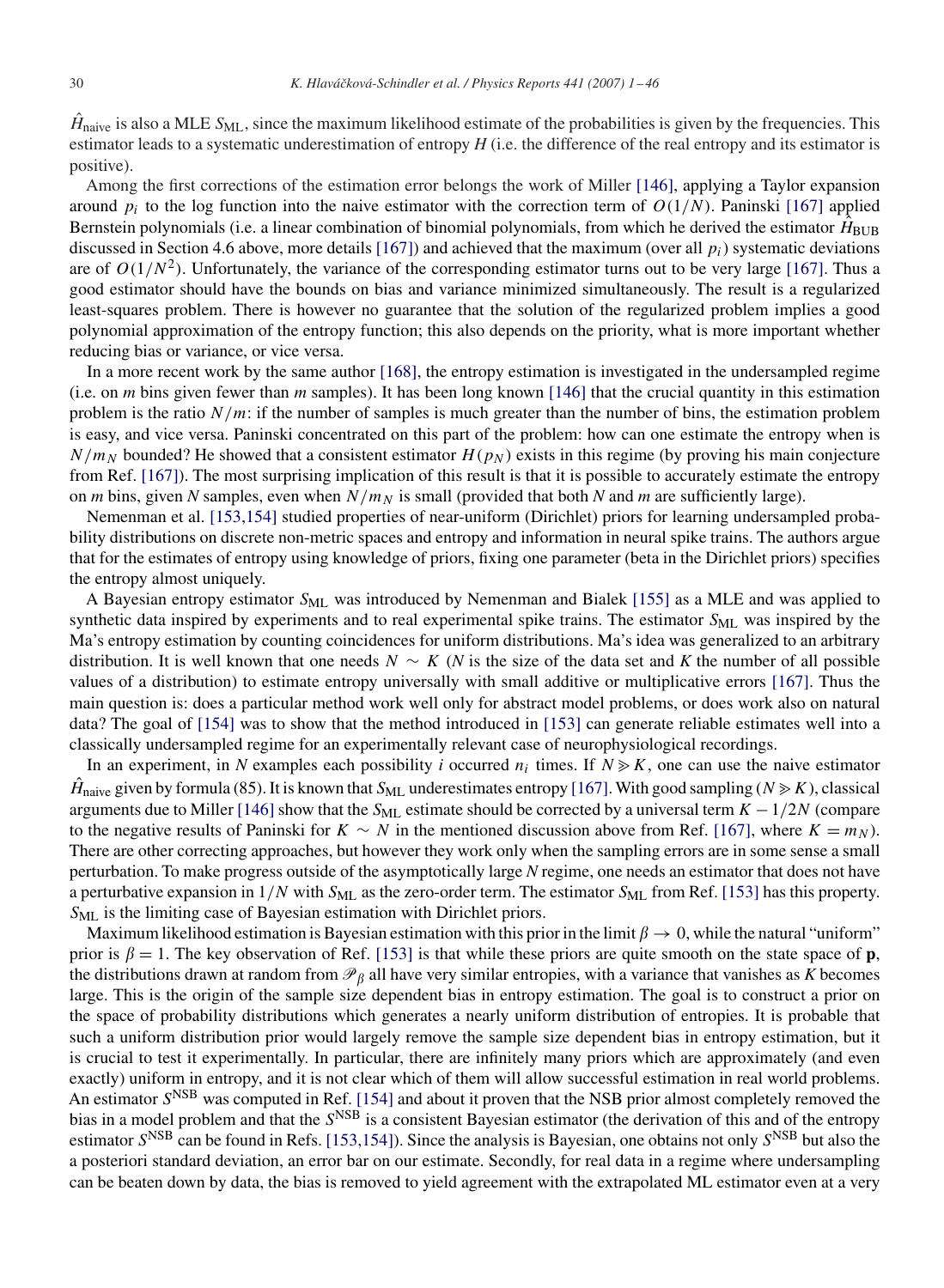$\hat{H}_{\text{naive}}$ is also a MLE $S_{\text{ML}}$, since the maximum likelihood estimate of the probabilities is given by the frequencies. This estimator leads to a systematic underestimation of entropy $H$ (i.e. the difference of the real entropy and its estimator is positive).

Among the first corrections of the estimation error belongs the work of Miller [146], applying a Taylor expansion around $p_i$ to the log function into the naive estimator with the correction term of $O(1/N)$. Paninski [167] applied Bernstein polynomials (i.e. a linear combination of binomial polynomials, from which he derived the estimator $\hat{H}_{\text{BUB}}$ discussed in Section 4.6 above, more details [167]) and achieved that the maximum (over all $p_i$) systematic deviations are of $O(1/N^2)$. Unfortunately, the variance of the corresponding estimator turns out to be very large [167]. Thus a good estimator should have the bounds on bias and variance minimized simultaneously. The result is a regularized least-squares problem. There is however no guarantee that the solution of the regularized problem implies a good polynomial approximation of the entropy function; this also depends on the priority, what is more important whether reducing bias or variance, or vice versa.

In a more recent work by the same author [168], the entropy estimation is investigated in the undersampled regime (i.e. on $m$ bins given fewer than $m$ samples). It has been long known [146] that the crucial quantity in this estimation problem is the ratio $N/m$: if the number of samples is much greater than the number of bins, the estimation problem is easy, and vice versa. Paninski concentrated on this part of the problem: how can one estimate the entropy when is $N/m_N$ bounded? He showed that a consistent estimator $H(p_N)$ exists in this regime (by proving his main conjecture from Ref. [167]). The most surprising implication of this result is that it is possible to accurately estimate the entropy on $m$ bins, given $N$ samples, even when $N/m_N$ is small (provided that both $N$ and $m$ are sufficiently large).

Nemenman et al. [153,154] studied properties of near-uniform (Dirichlet) priors for learning undersampled probability distributions on discrete non-metric spaces and entropy and information in neural spike trains. The authors argue that for the estimates of entropy using knowledge of priors, fixing one parameter (beta in the Dirichlet priors) specifies the entropy almost uniquely.

A Bayesian entropy estimator $S_{\text{ML}}$ was introduced by Nemenman and Bialek [155] as a MLE and was applied to synthetic data inspired by experiments and to real experimental spike trains. The estimator $S_{\text{ML}}$ was inspired by the Ma's entropy estimation by counting coincidences for uniform distributions. Ma's idea was generalized to an arbitrary distribution. It is well known that one needs $N \sim K$ ($N$ is the size of the data set and $K$ the number of all possible values of a distribution) to estimate entropy universally with small additive or multiplicative errors [167]. Thus the main question is: does a particular method work well only for abstract model problems, or does work also on natural data? The goal of [154] was to show that the method introduced in [153] can generate reliable estimates well into a classically undersampled regime for an experimentally relevant case of neurophysiological recordings.

In an experiment, in $N$ examples each possibility $i$ occurred $n_i$ times. If $N \gg K$, one can use the naive estimator $\hat{H}_{\text{naive}}$ given by formula (85). It is known that $S_{\text{ML}}$ underestimates entropy [167]. With good sampling ($N \gg K$), classical arguments due to Miller [146] show that the $S_{\text{ML}}$ estimate should be corrected by a universal term $K - 1/2N$ (compare to the negative results of Paninski for $K \sim N$ in the mentioned discussion above from Ref. [167], where $K = m_N$). There are other correcting approaches, but however they work only when the sampling errors are in some sense a small perturbation. To make progress outside of the asymptotically large $N$ regime, one needs an estimator that does not have a perturbative expansion in $1/N$ with $S_{\text{ML}}$ as the zero-order term. The estimator $S_{\text{ML}}$ from Ref. [153] has this property. $S_{\text{ML}}$ is the limiting case of Bayesian estimation with Dirichlet priors.

Maximum likelihood estimation is Bayesian estimation with this prior in the limit $\beta \to 0$, while the natural "uniform" prior is $\beta = 1$. The key observation of Ref. [153] is that while these priors are quite smooth on the state space of $\mathbf{p}$, the distributions drawn at random from $\mathscr{P}_\beta$ all have very similar entropies, with a variance that vanishes as $K$ becomes large. This is the origin of the sample size dependent bias in entropy estimation. The goal is to construct a prior on the space of probability distributions which generates a nearly uniform distribution of entropies. It is probable that such a uniform distribution prior would largely remove the sample size dependent bias in entropy estimation, but it is crucial to test it experimentally. In particular, there are infinitely many priors which are approximately (and even exactly) uniform in entropy, and it is not clear which of them will allow successful estimation in real world problems. An estimator $S^{\text{NSB}}$ was computed in Ref. [154] and about it proven that the NSB prior almost completely removed the bias in a model problem and that the $S^{\text{NSB}}$ is a consistent Bayesian estimator (the derivation of this and of the entropy estimator $S^{\text{NSB}}$ can be found in Refs. [153,154]). Since the analysis is Bayesian, one obtains not only $S^{\text{NSB}}$ but also the a posteriori standard deviation, an error bar on our estimate. Secondly, for real data in a regime where undersampling can be beaten down by data, the bias is removed to yield agreement with the extrapolated ML estimator even at a very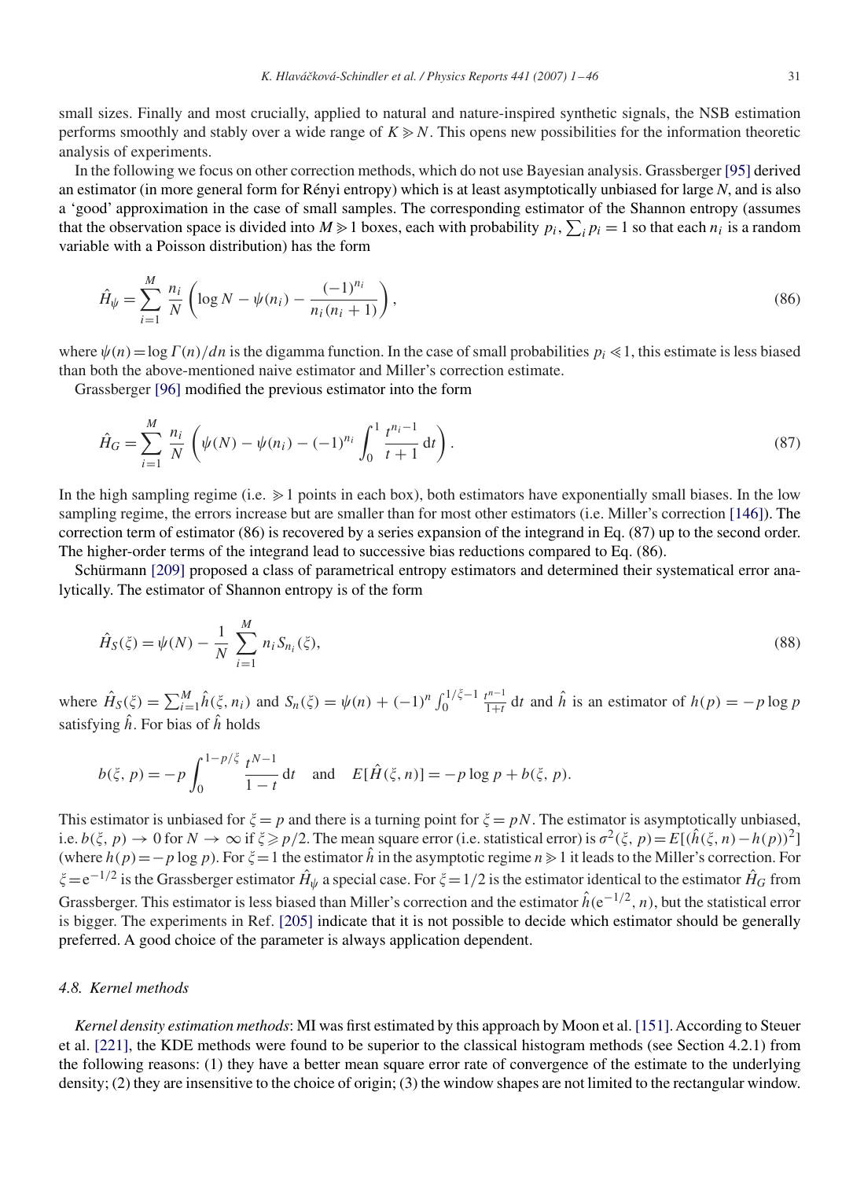small sizes. Finally and most crucially, applied to natural and nature-inspired synthetic signals, the NSB estimation performs smoothly and stably over a wide range of $K \gg N$. This opens new possibilities for the information theoretic analysis of experiments.

In the following we focus on other correction methods, which do not use Bayesian analysis. Grassberger [95] derived an estimator (in more general form for Rényi entropy) which is at least asymptotically unbiased for large $N$, and is also a 'good' approximation in the case of small samples. The corresponding estimator of the Shannon entropy (assumes that the observation space is divided into $M \gg 1$ boxes, each with probability $p_i$, $\sum_i p_i = 1$ so that each $n_i$ is a random variable with a Poisson distribution) has the form

$$\hat{H}_\psi = \sum_{i=1}^{M} \frac{n_i}{N} \left( \log N - \psi(n_i) - \frac{(-1)^{n_i}}{n_i(n_i+1)} \right), \tag{86}$$

where $\psi(n) = \log \Gamma(n)/dn$ is the digamma function. In the case of small probabilities $p_i \ll 1$, this estimate is less biased than both the above-mentioned naive estimator and Miller's correction estimate.

Grassberger [96] modified the previous estimator into the form

$$\hat{H}_G = \sum_{i=1}^{M} \frac{n_i}{N} \left( \psi(N) - \psi(n_i) - (-1)^{n_i} \int_0^1 \frac{t^{n_i-1}}{t+1} \, dt \right). \tag{87}$$

In the high sampling regime (i.e. $\gg 1$ points in each box), both estimators have exponentially small biases. In the low sampling regime, the errors increase but are smaller than for most other estimators (i.e. Miller's correction [146]). The correction term of estimator (86) is recovered by a series expansion of the integrand in Eq. (87) up to the second order. The higher-order terms of the integrand lead to successive bias reductions compared to Eq. (86).

Schürmann [209] proposed a class of parametrical entropy estimators and determined their systematical error analytically. The estimator of Shannon entropy is of the form

$$\hat{H}_S(\xi) = \psi(N) - \frac{1}{N} \sum_{i=1}^{M} n_i S_{n_i}(\xi), \tag{88}$$

where $\hat{H}_S(\xi) = \sum_{i=1}^{M} \hat{h}(\xi, n_i)$ and $S_n(\xi) = \psi(n) + (-1)^n \int_0^{1/\xi - 1} \frac{t^{n-1}}{1+t} \, dt$ and $\hat{h}$ is an estimator of $h(p) = -p \log p$ satisfying $\hat{h}$. For bias of $\hat{h}$ holds

$$b(\xi, p) = -p \int_0^{1-p/\xi} \frac{t^{N-1}}{1-t} \, dt \quad \text{and} \quad E[\hat{H}(\xi, n)] = -p \log p + b(\xi, p).$$

This estimator is unbiased for $\xi = p$ and there is a turning point for $\xi = pN$. The estimator is asymptotically unbiased, i.e. $b(\xi, p) \to 0$ for $N \to \infty$ if $\xi \geq p/2$. The mean square error (i.e. statistical error) is $\sigma^2(\xi, p) = E[(\hat{h}(\xi, n) - h(p))^2]$ (where $h(p) = -p \log p$). For $\xi = 1$ the estimator $\hat{h}$ in the asymptotic regime $n \gg 1$ it leads to the Miller's correction. For $\xi = e^{-1/2}$ is the Grassberger estimator $\hat{H}_\psi$ a special case. For $\xi = 1/2$ is the estimator identical to the estimator $\hat{H}_G$ from Grassberger. This estimator is less biased than Miller's correction and the estimator $\hat{h}(e^{-1/2}, n)$, but the statistical error is bigger. The experiments in Ref. [205] indicate that it is not possible to decide which estimator should be generally preferred. A good choice of the parameter is always application dependent.

### 4.8. Kernel methods

*Kernel density estimation methods*: MI was first estimated by this approach by Moon et al. [151]. According to Steuer et al. [221], the KDE methods were found to be superior to the classical histogram methods (see Section 4.2.1) from the following reasons: (1) they have a better mean square error rate of convergence of the estimate to the underlying density; (2) they are insensitive to the choice of origin; (3) the window shapes are not limited to the rectangular window.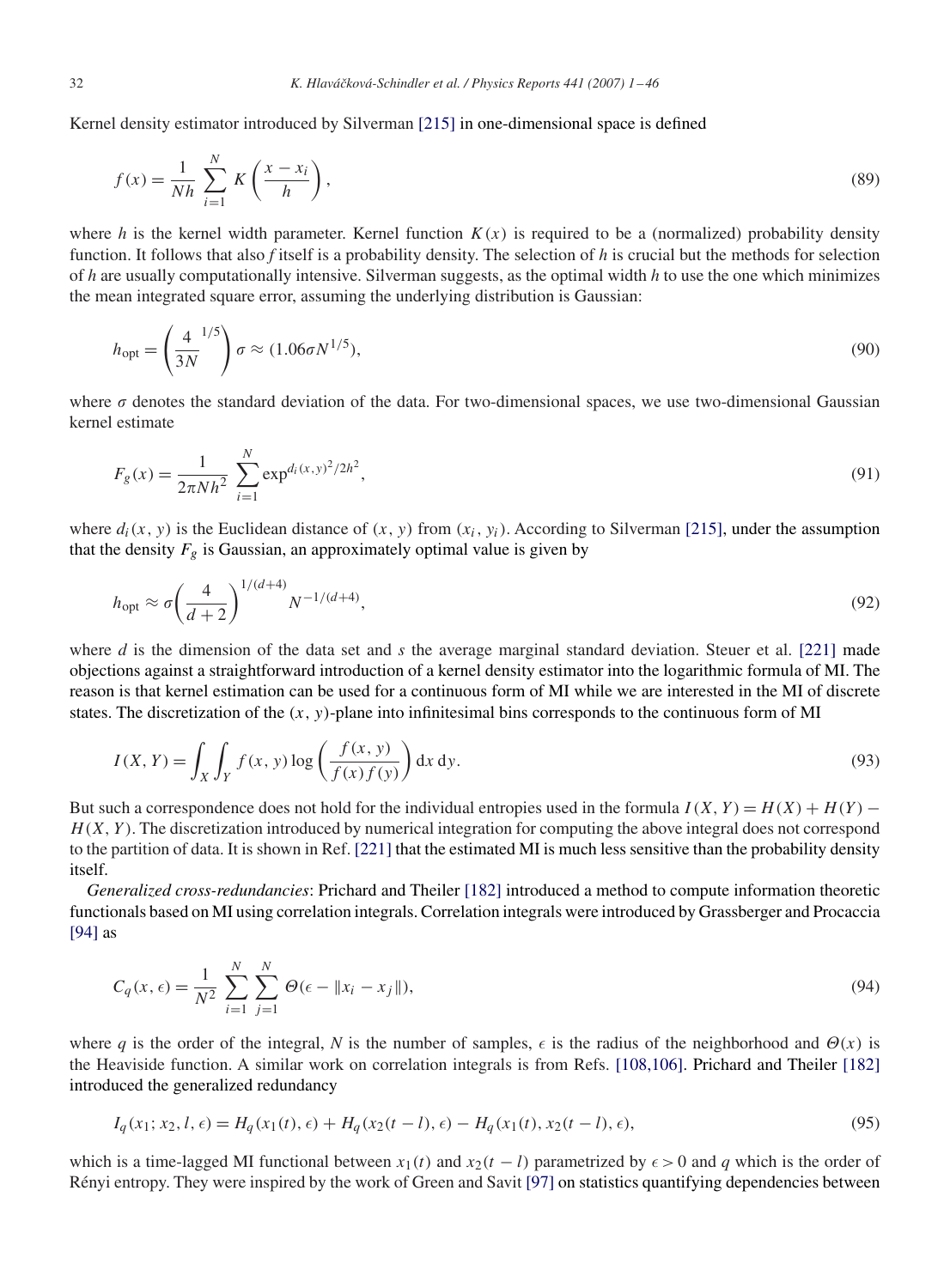Kernel density estimator introduced by Silverman [215] in one-dimensional space is defined

$$f(x) = \frac{1}{Nh} \sum_{i=1}^{N} K\left(\frac{x - x_i}{h}\right), \tag{89}$$

where $h$ is the kernel width parameter. Kernel function $K(x)$ is required to be a (normalized) probability density function. It follows that also $f$ itself is a probability density. The selection of $h$ is crucial but the methods for selection of $h$ are usually computationally intensive. Silverman suggests, as the optimal width $h$ to use the one which minimizes the mean integrated square error, assuming the underlying distribution is Gaussian:

$$h_{\text{opt}} = \left(\frac{4}{3N}^{1/5}\right)\sigma \approx (1.06\sigma N^{1/5}), \tag{90}$$

where $\sigma$ denotes the standard deviation of the data. For two-dimensional spaces, we use two-dimensional Gaussian kernel estimate

$$F_g(x) = \frac{1}{2\pi N h^2} \sum_{i=1}^{N} \exp^{d_i(x,y)^2/2h^2}, \tag{91}$$

where $d_i(x, y)$ is the Euclidean distance of $(x, y)$ from $(x_i, y_i)$. According to Silverman [215], under the assumption that the density $F_g$ is Gaussian, an approximately optimal value is given by

$$h_{\text{opt}} \approx \sigma\left(\frac{4}{d+2}\right)^{1/(d+4)} N^{-1/(d+4)}, \tag{92}$$

where $d$ is the dimension of the data set and $s$ the average marginal standard deviation. Steuer et al. [221] made objections against a straightforward introduction of a kernel density estimator into the logarithmic formula of MI. The reason is that kernel estimation can be used for a continuous form of MI while we are interested in the MI of discrete states. The discretization of the $(x, y)$-plane into infinitesimal bins corresponds to the continuous form of MI

$$I(X, Y) = \int_X \int_Y f(x, y) \log\left(\frac{f(x, y)}{f(x)f(y)}\right) \mathrm{d}x\, \mathrm{d}y. \tag{93}$$

But such a correspondence does not hold for the individual entropies used in the formula $I(X, Y) = H(X) + H(Y) - H(X, Y)$. The discretization introduced by numerical integration for computing the above integral does not correspond to the partition of data. It is shown in Ref. [221] that the estimated MI is much less sensitive than the probability density itself.

*Generalized cross-redundancies*: Prichard and Theiler [182] introduced a method to compute information theoretic functionals based on MI using correlation integrals. Correlation integrals were introduced by Grassberger and Procaccia [94] as

$$C_q(x, \epsilon) = \frac{1}{N^2} \sum_{i=1}^{N} \sum_{j=1}^{N} \Theta(\epsilon - \|x_i - x_j\|), \tag{94}$$

where $q$ is the order of the integral, $N$ is the number of samples, $\epsilon$ is the radius of the neighborhood and $\Theta(x)$ is the Heaviside function. A similar work on correlation integrals is from Refs. [108,106]. Prichard and Theiler [182] introduced the generalized redundancy

$$I_q(x_1; x_2, l, \epsilon) = H_q(x_1(t), \epsilon) + H_q(x_2(t-l), \epsilon) - H_q(x_1(t), x_2(t-l), \epsilon), \tag{95}$$

which is a time-lagged MI functional between $x_1(t)$ and $x_2(t-l)$ parametrized by $\epsilon > 0$ and $q$ which is the order of Rényi entropy. They were inspired by the work of Green and Savit [97] on statistics quantifying dependencies between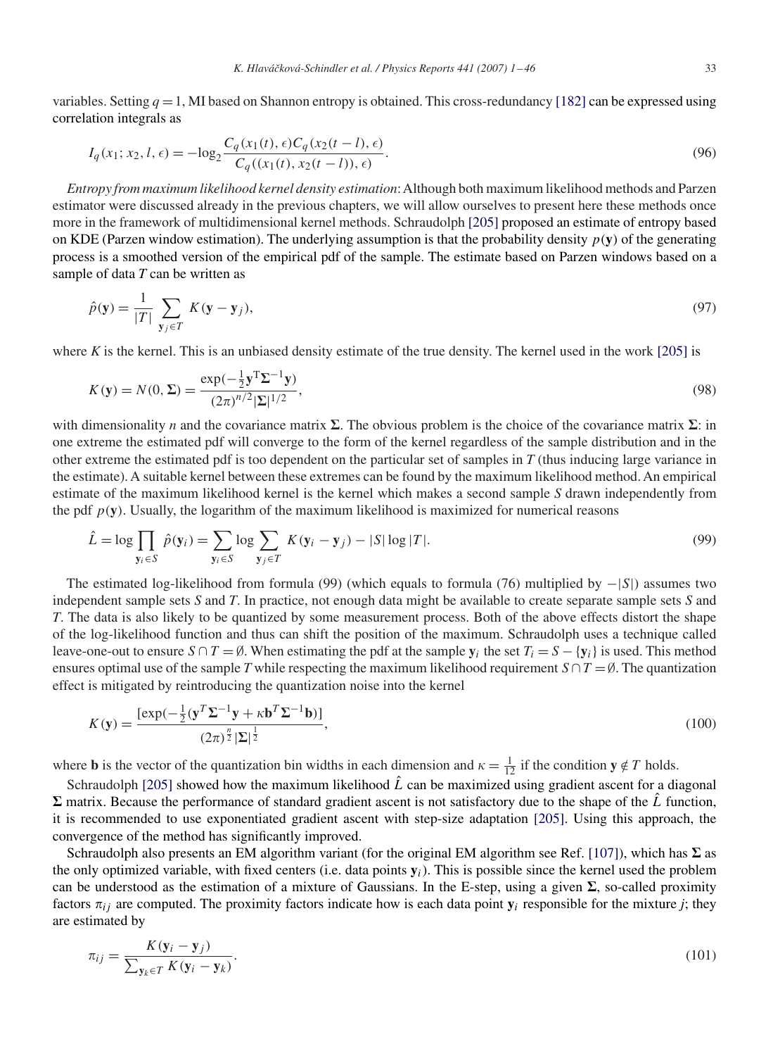variables. Setting $q = 1$, MI based on Shannon entropy is obtained. This cross-redundancy [182] can be expressed using correlation integrals as

$$I_q(x_1; x_2, l, \epsilon) = -\log_2 \frac{C_q(x_1(t), \epsilon) C_q(x_2(t-l), \epsilon)}{C_q((x_1(t), x_2(t-l)), \epsilon)}. \tag{96}$$

*Entropy from maximum likelihood kernel density estimation*: Although both maximum likelihood methods and Parzen estimator were discussed already in the previous chapters, we will allow ourselves to present here these methods once more in the framework of multidimensional kernel methods. Schraudolph [205] proposed an estimate of entropy based on KDE (Parzen window estimation). The underlying assumption is that the probability density $p(\mathbf{y})$ of the generating process is a smoothed version of the empirical pdf of the sample. The estimate based on Parzen windows based on a sample of data $T$ can be written as

$$\hat{p}(\mathbf{y}) = \frac{1}{|T|} \sum_{\mathbf{y}_j \in T} K(\mathbf{y} - \mathbf{y}_j), \tag{97}$$

where $K$ is the kernel. This is an unbiased density estimate of the true density. The kernel used in the work [205] is

$$K(\mathbf{y}) = N(0, \mathbf{\Sigma}) = \frac{\exp(-\frac{1}{2}\mathbf{y}^{\mathrm{T}}\mathbf{\Sigma}^{-1}\mathbf{y})}{(2\pi)^{n/2}|\mathbf{\Sigma}|^{1/2}}, \tag{98}$$

with dimensionality $n$ and the covariance matrix $\mathbf{\Sigma}$. The obvious problem is the choice of the covariance matrix $\mathbf{\Sigma}$: in one extreme the estimated pdf will converge to the form of the kernel regardless of the sample distribution and in the other extreme the estimated pdf is too dependent on the particular set of samples in $T$ (thus inducing large variance in the estimate). A suitable kernel between these extremes can be found by the maximum likelihood method. An empirical estimate of the maximum likelihood kernel is the kernel which makes a second sample $S$ drawn independently from the pdf $p(\mathbf{y})$. Usually, the logarithm of the maximum likelihood is maximized for numerical reasons

$$\hat{L} = \log \prod_{\mathbf{y}_i \in S} \hat{p}(\mathbf{y}_i) = \sum_{\mathbf{y}_i \in S} \log \sum_{\mathbf{y}_j \in T} K(\mathbf{y}_i - \mathbf{y}_j) - |S| \log |T|. \tag{99}$$

The estimated log-likelihood from formula (99) (which equals to formula (76) multiplied by $-|S|$) assumes two independent sample sets $S$ and $T$. In practice, not enough data might be available to create separate sample sets $S$ and $T$. The data is also likely to be quantized by some measurement process. Both of the above effects distort the shape of the log-likelihood function and thus can shift the position of the maximum. Schraudolph uses a technique called leave-one-out to ensure $S \cap T = \emptyset$. When estimating the pdf at the sample $\mathbf{y}_i$ the set $T_i = S - \{\mathbf{y}_i\}$ is used. This method ensures optimal use of the sample $T$ while respecting the maximum likelihood requirement $S \cap T = \emptyset$. The quantization effect is mitigated by reintroducing the quantization noise into the kernel

$$K(\mathbf{y}) = \frac{[\exp(-\frac{1}{2}(\mathbf{y}^T\mathbf{\Sigma}^{-1}\mathbf{y} + \kappa\mathbf{b}^T\mathbf{\Sigma}^{-1}\mathbf{b})]}{(2\pi)^{\frac{n}{2}}|\mathbf{\Sigma}|^{\frac{1}{2}}}, \tag{100}$$

where $\mathbf{b}$ is the vector of the quantization bin widths in each dimension and $\kappa = \frac{1}{12}$ if the condition $\mathbf{y} \notin T$ holds.

Schraudolph [205] showed how the maximum likelihood $\hat{L}$ can be maximized using gradient ascent for a diagonal $\mathbf{\Sigma}$ matrix. Because the performance of standard gradient ascent is not satisfactory due to the shape of the $\hat{L}$ function, it is recommended to use exponentiated gradient ascent with step-size adaptation [205]. Using this approach, the convergence of the method has significantly improved.

Schraudolph also presents an EM algorithm variant (for the original EM algorithm see Ref. [107]), which has $\mathbf{\Sigma}$ as the only optimized variable, with fixed centers (i.e. data points $\mathbf{y}_i$). This is possible since the kernel used the problem can be understood as the estimation of a mixture of Gaussians. In the E-step, using a given $\mathbf{\Sigma}$, so-called proximity factors $\pi_{ij}$ are computed. The proximity factors indicate how is each data point $\mathbf{y}_i$ responsible for the mixture $j$; they are estimated by

$$\pi_{ij} = \frac{K(\mathbf{y}_i - \mathbf{y}_j)}{\sum_{\mathbf{y}_k \in T} K(\mathbf{y}_i - \mathbf{y}_k)}. \tag{101}$$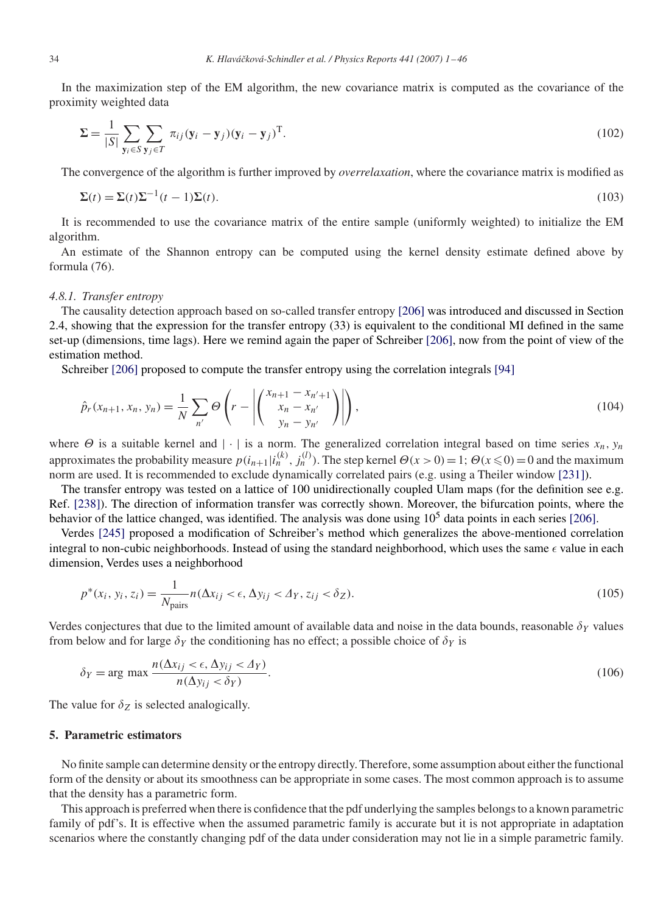In the maximization step of the EM algorithm, the new covariance matrix is computed as the covariance of the proximity weighted data

$$\mathbf{\Sigma} = \frac{1}{|S|} \sum_{\mathbf{y}_i \in S} \sum_{\mathbf{y}_j \in T} \pi_{ij} (\mathbf{y}_i - \mathbf{y}_j)(\mathbf{y}_i - \mathbf{y}_j)^{\mathrm{T}}. \tag{102}$$

The convergence of the algorithm is further improved by *overrelaxation*, where the covariance matrix is modified as

$$\mathbf{\Sigma}(t) = \mathbf{\Sigma}(t)\mathbf{\Sigma}^{-1}(t-1)\mathbf{\Sigma}(t). \tag{103}$$

It is recommended to use the covariance matrix of the entire sample (uniformly weighted) to initialize the EM algorithm.

An estimate of the Shannon entropy can be computed using the kernel density estimate defined above by formula (76).

#### *4.8.1. Transfer entropy*

The causality detection approach based on so-called transfer entropy [206] was introduced and discussed in Section 2.4, showing that the expression for the transfer entropy (33) is equivalent to the conditional MI defined in the same set-up (dimensions, time lags). Here we remind again the paper of Schreiber [206], now from the point of view of the estimation method.

Schreiber [206] proposed to compute the transfer entropy using the correlation integrals [94]

$$\hat{p}_r(x_{n+1}, x_n, y_n) = \frac{1}{N} \sum_{n'} \Theta \left( r - \left| \begin{pmatrix} x_{n+1} - x_{n'+1} \\ x_n - x_{n'} \\ y_n - y_{n'} \end{pmatrix} \right| \right), \tag{104}$$

where $\Theta$ is a suitable kernel and $|\cdot|$ is a norm. The generalized correlation integral based on time series $x_n$, $y_n$ approximates the probability measure $p(i_{n+1}|i_n^{(k)}, j_n^{(l)})$. The step kernel $\Theta(x>0)=1$; $\Theta(x \leqslant 0)=0$ and the maximum norm are used. It is recommended to exclude dynamically correlated pairs (e.g. using a Theiler window [231]).

The transfer entropy was tested on a lattice of 100 unidirectionally coupled Ulam maps (for the definition see e.g. Ref. [238]). The direction of information transfer was correctly shown. Moreover, the bifurcation points, where the behavior of the lattice changed, was identified. The analysis was done using $10^5$ data points in each series [206].

Verdes [245] proposed a modification of Schreiber's method which generalizes the above-mentioned correlation integral to non-cubic neighborhoods. Instead of using the standard neighborhood, which uses the same $\epsilon$ value in each dimension, Verdes uses a neighborhood

$$p^*(x_i, y_i, z_i) = \frac{1}{N_{\text{pairs}}} n(\Delta x_{ij} < \epsilon, \Delta y_{ij} < \Delta_Y, z_{ij} < \delta_Z). \tag{105}$$

Verdes conjectures that due to the limited amount of available data and noise in the data bounds, reasonable $\delta_Y$ values from below and for large $\delta_Y$ the conditioning has no effect; a possible choice of $\delta_Y$ is

$$\delta_Y = \arg\max \frac{n(\Delta x_{ij} < \epsilon, \Delta y_{ij} < \Delta_Y)}{n(\Delta y_{ij} < \delta_Y)}. \tag{106}$$

The value for $\delta_Z$ is selected analogically.

## 5. Parametric estimators

No finite sample can determine density or the entropy directly. Therefore, some assumption about either the functional form of the density or about its smoothness can be appropriate in some cases. The most common approach is to assume that the density has a parametric form.

This approach is preferred when there is confidence that the pdf underlying the samples belongs to a known parametric family of pdf's. It is effective when the assumed parametric family is accurate but it is not appropriate in adaptation scenarios where the constantly changing pdf of the data under consideration may not lie in a simple parametric family.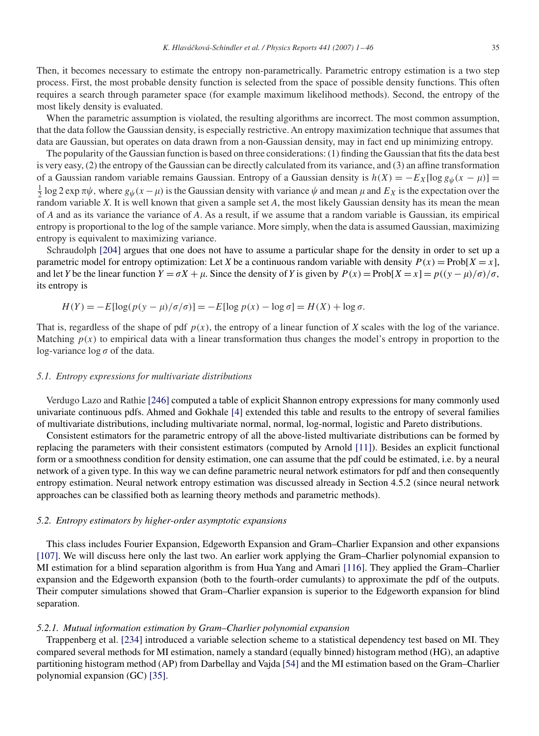Then, it becomes necessary to estimate the entropy non-parametrically. Parametric entropy estimation is a two step process. First, the most probable density function is selected from the space of possible density functions. This often requires a search through parameter space (for example maximum likelihood methods). Second, the entropy of the most likely density is evaluated.

When the parametric assumption is violated, the resulting algorithms are incorrect. The most common assumption, that the data follow the Gaussian density, is especially restrictive. An entropy maximization technique that assumes that data are Gaussian, but operates on data drawn from a non-Gaussian density, may in fact end up minimizing entropy.

The popularity of the Gaussian function is based on three considerations: (1) finding the Gaussian that fits the data best is very easy, (2) the entropy of the Gaussian can be directly calculated from its variance, and (3) an affine transformation of a Gaussian random variable remains Gaussian. Entropy of a Gaussian density is $h(X) = -E_X[\log g_\psi(x - \mu)] = \frac{1}{2} \log 2 \exp \pi\psi$, where $g_\psi(x - \mu)$ is the Gaussian density with variance $\psi$ and mean $\mu$ and $E_X$ is the expectation over the random variable $X$. It is well known that given a sample set $A$, the most likely Gaussian density has its mean the mean of $A$ and as its variance the variance of $A$. As a result, if we assume that a random variable is Gaussian, its empirical entropy is proportional to the log of the sample variance. More simply, when the data is assumed Gaussian, maximizing entropy is equivalent to maximizing variance.

Schraudolph [204] argues that one does not have to assume a particular shape for the density in order to set up a parametric model for entropy optimization: Let $X$ be a continuous random variable with density $P(x) = \text{Prob}[X = x]$, and let $Y$ be the linear function $Y = \sigma X + \mu$. Since the density of $Y$ is given by $P(x) = \text{Prob}[X = x] = p((y - \mu)/\sigma)/\sigma$, its entropy is

$$H(Y) = -E[\log(p(y - \mu)/\sigma/\sigma)] = -E[\log p(x) - \log \sigma] = H(X) + \log \sigma.$$

That is, regardless of the shape of pdf $p(x)$, the entropy of a linear function of $X$ scales with the log of the variance. Matching $p(x)$ to empirical data with a linear transformation thus changes the model's entropy in proportion to the log-variance $\log \sigma$ of the data.

### 5.1. *Entropy expressions for multivariate distributions*

Verdugo Lazo and Rathie [246] computed a table of explicit Shannon entropy expressions for many commonly used univariate continuous pdfs. Ahmed and Gokhale [4] extended this table and results to the entropy of several families of multivariate distributions, including multivariate normal, normal, log-normal, logistic and Pareto distributions.

Consistent estimators for the parametric entropy of all the above-listed multivariate distributions can be formed by replacing the parameters with their consistent estimators (computed by Arnold [11]). Besides an explicit functional form or a smoothness condition for density estimation, one can assume that the pdf could be estimated, i.e. by a neural network of a given type. In this way we can define parametric neural network estimators for pdf and then consequently entropy estimation. Neural network entropy estimation was discussed already in Section 4.5.2 (since neural network approaches can be classified both as learning theory methods and parametric methods).

### 5.2. *Entropy estimators by higher-order asymptotic expansions*

This class includes Fourier Expansion, Edgeworth Expansion and Gram–Charlier Expansion and other expansions [107]. We will discuss here only the last two. An earlier work applying the Gram–Charlier polynomial expansion to MI estimation for a blind separation algorithm is from Hua Yang and Amari [116]. They applied the Gram–Charlier expansion and the Edgeworth expansion (both to the fourth-order cumulants) to approximate the pdf of the outputs. Their computer simulations showed that Gram–Charlier expansion is superior to the Edgeworth expansion for blind separation.

#### 5.2.1. *Mutual information estimation by Gram–Charlier polynomial expansion*

Trappenberg et al. [234] introduced a variable selection scheme to a statistical dependency test based on MI. They compared several methods for MI estimation, namely a standard (equally binned) histogram method (HG), an adaptive partitioning histogram method (AP) from Darbellay and Vajda [54] and the MI estimation based on the Gram–Charlier polynomial expansion (GC) [35].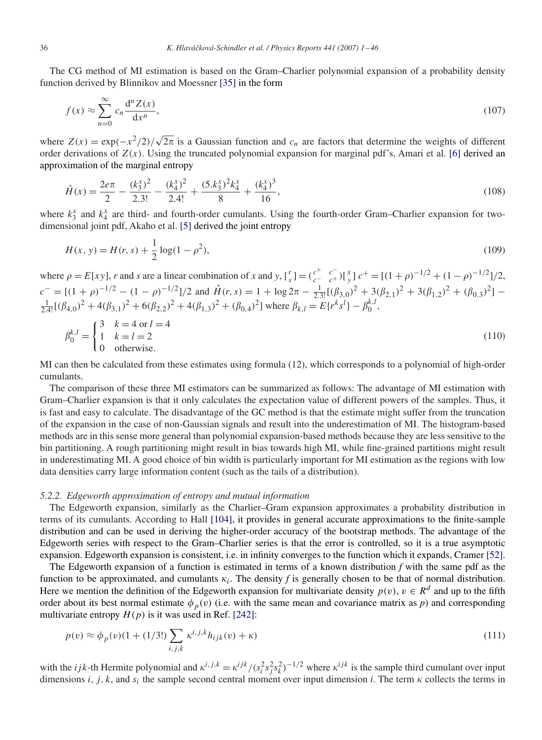The CG method of MI estimation is based on the Gram–Charlier polynomial expansion of a probability density function derived by Blinnikov and Moessner [35] in the form

$$f(x) \approx \sum_{n=0}^{\infty} c_n \frac{\mathrm{d}^n Z(x)}{\mathrm{d}x^n}, \tag{107}$$

where $Z(x) = \exp(-x^2/2)/\sqrt{2\pi}$ is a Gaussian function and $c_n$ are factors that determine the weights of different order derivations of $Z(x)$. Using the truncated polynomial expansion for marginal pdf's, Amari et al. [6] derived an approximation of the marginal entropy

$$\hat{H}(x) = \frac{2e\pi}{2} - \frac{(k_3^x)^2}{2.3!} - \frac{(k_4^x)^2}{2.4!} + \frac{(5.k_3^x)^2 k_4^x}{8} + \frac{(k_4^x)^3}{16}, \tag{108}$$

where $k_3^x$ and $k_4^x$ are third- and fourth-order cumulants. Using the fourth-order Gram–Charlier expansion for two-dimensional joint pdf, Akaho et al. [5] derived the joint entropy

$$H(x, y) = H(r, s) + \frac{1}{2}\log(1 - \rho^2), \tag{109}$$

where $\rho = E[xy]$, $r$ and $s$ are a linear combination of $x$ and $y$, $[{r \atop s}] = \begin{pmatrix} c^+ & c^- \\ c^- & c^+ \end{pmatrix}[{x \atop y}]$ $c^+ = [(1+\rho)^{-1/2} + (1-\rho)^{-1/2}]/2$, $c^- = [(1+\rho)^{-1/2} - (1-\rho)^{-1/2}]/2$ and $\hat{H}(r,s) = 1 + \log 2\pi - \frac{1}{2.3!}[(\beta_{3,0})^2 + 3(\beta_{2,1})^2 + 3(\beta_{1,2})^2 + (\beta_{0,3})^2] - \frac{1}{2.4!}[(\beta_{4,0})^2 + 4(\beta_{3,1})^2 + 6(\beta_{2,2})^2 + 4(\beta_{1,3})^2 + (\beta_{0,4})^2]$ where $\beta_{k,l} = E\{r^k s^l\} - \beta_0^{k,l}$,

$$\beta_0^{k,l} = \begin{cases} 3 & k = 4 \text{ or } l = 4 \\ 1 & k = l = 2 \\ 0 & \text{otherwise.} \end{cases} \tag{110}$$

MI can then be calculated from these estimates using formula (12), which corresponds to a polynomial of high-order cumulants.

The comparison of these three MI estimators can be summarized as follows: The advantage of MI estimation with Gram–Charlier expansion is that it only calculates the expectation value of different powers of the samples. Thus, it is fast and easy to calculate. The disadvantage of the GC method is that the estimate might suffer from the truncation of the expansion in the case of non-Gaussian signals and result into the underestimation of MI. The histogram-based methods are in this sense more general than polynomial expansion-based methods because they are less sensitive to the bin partitioning. A rough partitioning might result in bias towards high MI, while fine-grained partitions might result in underestimating MI. A good choice of bin width is particularly important for MI estimation as the regions with low data densities carry large information content (such as the tails of a distribution).

### *5.2.2. Edgeworth approximation of entropy and mutual information*

The Edgeworth expansion, similarly as the Charlier–Gram expansion approximates a probability distribution in terms of its cumulants. According to Hall [104], it provides in general accurate approximations to the finite-sample distribution and can be used in deriving the higher-order accuracy of the bootstrap methods. The advantage of the Edgeworth series with respect to the Gram–Charlier series is that the error is controlled, so it is a true asymptotic expansion. Edgeworth expansion is consistent, i.e. in infinity converges to the function which it expands, Cramer [52].

The Edgeworth expansion of a function is estimated in terms of a known distribution $f$ with the same pdf as the function to be approximated, and cumulants $\kappa_i$. The density $f$ is generally chosen to be that of normal distribution. Here we mention the definition of the Edgeworth expansion for multivariate density $p(v)$, $v \in R^d$ and up to the fifth order about its best normal estimate $\phi_p(v)$ (i.e. with the same mean and covariance matrix as $p$) and corresponding multivariate entropy $H(p)$ is it was used in Ref. [242]:

$$p(v) \approx \phi_p(v)(1 + (1/3!)\sum_{i,j,k} \kappa^{i,j,k} h_{ijk}(v) + \kappa) \tag{111}$$

with the $ijk$-th Hermite polynomial and $\kappa^{i,j,k} = \kappa^{ijk}/(s_i^2 s_j^2 s_k^2)^{-1/2}$ where $\kappa^{ijk}$ is the sample third cumulant over input dimensions $i$, $j$, $k$, and $s_i$ the sample second central moment over input dimension $i$. The term $\kappa$ collects the terms in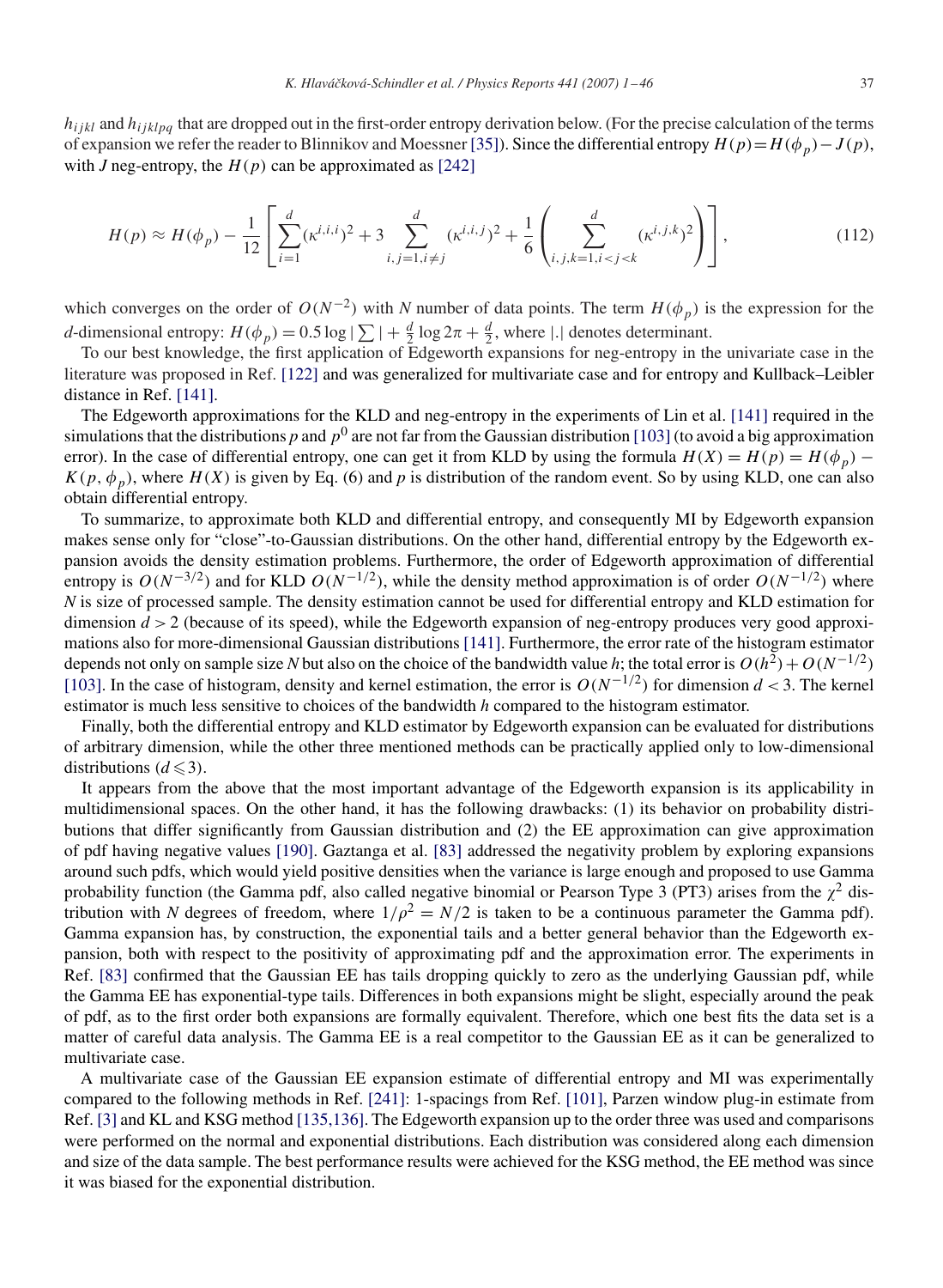$h_{ijkl}$ and $h_{ijklpq}$ that are dropped out in the first-order entropy derivation below. (For the precise calculation of the terms of expansion we refer the reader to Blinnikov and Moessner [35]). Since the differential entropy $H(p) = H(\phi_p) - J(p)$, with $J$ neg-entropy, the $H(p)$ can be approximated as [242]

$$H(p) \approx H(\phi_p) - \frac{1}{12}\left[\sum_{i=1}^{d}(\kappa^{i,i,i})^2 + 3\sum_{i,j=1, i \neq j}^{d}(\kappa^{i,i,j})^2 + \frac{1}{6}\left(\sum_{i,j,k=1, i<j<k}^{d}(\kappa^{i,j,k})^2\right)\right], \tag{112}$$

which converges on the order of $O(N^{-2})$ with $N$ number of data points. The term $H(\phi_p)$ is the expression for the $d$-dimensional entropy: $H(\phi_p) = 0.5\log|\sum| + \frac{d}{2}\log 2\pi + \frac{d}{2}$, where $|.|$ denotes determinant.

To our best knowledge, the first application of Edgeworth expansions for neg-entropy in the univariate case in the literature was proposed in Ref. [122] and was generalized for multivariate case and for entropy and Kullback–Leibler distance in Ref. [141].

The Edgeworth approximations for the KLD and neg-entropy in the experiments of Lin et al. [141] required in the simulations that the distributions $p$ and $p^0$ are not far from the Gaussian distribution [103] (to avoid a big approximation error). In the case of differential entropy, one can get it from KLD by using the formula $H(X) = H(p) = H(\phi_p) - K(p, \phi_p)$, where $H(X)$ is given by Eq. (6) and $p$ is distribution of the random event. So by using KLD, one can also obtain differential entropy.

To summarize, to approximate both KLD and differential entropy, and consequently MI by Edgeworth expansion makes sense only for "close"-to-Gaussian distributions. On the other hand, differential entropy by the Edgeworth expansion avoids the density estimation problems. Furthermore, the order of Edgeworth approximation of differential entropy is $O(N^{-3/2})$ and for KLD $O(N^{-1/2})$, while the density method approximation is of order $O(N^{-1/2})$ where $N$ is size of processed sample. The density estimation cannot be used for differential entropy and KLD estimation for dimension $d > 2$ (because of its speed), while the Edgeworth expansion of neg-entropy produces very good approximations also for more-dimensional Gaussian distributions [141]. Furthermore, the error rate of the histogram estimator depends not only on sample size $N$ but also on the choice of the bandwidth value $h$; the total error is $O(h^2) + O(N^{-1/2})$ [103]. In the case of histogram, density and kernel estimation, the error is $O(N^{-1/2})$ for dimension $d < 3$. The kernel estimator is much less sensitive to choices of the bandwidth $h$ compared to the histogram estimator.

Finally, both the differential entropy and KLD estimator by Edgeworth expansion can be evaluated for distributions of arbitrary dimension, while the other three mentioned methods can be practically applied only to low-dimensional distributions ($d \leqslant 3$).

It appears from the above that the most important advantage of the Edgeworth expansion is its applicability in multidimensional spaces. On the other hand, it has the following drawbacks: (1) its behavior on probability distributions that differ significantly from Gaussian distribution and (2) the EE approximation can give approximation of pdf having negative values [190]. Gaztanga et al. [83] addressed the negativity problem by exploring expansions around such pdfs, which would yield positive densities when the variance is large enough and proposed to use Gamma probability function (the Gamma pdf, also called negative binomial or Pearson Type 3 (PT3) arises from the $\chi^2$ distribution with $N$ degrees of freedom, where $1/\rho^2 = N/2$ is taken to be a continuous parameter the Gamma pdf). Gamma expansion has, by construction, the exponential tails and a better general behavior than the Edgeworth expansion, both with respect to the positivity of approximating pdf and the approximation error. The experiments in Ref. [83] confirmed that the Gaussian EE has tails dropping quickly to zero as the underlying Gaussian pdf, while the Gamma EE has exponential-type tails. Differences in both expansions might be slight, especially around the peak of pdf, as to the first order both expansions are formally equivalent. Therefore, which one best fits the data set is a matter of careful data analysis. The Gamma EE is a real competitor to the Gaussian EE as it can be generalized to multivariate case.

A multivariate case of the Gaussian EE expansion estimate of differential entropy and MI was experimentally compared to the following methods in Ref. [241]: 1-spacings from Ref. [101], Parzen window plug-in estimate from Ref. [3] and KL and KSG method [135,136]. The Edgeworth expansion up to the order three was used and comparisons were performed on the normal and exponential distributions. Each distribution was considered along each dimension and size of the data sample. The best performance results were achieved for the KSG method, the EE method was since it was biased for the exponential distribution.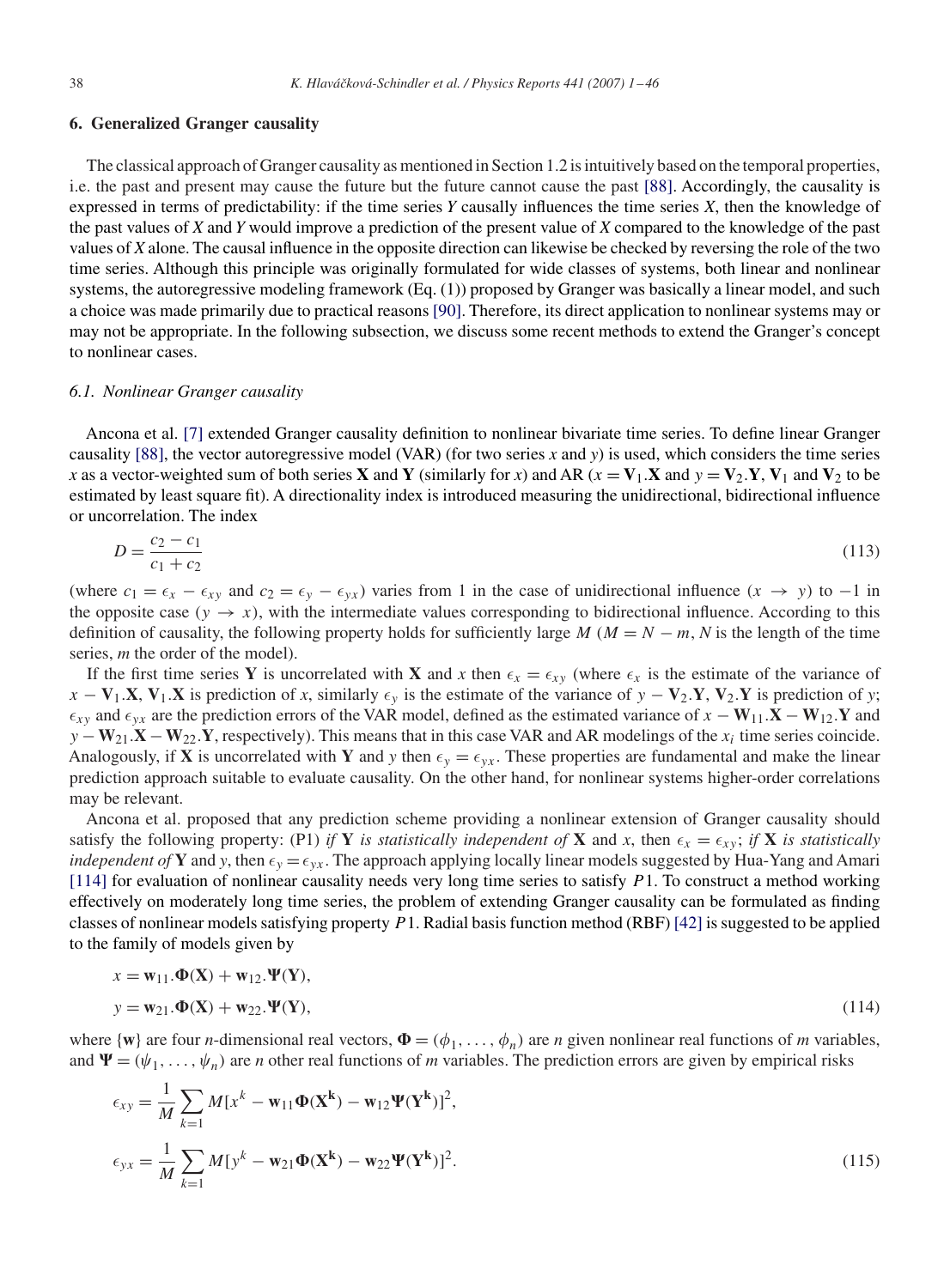## 6. Generalized Granger causality

The classical approach of Granger causality as mentioned in Section 1.2 is intuitively based on the temporal properties, i.e. the past and present may cause the future but the future cannot cause the past [88]. Accordingly, the causality is expressed in terms of predictability: if the time series *Y* causally influences the time series *X*, then the knowledge of the past values of *X* and *Y* would improve a prediction of the present value of *X* compared to the knowledge of the past values of *X* alone. The causal influence in the opposite direction can likewise be checked by reversing the role of the two time series. Although this principle was originally formulated for wide classes of systems, both linear and nonlinear systems, the autoregressive modeling framework (Eq. (1)) proposed by Granger was basically a linear model, and such a choice was made primarily due to practical reasons [90]. Therefore, its direct application to nonlinear systems may or may not be appropriate. In the following subsection, we discuss some recent methods to extend the Granger's concept to nonlinear cases.

### *6.1. Nonlinear Granger causality*

Ancona et al. [7] extended Granger causality definition to nonlinear bivariate time series. To define linear Granger causality [88], the vector autoregressive model (VAR) (for two series *x* and *y*) is used, which considers the time series *x* as a vector-weighted sum of both series $\mathbf{X}$ and $\mathbf{Y}$ (similarly for *x*) and AR ($x = \mathbf{V}_1.\mathbf{X}$ and $y = \mathbf{V}_2.\mathbf{Y}$, $\mathbf{V}_1$ and $\mathbf{V}_2$ to be estimated by least square fit). A directionality index is introduced measuring the unidirectional, bidirectional influence or uncorrelation. The index

$$D = \frac{c_2 - c_1}{c_1 + c_2} \tag{113}$$

(where $c_1 = \epsilon_x - \epsilon_{xy}$ and $c_2 = \epsilon_y - \epsilon_{yx}$) varies from 1 in the case of unidirectional influence ($x \rightarrow y$) to $-1$ in the opposite case ($y \rightarrow x$), with the intermediate values corresponding to bidirectional influence. According to this definition of causality, the following property holds for sufficiently large $M$ ($M = N - m$, $N$ is the length of the time series, $m$ the order of the model).

If the first time series $\mathbf{Y}$ is uncorrelated with $\mathbf{X}$ and $x$ then $\epsilon_x = \epsilon_{xy}$ (where $\epsilon_x$ is the estimate of the variance of $x - \mathbf{V}_1.\mathbf{X}$, $\mathbf{V}_1.\mathbf{X}$ is prediction of $x$, similarly $\epsilon_y$ is the estimate of the variance of $y - \mathbf{V}_2.\mathbf{Y}$, $\mathbf{V}_2.\mathbf{Y}$ is prediction of $y$; $\epsilon_{xy}$ and $\epsilon_{yx}$ are the prediction errors of the VAR model, defined as the estimated variance of $x - \mathbf{W}_{11}.\mathbf{X} - \mathbf{W}_{12}.\mathbf{Y}$ and $y - \mathbf{W}_{21}.\mathbf{X} - \mathbf{W}_{22}.\mathbf{Y}$, respectively). This means that in this case VAR and AR modelings of the $x_i$ time series coincide. Analogously, if $\mathbf{X}$ is uncorrelated with $\mathbf{Y}$ and $y$ then $\epsilon_y = \epsilon_{yx}$. These properties are fundamental and make the linear prediction approach suitable to evaluate causality. On the other hand, for nonlinear systems higher-order correlations may be relevant.

Ancona et al. proposed that any prediction scheme providing a nonlinear extension of Granger causality should satisfy the following property: (P1) *if* $\mathbf{Y}$ *is statistically independent of* $\mathbf{X}$ and $x$, then $\epsilon_x = \epsilon_{xy}$; *if* $\mathbf{X}$ *is statistically independent of* $\mathbf{Y}$ and $y$, then $\epsilon_y = \epsilon_{yx}$. The approach applying locally linear models suggested by Hua-Yang and Amari [114] for evaluation of nonlinear causality needs very long time series to satisfy $P1$. To construct a method working effectively on moderately long time series, the problem of extending Granger causality can be formulated as finding classes of nonlinear models satisfying property $P1$. Radial basis function method (RBF) [42] is suggested to be applied to the family of models given by

$$\begin{aligned} x &= \mathbf{w}_{11}.\mathbf{\Phi}(\mathbf{X}) + \mathbf{w}_{12}.\mathbf{\Psi}(\mathbf{Y}), \\ y &= \mathbf{w}_{21}.\mathbf{\Phi}(\mathbf{X}) + \mathbf{w}_{22}.\mathbf{\Psi}(\mathbf{Y}), \end{aligned} \tag{114}$$

where $\{\mathbf{w}\}$ are four $n$-dimensional real vectors, $\mathbf{\Phi} = (\phi_1, \ldots, \phi_n)$ are $n$ given nonlinear real functions of $m$ variables, and $\mathbf{\Psi} = (\psi_1, \ldots, \psi_n)$ are $n$ other real functions of $m$ variables. The prediction errors are given by empirical risks

$$\begin{aligned} \epsilon_{xy} &= \frac{1}{M} \sum_{k=1} M[x^k - \mathbf{w}_{11}\mathbf{\Phi}(\mathbf{X^k}) - \mathbf{w}_{12}\mathbf{\Psi}(\mathbf{Y^k})]^2, \\ \epsilon_{yx} &= \frac{1}{M} \sum_{k=1} M[y^k - \mathbf{w}_{21}\mathbf{\Phi}(\mathbf{X^k}) - \mathbf{w}_{22}\mathbf{\Psi}(\mathbf{Y^k})]^2. \end{aligned} \tag{115}$$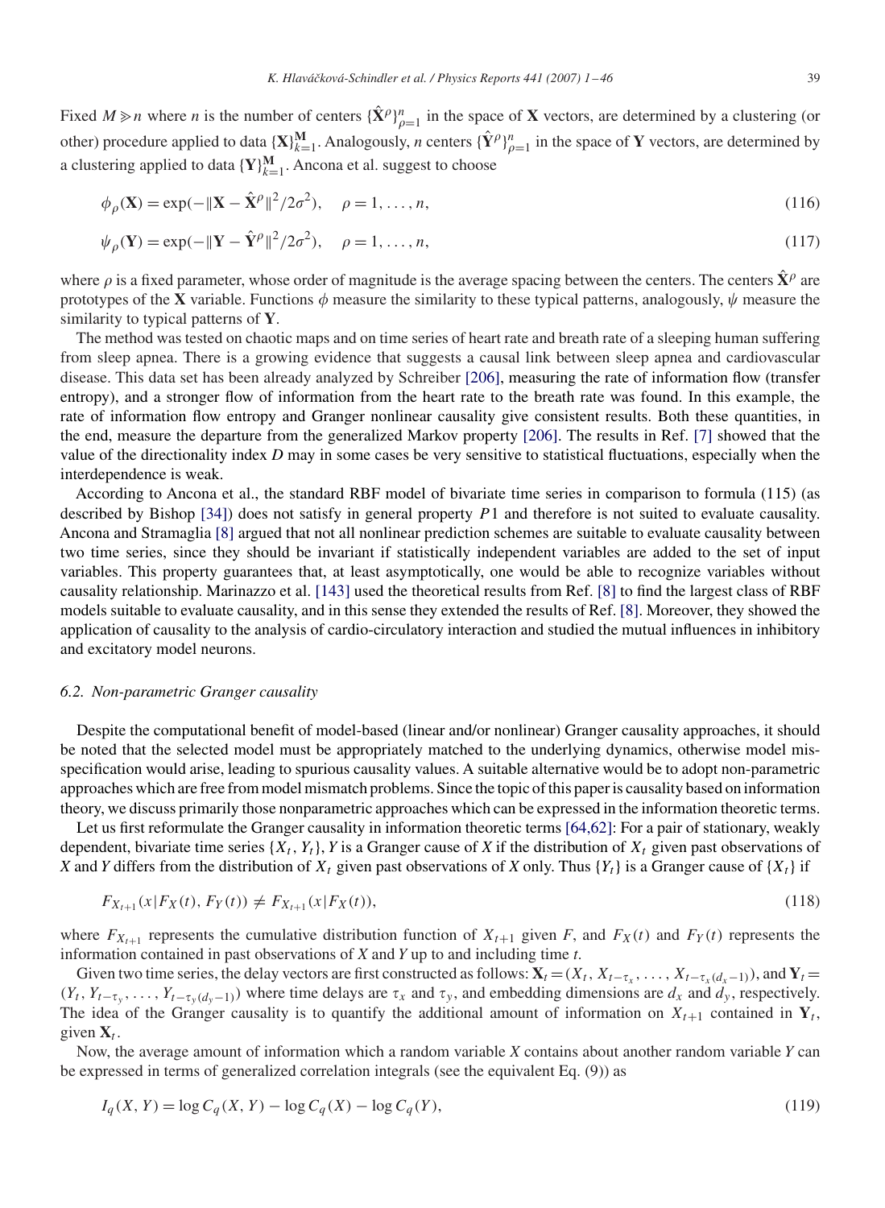Fixed $M \geqslant n$ where $n$ is the number of centers $\{\hat{\mathbf{X}}^\rho\}_{\rho=1}^n$ in the space of $\mathbf{X}$ vectors, are determined by a clustering (or other) procedure applied to data $\{\mathbf{X}\}_{k=1}^{\mathbf{M}}$. Analogously, $n$ centers $\{\hat{\mathbf{Y}}^\rho\}_{\rho=1}^n$ in the space of $\mathbf{Y}$ vectors, are determined by a clustering applied to data $\{\mathbf{Y}\}_{k=1}^{\mathbf{M}}$. Ancona et al. suggest to choose

$$\phi_\rho(\mathbf{X}) = \exp(-\|\mathbf{X} - \hat{\mathbf{X}}^\rho\|^2/2\sigma^2), \quad \rho = 1, \ldots, n, \tag{116}$$

$$\psi_\rho(\mathbf{Y}) = \exp(-\|\mathbf{Y} - \hat{\mathbf{Y}}^\rho\|^2/2\sigma^2), \quad \rho = 1, \ldots, n, \tag{117}$$

where $\rho$ is a fixed parameter, whose order of magnitude is the average spacing between the centers. The centers $\hat{\mathbf{X}}^\rho$ are prototypes of the $\mathbf{X}$ variable. Functions $\phi$ measure the similarity to these typical patterns, analogously, $\psi$ measure the similarity to typical patterns of $\mathbf{Y}$.

The method was tested on chaotic maps and on time series of heart rate and breath rate of a sleeping human suffering from sleep apnea. There is a growing evidence that suggests a causal link between sleep apnea and cardiovascular disease. This data set has been already analyzed by Schreiber [206], measuring the rate of information flow (transfer entropy), and a stronger flow of information from the heart rate to the breath rate was found. In this example, the rate of information flow entropy and Granger nonlinear causality give consistent results. Both these quantities, in the end, measure the departure from the generalized Markov property [206]. The results in Ref. [7] showed that the value of the directionality index $D$ may in some cases be very sensitive to statistical fluctuations, especially when the interdependence is weak.

According to Ancona et al., the standard RBF model of bivariate time series in comparison to formula (115) (as described by Bishop [34]) does not satisfy in general property $P1$ and therefore is not suited to evaluate causality. Ancona and Stramaglia [8] argued that not all nonlinear prediction schemes are suitable to evaluate causality between two time series, since they should be invariant if statistically independent variables are added to the set of input variables. This property guarantees that, at least asymptotically, one would be able to recognize variables without causality relationship. Marinazzo et al. [143] used the theoretical results from Ref. [8] to find the largest class of RBF models suitable to evaluate causality, and in this sense they extended the results of Ref. [8]. Moreover, they showed the application of causality to the analysis of cardio-circulatory interaction and studied the mutual influences in inhibitory and excitatory model neurons.

### 6.2. *Non-parametric Granger causality*

Despite the computational benefit of model-based (linear and/or nonlinear) Granger causality approaches, it should be noted that the selected model must be appropriately matched to the underlying dynamics, otherwise model misspecification would arise, leading to spurious causality values. A suitable alternative would be to adopt non-parametric approaches which are free from model mismatch problems. Since the topic of this paper is causality based on information theory, we discuss primarily those nonparametric approaches which can be expressed in the information theoretic terms.

Let us first reformulate the Granger causality in information theoretic terms [64,62]: For a pair of stationary, weakly dependent, bivariate time series $\{X_t, Y_t\}$, $Y$ is a Granger cause of $X$ if the distribution of $X_t$ given past observations of $X$ and $Y$ differs from the distribution of $X_t$ given past observations of $X$ only. Thus $\{Y_t\}$ is a Granger cause of $\{X_t\}$ if

$$F_{X_{t+1}}(x|F_X(t), F_Y(t)) \neq F_{X_{t+1}}(x|F_X(t)), \tag{118}$$

where $F_{X_{t+1}}$ represents the cumulative distribution function of $X_{t+1}$ given $F$, and $F_X(t)$ and $F_Y(t)$ represents the information contained in past observations of $X$ and $Y$ up to and including time $t$.

Given two time series, the delay vectors are first constructed as follows: $\mathbf{X}_t = (X_t, X_{t-\tau_x}, \ldots, X_{t-\tau_x(d_x-1)})$, and $\mathbf{Y}_t = (Y_t, Y_{t-\tau_y}, \ldots, Y_{t-\tau_y(d_y-1)})$ where time delays are $\tau_x$ and $\tau_y$, and embedding dimensions are $d_x$ and $d_y$, respectively. The idea of the Granger causality is to quantify the additional amount of information on $X_{t+1}$ contained in $\mathbf{Y}_t$, given $\mathbf{X}_t$.

Now, the average amount of information which a random variable $X$ contains about another random variable $Y$ can be expressed in terms of generalized correlation integrals (see the equivalent Eq. (9)) as

$$I_q(X, Y) = \log C_q(X, Y) - \log C_q(X) - \log C_q(Y), \tag{119}$$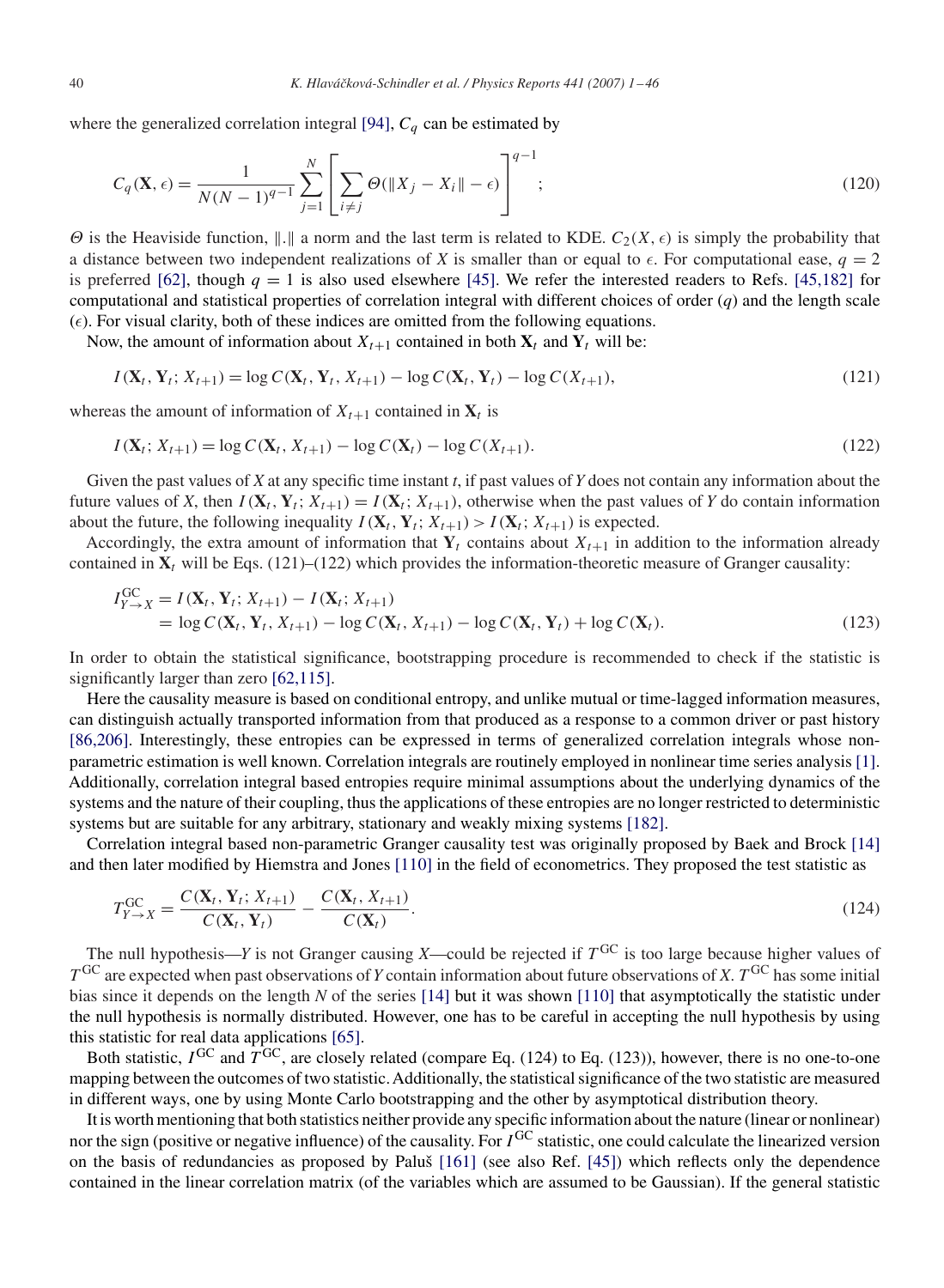where the generalized correlation integral [94], $C_q$ can be estimated by

$$C_q(\mathbf{X}, \epsilon) = \frac{1}{N(N-1)^{q-1}} \sum_{j=1}^{N} \left[ \sum_{i \neq j} \Theta(\|X_j - X_i\| - \epsilon) \right]^{q-1}; \tag{120}$$

$\Theta$ is the Heaviside function, $\|.\|$ a norm and the last term is related to KDE. $C_2(X, \epsilon)$ is simply the probability that a distance between two independent realizations of $X$ is smaller than or equal to $\epsilon$. For computational ease, $q = 2$ is preferred [62], though $q = 1$ is also used elsewhere [45]. We refer the interested readers to Refs. [45,182] for computational and statistical properties of correlation integral with different choices of order ($q$) and the length scale ($\epsilon$). For visual clarity, both of these indices are omitted from the following equations.

Now, the amount of information about $X_{t+1}$ contained in both $\mathbf{X}_t$ and $\mathbf{Y}_t$ will be:

$$I(\mathbf{X}_t, \mathbf{Y}_t; X_{t+1}) = \log C(\mathbf{X}_t, \mathbf{Y}_t, X_{t+1}) - \log C(\mathbf{X}_t, \mathbf{Y}_t) - \log C(X_{t+1}), \tag{121}$$

whereas the amount of information of $X_{t+1}$ contained in $\mathbf{X}_t$ is

$$I(\mathbf{X}_t; X_{t+1}) = \log C(\mathbf{X}_t, X_{t+1}) - \log C(\mathbf{X}_t) - \log C(X_{t+1}). \tag{122}$$

Given the past values of $X$ at any specific time instant $t$, if past values of $Y$ does not contain any information about the future values of $X$, then $I(\mathbf{X}_t, \mathbf{Y}_t; X_{t+1}) = I(\mathbf{X}_t; X_{t+1})$, otherwise when the past values of $Y$ do contain information about the future, the following inequality $I(\mathbf{X}_t, \mathbf{Y}_t; X_{t+1}) > I(\mathbf{X}_t; X_{t+1})$ is expected.

Accordingly, the extra amount of information that $\mathbf{Y}_t$ contains about $X_{t+1}$ in addition to the information already contained in $\mathbf{X}_t$ will be Eqs. (121)–(122) which provides the information-theoretic measure of Granger causality:

$$\begin{aligned} I_{Y \to X}^{\mathrm{GC}} &= I(\mathbf{X}_t, \mathbf{Y}_t; X_{t+1}) - I(\mathbf{X}_t; X_{t+1}) \\ &= \log C(\mathbf{X}_t, \mathbf{Y}_t, X_{t+1}) - \log C(\mathbf{X}_t, X_{t+1}) - \log C(\mathbf{X}_t, \mathbf{Y}_t) + \log C(\mathbf{X}_t). \end{aligned} \tag{123}$$

In order to obtain the statistical significance, bootstrapping procedure is recommended to check if the statistic is significantly larger than zero [62,115].

Here the causality measure is based on conditional entropy, and unlike mutual or time-lagged information measures, can distinguish actually transported information from that produced as a response to a common driver or past history [86,206]. Interestingly, these entropies can be expressed in terms of generalized correlation integrals whose non-parametric estimation is well known. Correlation integrals are routinely employed in nonlinear time series analysis [1]. Additionally, correlation integral based entropies require minimal assumptions about the underlying dynamics of the systems and the nature of their coupling, thus the applications of these entropies are no longer restricted to deterministic systems but are suitable for any arbitrary, stationary and weakly mixing systems [182].

Correlation integral based non-parametric Granger causality test was originally proposed by Baek and Brock [14] and then later modified by Hiemstra and Jones [110] in the field of econometrics. They proposed the test statistic as

$$T_{Y \to X}^{\mathrm{GC}} = \frac{C(\mathbf{X}_t, \mathbf{Y}_t; X_{t+1})}{C(\mathbf{X}_t, \mathbf{Y}_t)} - \frac{C(\mathbf{X}_t, X_{t+1})}{C(\mathbf{X}_t)}. \tag{124}$$

The null hypothesis—$Y$ is not Granger causing $X$—could be rejected if $T^{\mathrm{GC}}$ is too large because higher values of $T^{\mathrm{GC}}$ are expected when past observations of $Y$ contain information about future observations of $X$. $T^{\mathrm{GC}}$ has some initial bias since it depends on the length $N$ of the series [14] but it was shown [110] that asymptotically the statistic under the null hypothesis is normally distributed. However, one has to be careful in accepting the null hypothesis by using this statistic for real data applications [65].

Both statistic, $I^{\mathrm{GC}}$ and $T^{\mathrm{GC}}$, are closely related (compare Eq. (124) to Eq. (123)), however, there is no one-to-one mapping between the outcomes of two statistic. Additionally, the statistical significance of the two statistic are measured in different ways, one by using Monte Carlo bootstrapping and the other by asymptotical distribution theory.

It is worth mentioning that both statistics neither provide any specific information about the nature (linear or nonlinear) nor the sign (positive or negative influence) of the causality. For $I^{\mathrm{GC}}$ statistic, one could calculate the linearized version on the basis of redundancies as proposed by Paluš [161] (see also Ref. [45]) which reflects only the dependence contained in the linear correlation matrix (of the variables which are assumed to be Gaussian). If the general statistic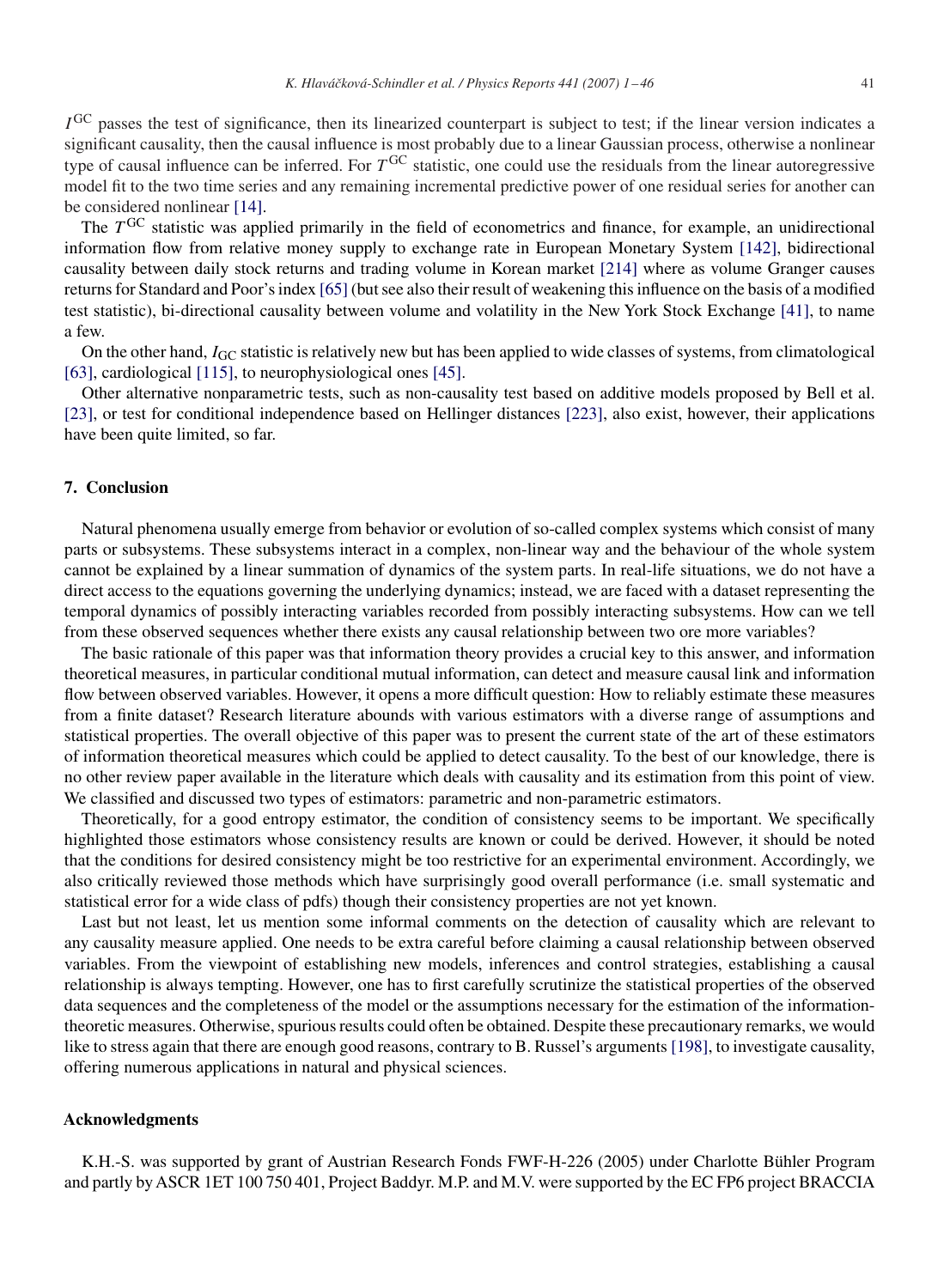$I^{GC}$ passes the test of significance, then its linearized counterpart is subject to test; if the linear version indicates a significant causality, then the causal influence is most probably due to a linear Gaussian process, otherwise a nonlinear type of causal influence can be inferred. For $T^{GC}$ statistic, one could use the residuals from the linear autoregressive model fit to the two time series and any remaining incremental predictive power of one residual series for another can be considered nonlinear [14].

The $T^{GC}$ statistic was applied primarily in the field of econometrics and finance, for example, an unidirectional information flow from relative money supply to exchange rate in European Monetary System [142], bidirectional causality between daily stock returns and trading volume in Korean market [214] where as volume Granger causes returns for Standard and Poor's index [65] (but see also their result of weakening this influence on the basis of a modified test statistic), bi-directional causality between volume and volatility in the New York Stock Exchange [41], to name a few.

On the other hand, $I_{GC}$ statistic is relatively new but has been applied to wide classes of systems, from climatological [63], cardiological [115], to neurophysiological ones [45].

Other alternative nonparametric tests, such as non-causality test based on additive models proposed by Bell et al. [23], or test for conditional independence based on Hellinger distances [223], also exist, however, their applications have been quite limited, so far.

## 7. Conclusion

Natural phenomena usually emerge from behavior or evolution of so-called complex systems which consist of many parts or subsystems. These subsystems interact in a complex, non-linear way and the behaviour of the whole system cannot be explained by a linear summation of dynamics of the system parts. In real-life situations, we do not have a direct access to the equations governing the underlying dynamics; instead, we are faced with a dataset representing the temporal dynamics of possibly interacting variables recorded from possibly interacting subsystems. How can we tell from these observed sequences whether there exists any causal relationship between two ore more variables?

The basic rationale of this paper was that information theory provides a crucial key to this answer, and information theoretical measures, in particular conditional mutual information, can detect and measure causal link and information flow between observed variables. However, it opens a more difficult question: How to reliably estimate these measures from a finite dataset? Research literature abounds with various estimators with a diverse range of assumptions and statistical properties. The overall objective of this paper was to present the current state of the art of these estimators of information theoretical measures which could be applied to detect causality. To the best of our knowledge, there is no other review paper available in the literature which deals with causality and its estimation from this point of view. We classified and discussed two types of estimators: parametric and non-parametric estimators.

Theoretically, for a good entropy estimator, the condition of consistency seems to be important. We specifically highlighted those estimators whose consistency results are known or could be derived. However, it should be noted that the conditions for desired consistency might be too restrictive for an experimental environment. Accordingly, we also critically reviewed those methods which have surprisingly good overall performance (i.e. small systematic and statistical error for a wide class of pdfs) though their consistency properties are not yet known.

Last but not least, let us mention some informal comments on the detection of causality which are relevant to any causality measure applied. One needs to be extra careful before claiming a causal relationship between observed variables. From the viewpoint of establishing new models, inferences and control strategies, establishing a causal relationship is always tempting. However, one has to first carefully scrutinize the statistical properties of the observed data sequences and the completeness of the model or the assumptions necessary for the estimation of the information-theoretic measures. Otherwise, spurious results could often be obtained. Despite these precautionary remarks, we would like to stress again that there are enough good reasons, contrary to B. Russel's arguments [198], to investigate causality, offering numerous applications in natural and physical sciences.

## Acknowledgments

K.H.-S. was supported by grant of Austrian Research Fonds FWF-H-226 (2005) under Charlotte Bühler Program and partly by ASCR 1ET 100 750 401, Project Baddyr. M.P. and M.V. were supported by the EC FP6 project BRACCIA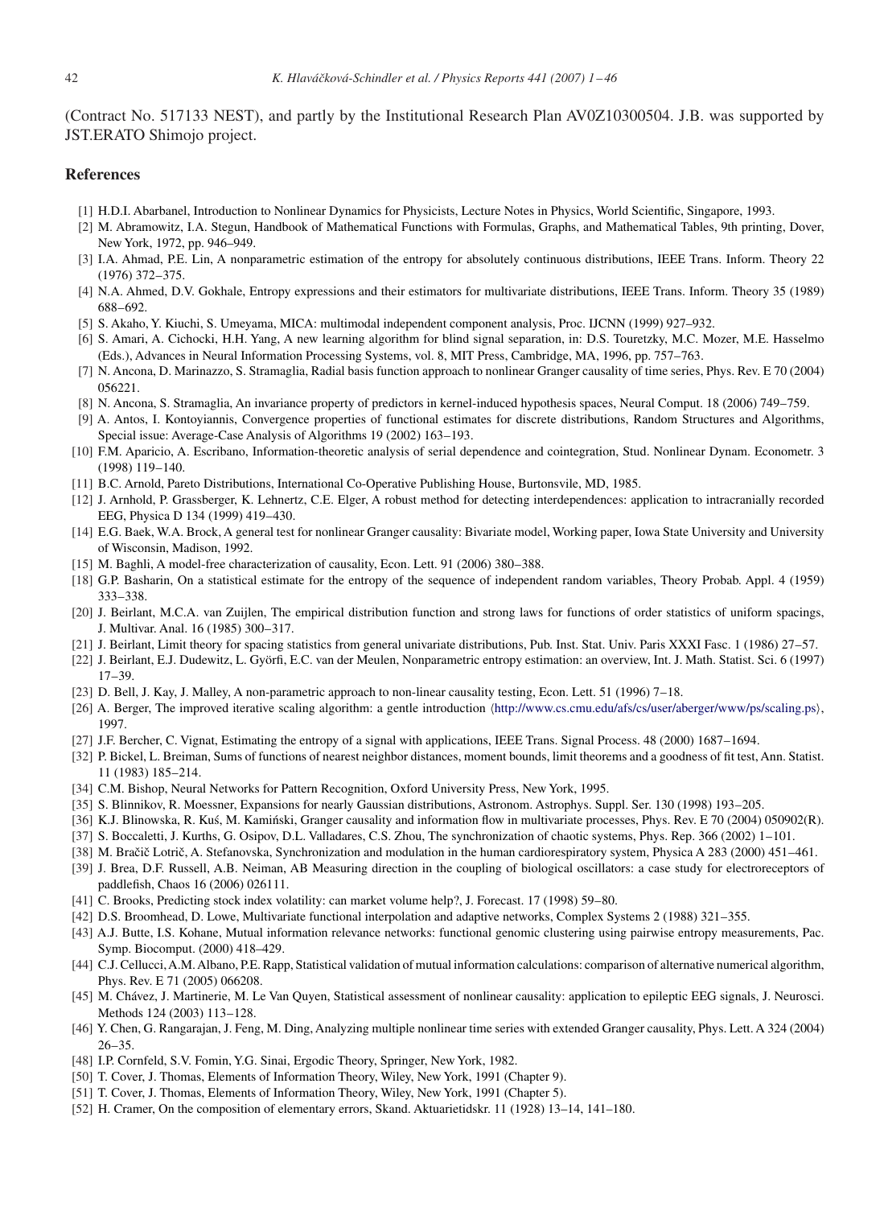(Contract No. 517133 NEST), and partly by the Institutional Research Plan AV0Z10300504. J.B. was supported by JST.ERATO Shimojo project.

## References

[1] H.D.I. Abarbanel, Introduction to Nonlinear Dynamics for Physicists, Lecture Notes in Physics, World Scientific, Singapore, 1993.

[2] M. Abramowitz, I.A. Stegun, Handbook of Mathematical Functions with Formulas, Graphs, and Mathematical Tables, 9th printing, Dover, New York, 1972, pp. 946–949.

[3] I.A. Ahmad, P.E. Lin, A nonparametric estimation of the entropy for absolutely continuous distributions, IEEE Trans. Inform. Theory 22 (1976) 372–375.

[4] N.A. Ahmed, D.V. Gokhale, Entropy expressions and their estimators for multivariate distributions, IEEE Trans. Inform. Theory 35 (1989) 688–692.

[5] S. Akaho, Y. Kiuchi, S. Umeyama, MICA: multimodal independent component analysis, Proc. IJCNN (1999) 927–932.

[6] S. Amari, A. Cichocki, H.H. Yang, A new learning algorithm for blind signal separation, in: D.S. Touretzky, M.C. Mozer, M.E. Hasselmo (Eds.), Advances in Neural Information Processing Systems, vol. 8, MIT Press, Cambridge, MA, 1996, pp. 757–763.

[7] N. Ancona, D. Marinazzo, S. Stramaglia, Radial basis function approach to nonlinear Granger causality of time series, Phys. Rev. E 70 (2004) 056221.

[8] N. Ancona, S. Stramaglia, An invariance property of predictors in kernel-induced hypothesis spaces, Neural Comput. 18 (2006) 749–759.

[9] A. Antos, I. Kontoyiannis, Convergence properties of functional estimates for discrete distributions, Random Structures and Algorithms, Special issue: Average-Case Analysis of Algorithms 19 (2002) 163–193.

[10] F.M. Aparicio, A. Escribano, Information-theoretic analysis of serial dependence and cointegration, Stud. Nonlinear Dynam. Econometr. 3 (1998) 119–140.

[11] B.C. Arnold, Pareto Distributions, International Co-Operative Publishing House, Burtonsvile, MD, 1985.

[12] J. Arnhold, P. Grassberger, K. Lehnertz, C.E. Elger, A robust method for detecting interdependences: application to intracranially recorded EEG, Physica D 134 (1999) 419–430.

[14] E.G. Baek, W.A. Brock, A general test for nonlinear Granger causality: Bivariate model, Working paper, Iowa State University and University of Wisconsin, Madison, 1992.

[15] M. Baghli, A model-free characterization of causality, Econ. Lett. 91 (2006) 380–388.

[18] G.P. Basharin, On a statistical estimate for the entropy of the sequence of independent random variables, Theory Probab. Appl. 4 (1959) 333–338.

[20] J. Beirlant, M.C.A. van Zuijlen, The empirical distribution function and strong laws for functions of order statistics of uniform spacings, J. Multivar. Anal. 16 (1985) 300–317.

[21] J. Beirlant, Limit theory for spacing statistics from general univariate distributions, Pub. Inst. Stat. Univ. Paris XXXI Fasc. 1 (1986) 27–57.

[22] J. Beirlant, E.J. Dudewitz, L. Györfi, E.C. van der Meulen, Nonparametric entropy estimation: an overview, Int. J. Math. Statist. Sci. 6 (1997) 17–39.

[23] D. Bell, J. Kay, J. Malley, A non-parametric approach to non-linear causality testing, Econ. Lett. 51 (1996) 7–18.

[26] A. Berger, The improved iterative scaling algorithm: a gentle introduction ⟨http://www.cs.cmu.edu/afs/cs/user/aberger/www/ps/scaling.ps⟩, 1997.

[27] J.F. Bercher, C. Vignat, Estimating the entropy of a signal with applications, IEEE Trans. Signal Process. 48 (2000) 1687–1694.

[32] P. Bickel, L. Breiman, Sums of functions of nearest neighbor distances, moment bounds, limit theorems and a goodness of fit test, Ann. Statist. 11 (1983) 185–214.

[34] C.M. Bishop, Neural Networks for Pattern Recognition, Oxford University Press, New York, 1995.

[35] S. Blinnikov, R. Moessner, Expansions for nearly Gaussian distributions, Astronom. Astrophys. Suppl. Ser. 130 (1998) 193–205.

[36] K.J. Blinowska, R. Kuś, M. Kamiński, Granger causality and information flow in multivariate processes, Phys. Rev. E 70 (2004) 050902(R).

[37] S. Boccaletti, J. Kurths, G. Osipov, D.L. Valladares, C.S. Zhou, The synchronization of chaotic systems, Phys. Rep. 366 (2002) 1–101.

[38] M. Bračič Lotrič, A. Stefanovska, Synchronization and modulation in the human cardiorespiratory system, Physica A 283 (2000) 451–461.

[39] J. Brea, D.F. Russell, A.B. Neiman, AB Measuring direction in the coupling of biological oscillators: a case study for electroreceptors of paddlefish, Chaos 16 (2006) 026111.

[41] C. Brooks, Predicting stock index volatility: can market volume help?, J. Forecast. 17 (1998) 59–80.

[42] D.S. Broomhead, D. Lowe, Multivariate functional interpolation and adaptive networks, Complex Systems 2 (1988) 321–355.

[43] A.J. Butte, I.S. Kohane, Mutual information relevance networks: functional genomic clustering using pairwise entropy measurements, Pac. Symp. Biocomput. (2000) 418–429.

[44] C.J. Cellucci, A.M. Albano, P.E. Rapp, Statistical validation of mutual information calculations: comparison of alternative numerical algorithm, Phys. Rev. E 71 (2005) 066208.

[45] M. Chávez, J. Martinerie, M. Le Van Quyen, Statistical assessment of nonlinear causality: application to epileptic EEG signals, J. Neurosci. Methods 124 (2003) 113–128.

[46] Y. Chen, G. Rangarajan, J. Feng, M. Ding, Analyzing multiple nonlinear time series with extended Granger causality, Phys. Lett. A 324 (2004) 26–35.

[48] I.P. Cornfeld, S.V. Fomin, Y.G. Sinai, Ergodic Theory, Springer, New York, 1982.

[50] T. Cover, J. Thomas, Elements of Information Theory, Wiley, New York, 1991 (Chapter 9).

[51] T. Cover, J. Thomas, Elements of Information Theory, Wiley, New York, 1991 (Chapter 5).

[52] H. Cramer, On the composition of elementary errors, Skand. Aktuarietidskr. 11 (1928) 13–14, 141–180.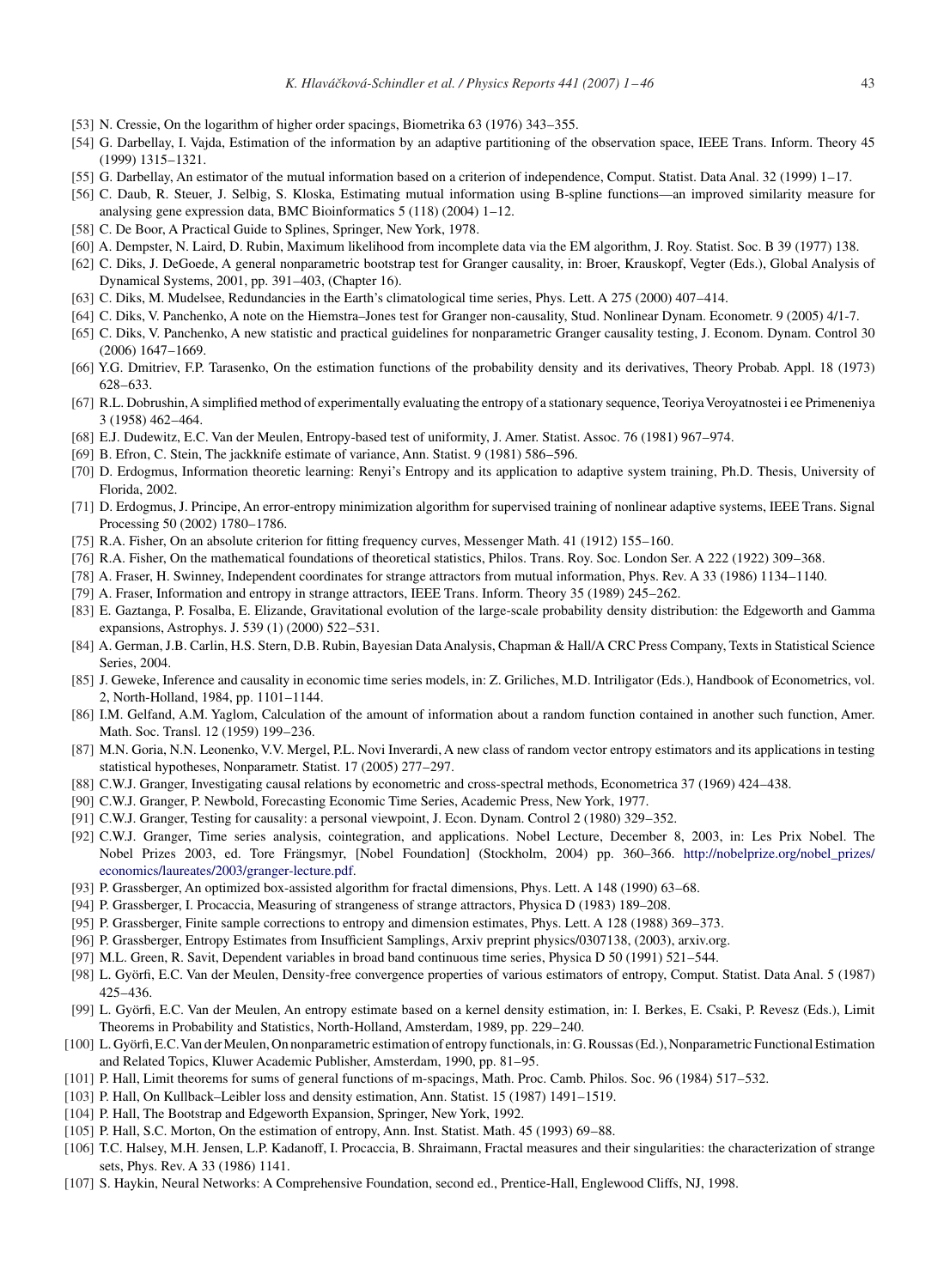[53] N. Cressie, On the logarithm of higher order spacings, Biometrika 63 (1976) 343–355.

[54] G. Darbellay, I. Vajda, Estimation of the information by an adaptive partitioning of the observation space, IEEE Trans. Inform. Theory 45 (1999) 1315–1321.

[55] G. Darbellay, An estimator of the mutual information based on a criterion of independence, Comput. Statist. Data Anal. 32 (1999) 1–17.

[56] C. Daub, R. Steuer, J. Selbig, S. Kloska, Estimating mutual information using B-spline functions—an improved similarity measure for analysing gene expression data, BMC Bioinformatics 5 (118) (2004) 1–12.

[58] C. De Boor, A Practical Guide to Splines, Springer, New York, 1978.

[60] A. Dempster, N. Laird, D. Rubin, Maximum likelihood from incomplete data via the EM algorithm, J. Roy. Statist. Soc. B 39 (1977) 138.

[62] C. Diks, J. DeGoede, A general nonparametric bootstrap test for Granger causality, in: Broer, Krauskopf, Vegter (Eds.), Global Analysis of Dynamical Systems, 2001, pp. 391–403, (Chapter 16).

[63] C. Diks, M. Mudelsee, Redundancies in the Earth's climatological time series, Phys. Lett. A 275 (2000) 407–414.

[64] C. Diks, V. Panchenko, A note on the Hiemstra–Jones test for Granger non-causality, Stud. Nonlinear Dynam. Econometr. 9 (2005) 4/1-7.

[65] C. Diks, V. Panchenko, A new statistic and practical guidelines for nonparametric Granger causality testing, J. Econom. Dynam. Control 30 (2006) 1647–1669.

[66] Y.G. Dmitriev, F.P. Tarasenko, On the estimation functions of the probability density and its derivatives, Theory Probab. Appl. 18 (1973) 628–633.

[67] R.L. Dobrushin, A simplified method of experimentally evaluating the entropy of a stationary sequence, Teoriya Veroyatnostei i ee Primeneniya 3 (1958) 462–464.

[68] E.J. Dudewitz, E.C. Van der Meulen, Entropy-based test of uniformity, J. Amer. Statist. Assoc. 76 (1981) 967–974.

[69] B. Efron, C. Stein, The jackknife estimate of variance, Ann. Statist. 9 (1981) 586–596.

[70] D. Erdogmus, Information theoretic learning: Renyi's Entropy and its application to adaptive system training, Ph.D. Thesis, University of Florida, 2002.

[71] D. Erdogmus, J. Principe, An error-entropy minimization algorithm for supervised training of nonlinear adaptive systems, IEEE Trans. Signal Processing 50 (2002) 1780–1786.

[75] R.A. Fisher, On an absolute criterion for fitting frequency curves, Messenger Math. 41 (1912) 155–160.

[76] R.A. Fisher, On the mathematical foundations of theoretical statistics, Philos. Trans. Roy. Soc. London Ser. A 222 (1922) 309–368.

[78] A. Fraser, H. Swinney, Independent coordinates for strange attractors from mutual information, Phys. Rev. A 33 (1986) 1134–1140.

[79] A. Fraser, Information and entropy in strange attractors, IEEE Trans. Inform. Theory 35 (1989) 245–262.

[83] E. Gaztanga, P. Fosalba, E. Elizande, Gravitational evolution of the large-scale probability density distribution: the Edgeworth and Gamma expansions, Astrophys. J. 539 (1) (2000) 522–531.

[84] A. German, J.B. Carlin, H.S. Stern, D.B. Rubin, Bayesian Data Analysis, Chapman & Hall/A CRC Press Company, Texts in Statistical Science Series, 2004.

[85] J. Geweke, Inference and causality in economic time series models, in: Z. Griliches, M.D. Intriligator (Eds.), Handbook of Econometrics, vol. 2, North-Holland, 1984, pp. 1101–1144.

[86] I.M. Gelfand, A.M. Yaglom, Calculation of the amount of information about a random function contained in another such function, Amer. Math. Soc. Transl. 12 (1959) 199–236.

[87] M.N. Goria, N.N. Leonenko, V.V. Mergel, P.L. Novi Inverardi, A new class of random vector entropy estimators and its applications in testing statistical hypotheses, Nonparametr. Statist. 17 (2005) 277–297.

[88] C.W.J. Granger, Investigating causal relations by econometric and cross-spectral methods, Econometrica 37 (1969) 424–438.

[90] C.W.J. Granger, P. Newbold, Forecasting Economic Time Series, Academic Press, New York, 1977.

[91] C.W.J. Granger, Testing for causality: a personal viewpoint, J. Econ. Dynam. Control 2 (1980) 329–352.

[92] C.W.J. Granger, Time series analysis, cointegration, and applications. Nobel Lecture, December 8, 2003, in: Les Prix Nobel. The Nobel Prizes 2003, ed. Tore Frängsmyr, [Nobel Foundation] (Stockholm, 2004) pp. 360–366. http://nobelprize.org/nobel_prizes/economics/laureates/2003/granger-lecture.pdf.

[93] P. Grassberger, An optimized box-assisted algorithm for fractal dimensions, Phys. Lett. A 148 (1990) 63–68.

[94] P. Grassberger, I. Procaccia, Measuring of strangeness of strange attractors, Physica D (1983) 189–208.

[95] P. Grassberger, Finite sample corrections to entropy and dimension estimates, Phys. Lett. A 128 (1988) 369–373.

[96] P. Grassberger, Entropy Estimates from Insufficient Samplings, Arxiv preprint physics/0307138, (2003), arxiv.org.

[97] M.L. Green, R. Savit, Dependent variables in broad band continuous time series, Physica D 50 (1991) 521–544.

[98] L. Györfi, E.C. Van der Meulen, Density-free convergence properties of various estimators of entropy, Comput. Statist. Data Anal. 5 (1987) 425–436.

[99] L. Györfi, E.C. Van der Meulen, An entropy estimate based on a kernel density estimation, in: I. Berkes, E. Csaki, P. Revesz (Eds.), Limit Theorems in Probability and Statistics, North-Holland, Amsterdam, 1989, pp. 229–240.

[100] L. Györfi, E.C. Van der Meulen, On nonparametric estimation of entropy functionals, in: G. Roussas (Ed.), Nonparametric Functional Estimation and Related Topics, Kluwer Academic Publisher, Amsterdam, 1990, pp. 81–95.

[101] P. Hall, Limit theorems for sums of general functions of m-spacings, Math. Proc. Camb. Philos. Soc. 96 (1984) 517–532.

[103] P. Hall, On Kullback–Leibler loss and density estimation, Ann. Statist. 15 (1987) 1491–1519.

[104] P. Hall, The Bootstrap and Edgeworth Expansion, Springer, New York, 1992.

[105] P. Hall, S.C. Morton, On the estimation of entropy, Ann. Inst. Statist. Math. 45 (1993) 69–88.

[106] T.C. Halsey, M.H. Jensen, L.P. Kadanoff, I. Procaccia, B. Shraimann, Fractal measures and their singularities: the characterization of strange sets, Phys. Rev. A 33 (1986) 1141.

[107] S. Haykin, Neural Networks: A Comprehensive Foundation, second ed., Prentice-Hall, Englewood Cliffs, NJ, 1998.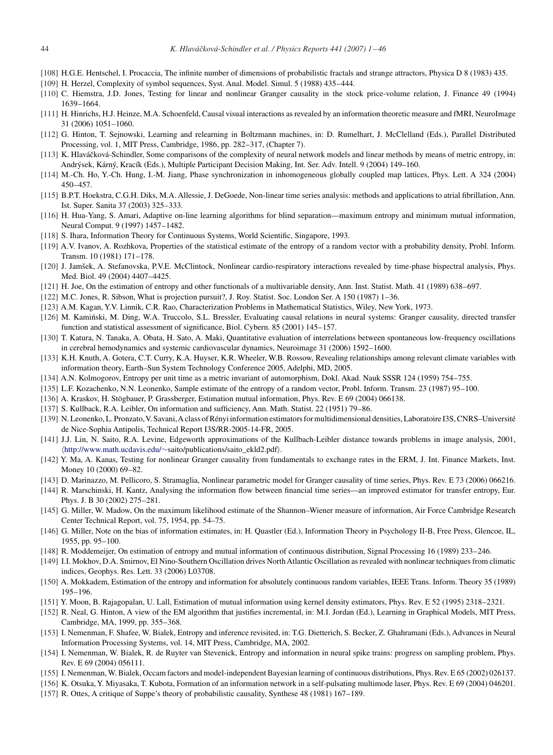[108] H.G.E. Hentschel, I. Procaccia, The infinite number of dimensions of probabilistic fractals and strange attractors, Physica D 8 (1983) 435.

[109] H. Herzel, Complexity of symbol sequences, Syst. Anal. Model. Simul. 5 (1988) 435–444.

[110] C. Hiemstra, J.D. Jones, Testing for linear and nonlinear Granger causality in the stock price-volume relation, J. Finance 49 (1994) 1639–1664.

[111] H. Hinrichs, H.J. Heinze, M.A. Schoenfeld, Causal visual interactions as revealed by an information theoretic measure and fMRI, NeuroImage 31 (2006) 1051–1060.

[112] G. Hinton, T. Sejnowski, Learning and relearning in Boltzmann machines, in: D. Rumelhart, J. McClelland (Eds.), Parallel Distributed Processing, vol. 1, MIT Press, Cambridge, 1986, pp. 282–317, (Chapter 7).

[113] K. Hlaváčková-Schindler, Some comparisons of the complexity of neural network models and linear methods by means of metric entropy, in: Andrýsek, Kárný, Kracík (Eds.), Multiple Participant Decision Making, Int. Ser. Adv. Intell. 9 (2004) 149–160.

[114] M.-Ch. Ho, Y.-Ch. Hung, I.-M. Jiang, Phase synchronization in inhomogeneous globally coupled map lattices, Phys. Lett. A 324 (2004) 450–457.

[115] B.P.T. Hoekstra, C.G.H. Diks, M.A. Allessie, J. DeGoede, Non-linear time series analysis: methods and applications to atrial fibrillation, Ann. Ist. Super. Sanita 37 (2003) 325–333.

[116] H. Hua-Yang, S. Amari, Adaptive on-line learning algorithms for blind separation—maximum entropy and minimum mutual information, Neural Comput. 9 (1997) 1457–1482.

[118] S. Ihara, Information Theory for Continuous Systems, World Scientific, Singapore, 1993.

[119] A.V. Ivanov, A. Rozhkova, Properties of the statistical estimate of the entropy of a random vector with a probability density, Probl. Inform. Transm. 10 (1981) 171–178.

[120] J. Jamšek, A. Stefanovska, P.V.E. McClintock, Nonlinear cardio-respiratory interactions revealed by time-phase bispectral analysis, Phys. Med. Biol. 49 (2004) 4407–4425.

[121] H. Joe, On the estimation of entropy and other functionals of a multivariable density, Ann. Inst. Statist. Math. 41 (1989) 638–697.

[122] M.C. Jones, R. Sibson, What is projection pursuit?, J. Roy. Statist. Soc. London Ser. A 150 (1987) 1–36.

[123] A.M. Kagan, Y.V. Linnik, C.R. Rao, Characterization Problems in Mathematical Statistics, Wiley, New York, 1973.

[126] M. Kamiński, M. Ding, W.A. Truccolo, S.L. Bressler, Evaluating causal relations in neural systems: Granger causality, directed transfer function and statistical assessment of significance, Biol. Cybern. 85 (2001) 145–157.

[130] T. Katura, N. Tanaka, A. Obata, H. Sato, A. Maki, Quantitative evaluation of interrelations between spontaneous low-frequency oscillations in cerebral hemodynamics and systemic cardiovascular dynamics, Neuroimage 31 (2006) 1592–1600.

[133] K.H. Knuth, A. Gotera, C.T. Curry, K.A. Huyser, K.R. Wheeler, W.B. Rossow, Revealing relationships among relevant climate variables with information theory, Earth–Sun System Technology Conference 2005, Adelphi, MD, 2005.

[134] A.N. Kolmogorov, Entropy per unit time as a metric invariant of automorphism, Dokl. Akad. Nauk SSSR 124 (1959) 754–755.

[135] L.F. Kozachenko, N.N. Leonenko, Sample estimate of the entropy of a random vector, Probl. Inform. Transm. 23 (1987) 95–100.

[136] A. Kraskov, H. Stögbauer, P. Grassberger, Estimation mutual information, Phys. Rev. E 69 (2004) 066138.

[137] S. Kullback, R.A. Leibler, On information and sufficiency, Ann. Math. Statist. 22 (1951) 79–86.

[139] N. Leonenko, L. Pronzato, V. Savani, A class of Rényi information estimators for multidimensional densities, Laboratoire I3S, CNRS–Université de Nice-Sophia Antipolis, Technical Report I3S/RR-2005-14-FR, 2005.

[141] J.J. Lin, N. Saito, R.A. Levine, Edgeworth approximations of the Kullbach-Leibler distance towards problems in image analysis, 2001, ⟨http://www.math.ucdavis.edu/∼saito/publications/saito_ekld2.pdf⟩.

[142] Y. Ma, A. Kanas, Testing for nonlinear Granger causality from fundamentals to exchange rates in the ERM, J. Int. Finance Markets, Inst. Money 10 (2000) 69–82.

[143] D. Marinazzo, M. Pellicoro, S. Stramaglia, Nonlinear parametric model for Granger causality of time series, Phys. Rev. E 73 (2006) 066216.

[144] R. Marschinski, H. Kantz, Analysing the information flow between financial time series—an improved estimator for transfer entropy, Eur. Phys. J. B 30 (2002) 275–281.

[145] G. Miller, W. Madow, On the maximum likelihood estimate of the Shannon–Wiener measure of information, Air Force Cambridge Research Center Technical Report, vol. 75, 1954, pp. 54–75.

[146] G. Miller, Note on the bias of information estimates, in: H. Quastler (Ed.), Information Theory in Psychology II-B, Free Press, Glencoe, IL, 1955, pp. 95–100.

[148] R. Moddemeijer, On estimation of entropy and mutual information of continuous distribution, Signal Processing 16 (1989) 233–246.

[149] I.I. Mokhov, D.A. Smirnov, El Nino-Southern Oscillation drives North Atlantic Oscillation as revealed with nonlinear techniques from climatic indices, Geophys. Res. Lett. 33 (2006) L03708.

[150] A. Mokkadem, Estimation of the entropy and information for absolutely continuous random variables, IEEE Trans. Inform. Theory 35 (1989) 195–196.

[151] Y. Moon, B. Rajagopalan, U. Lall, Estimation of mutual information using kernel density estimators, Phys. Rev. E 52 (1995) 2318–2321.

[152] R. Neal, G. Hinton, A view of the EM algorithm that justifies incremental, in: M.I. Jordan (Ed.), Learning in Graphical Models, MIT Press, Cambridge, MA, 1999, pp. 355–368.

[153] I. Nemenman, F. Shafee, W. Bialek, Entropy and inference revisited, in: T.G. Dietterich, S. Becker, Z. Ghahramani (Eds.), Advances in Neural Information Processing Systems, vol. 14, MIT Press, Cambridge, MA, 2002.

[154] I. Nemenman, W. Bialek, R. de Ruyter van Stevenick, Entropy and information in neural spike trains: progress on sampling problem, Phys. Rev. E 69 (2004) 056111.

[155] I. Nemenman, W. Bialek, Occam factors and model-independent Bayesian learning of continuous distributions, Phys. Rev. E 65 (2002) 026137.

[156] K. Otsuka, Y. Miyasaka, T. Kubota, Formation of an information network in a self-pulsating multimode laser, Phys. Rev. E 69 (2004) 046201.

[157] R. Ottes, A critique of Suppe's theory of probabilistic causality, Synthese 48 (1981) 167–189.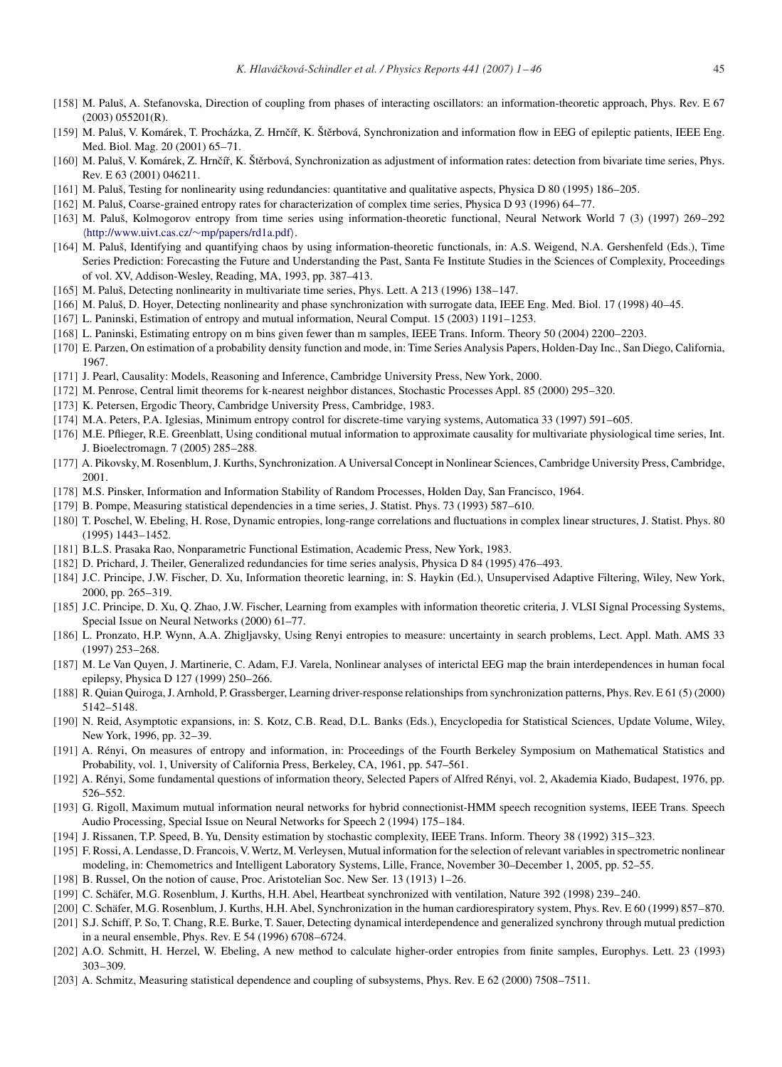[158] M. Paluš, A. Stefanovska, Direction of coupling from phases of interacting oscillators: an information-theoretic approach, Phys. Rev. E 67 (2003) 055201(R).

[159] M. Paluš, V. Komárek, T. Procházka, Z. Hrnčíř, K. Štěrbová, Synchronization and information flow in EEG of epileptic patients, IEEE Eng. Med. Biol. Mag. 20 (2001) 65–71.

[160] M. Paluš, V. Komárek, Z. Hrnčíř, K. Štěrbová, Synchronization as adjustment of information rates: detection from bivariate time series, Phys. Rev. E 63 (2001) 046211.

[161] M. Paluš, Testing for nonlinearity using redundancies: quantitative and qualitative aspects, Physica D 80 (1995) 186–205.

[162] M. Paluš, Coarse-grained entropy rates for characterization of complex time series, Physica D 93 (1996) 64–77.

[163] M. Paluš, Kolmogorov entropy from time series using information-theoretic functional, Neural Network World 7 (3) (1997) 269–292 ⟨http://www.uivt.cas.cz/~mp/papers/rd1a.pdf⟩.

[164] M. Paluš, Identifying and quantifying chaos by using information-theoretic functionals, in: A.S. Weigend, N.A. Gershenfeld (Eds.), Time Series Prediction: Forecasting the Future and Understanding the Past, Santa Fe Institute Studies in the Sciences of Complexity, Proceedings of vol. XV, Addison-Wesley, Reading, MA, 1993, pp. 387–413.

[165] M. Paluš, Detecting nonlinearity in multivariate time series, Phys. Lett. A 213 (1996) 138–147.

[166] M. Paluš, D. Hoyer, Detecting nonlinearity and phase synchronization with surrogate data, IEEE Eng. Med. Biol. 17 (1998) 40–45.

[167] L. Paninski, Estimation of entropy and mutual information, Neural Comput. 15 (2003) 1191–1253.

[168] L. Paninski, Estimating entropy on m bins given fewer than m samples, IEEE Trans. Inform. Theory 50 (2004) 2200–2203.

[170] E. Parzen, On estimation of a probability density function and mode, in: Time Series Analysis Papers, Holden-Day Inc., San Diego, California, 1967.

[171] J. Pearl, Causality: Models, Reasoning and Inference, Cambridge University Press, New York, 2000.

[172] M. Penrose, Central limit theorems for k-nearest neighbor distances, Stochastic Processes Appl. 85 (2000) 295–320.

[173] K. Petersen, Ergodic Theory, Cambridge University Press, Cambridge, 1983.

[174] M.A. Peters, P.A. Iglesias, Minimum entropy control for discrete-time varying systems, Automatica 33 (1997) 591–605.

[176] M.E. Pflieger, R.E. Greenblatt, Using conditional mutual information to approximate causality for multivariate physiological time series, Int. J. Bioelectromagn. 7 (2005) 285–288.

[177] A. Pikovsky, M. Rosenblum, J. Kurths, Synchronization. A Universal Concept in Nonlinear Sciences, Cambridge University Press, Cambridge, 2001.

[178] M.S. Pinsker, Information and Information Stability of Random Processes, Holden Day, San Francisco, 1964.

[179] B. Pompe, Measuring statistical dependencies in a time series, J. Statist. Phys. 73 (1993) 587–610.

[180] T. Poschel, W. Ebeling, H. Rose, Dynamic entropies, long-range correlations and fluctuations in complex linear structures, J. Statist. Phys. 80 (1995) 1443–1452.

[181] B.L.S. Prasaka Rao, Nonparametric Functional Estimation, Academic Press, New York, 1983.

[182] D. Prichard, J. Theiler, Generalized redundancies for time series analysis, Physica D 84 (1995) 476–493.

[184] J.C. Principe, J.W. Fischer, D. Xu, Information theoretic learning, in: S. Haykin (Ed.), Unsupervised Adaptive Filtering, Wiley, New York, 2000, pp. 265–319.

[185] J.C. Principe, D. Xu, Q. Zhao, J.W. Fischer, Learning from examples with information theoretic criteria, J. VLSI Signal Processing Systems, Special Issue on Neural Networks (2000) 61–77.

[186] L. Pronzato, H.P. Wynn, A.A. Zhigljavsky, Using Renyi entropies to measure: uncertainty in search problems, Lect. Appl. Math. AMS 33 (1997) 253–268.

[187] M. Le Van Quyen, J. Martinerie, C. Adam, F.J. Varela, Nonlinear analyses of interictal EEG map the brain interdependences in human focal epilepsy, Physica D 127 (1999) 250–266.

[188] R. Quian Quiroga, J. Arnhold, P. Grassberger, Learning driver-response relationships from synchronization patterns, Phys. Rev. E 61 (5) (2000) 5142–5148.

[190] N. Reid, Asymptotic expansions, in: S. Kotz, C.B. Read, D.L. Banks (Eds.), Encyclopedia for Statistical Sciences, Update Volume, Wiley, New York, 1996, pp. 32–39.

[191] A. Rényi, On measures of entropy and information, in: Proceedings of the Fourth Berkeley Symposium on Mathematical Statistics and Probability, vol. 1, University of California Press, Berkeley, CA, 1961, pp. 547–561.

[192] A. Rényi, Some fundamental questions of information theory, Selected Papers of Alfred Rényi, vol. 2, Akademia Kiado, Budapest, 1976, pp. 526–552.

[193] G. Rigoll, Maximum mutual information neural networks for hybrid connectionist-HMM speech recognition systems, IEEE Trans. Speech Audio Processing, Special Issue on Neural Networks for Speech 2 (1994) 175–184.

[194] J. Rissanen, T.P. Speed, B. Yu, Density estimation by stochastic complexity, IEEE Trans. Inform. Theory 38 (1992) 315–323.

[195] F. Rossi, A. Lendasse, D. Francois, V. Wertz, M. Verleysen, Mutual information for the selection of relevant variables in spectrometric nonlinear modeling, in: Chemometrics and Intelligent Laboratory Systems, Lille, France, November 30–December 1, 2005, pp. 52–55.

[198] B. Russel, On the notion of cause, Proc. Aristotelian Soc. New Ser. 13 (1913) 1–26.

[199] C. Schäfer, M.G. Rosenblum, J. Kurths, H.H. Abel, Heartbeat synchronized with ventilation, Nature 392 (1998) 239–240.

[200] C. Schäfer, M.G. Rosenblum, J. Kurths, H.H. Abel, Synchronization in the human cardiorespiratory system, Phys. Rev. E 60 (1999) 857–870.

[201] S.J. Schiff, P. So, T. Chang, R.E. Burke, T. Sauer, Detecting dynamical interdependence and generalized synchrony through mutual prediction in a neural ensemble, Phys. Rev. E 54 (1996) 6708–6724.

[202] A.O. Schmitt, H. Herzel, W. Ebeling, A new method to calculate higher-order entropies from finite samples, Europhys. Lett. 23 (1993) 303–309.

[203] A. Schmitz, Measuring statistical dependence and coupling of subsystems, Phys. Rev. E 62 (2000) 7508–7511.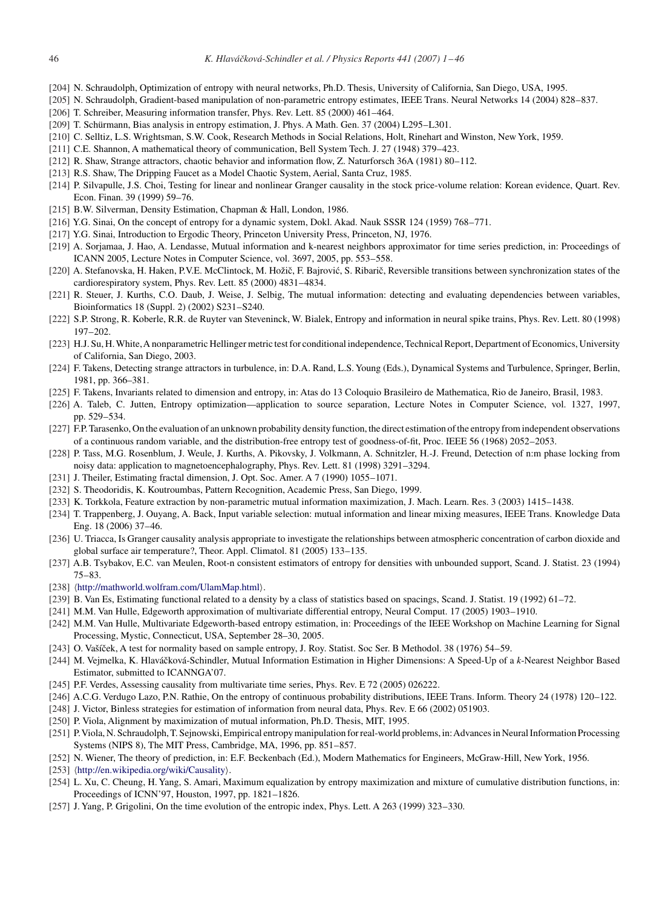[204] N. Schraudolph, Optimization of entropy with neural networks, Ph.D. Thesis, University of California, San Diego, USA, 1995.
[205] N. Schraudolph, Gradient-based manipulation of non-parametric entropy estimates, IEEE Trans. Neural Networks 14 (2004) 828–837.
[206] T. Schreiber, Measuring information transfer, Phys. Rev. Lett. 85 (2000) 461–464.
[209] T. Schürmann, Bias analysis in entropy estimation, J. Phys. A Math. Gen. 37 (2004) L295–L301.
[210] C. Selltiz, L.S. Wrightsman, S.W. Cook, Research Methods in Social Relations, Holt, Rinehart and Winston, New York, 1959.
[211] C.E. Shannon, A mathematical theory of communication, Bell System Tech. J. 27 (1948) 379–423.
[212] R. Shaw, Strange attractors, chaotic behavior and information flow, Z. Naturforsch 36A (1981) 80–112.
[213] R.S. Shaw, The Dripping Faucet as a Model Chaotic System, Aerial, Santa Cruz, 1985.
[214] P. Silvapulle, J.S. Choi, Testing for linear and nonlinear Granger causality in the stock price-volume relation: Korean evidence, Quart. Rev. Econ. Finan. 39 (1999) 59–76.
[215] B.W. Silverman, Density Estimation, Chapman & Hall, London, 1986.
[216] Y.G. Sinai, On the concept of entropy for a dynamic system, Dokl. Akad. Nauk SSSR 124 (1959) 768–771.
[217] Y.G. Sinai, Introduction to Ergodic Theory, Princeton University Press, Princeton, NJ, 1976.
[219] A. Sorjamaa, J. Hao, A. Lendasse, Mutual information and k-nearest neighbors approximator for time series prediction, in: Proceedings of ICANN 2005, Lecture Notes in Computer Science, vol. 3697, 2005, pp. 553–558.
[220] A. Stefanovska, H. Haken, P.V.E. McClintock, M. Hožič, F. Bajrović, S. Ribarič, Reversible transitions between synchronization states of the cardiorespiratory system, Phys. Rev. Lett. 85 (2000) 4831–4834.
[221] R. Steuer, J. Kurths, C.O. Daub, J. Weise, J. Selbig, The mutual information: detecting and evaluating dependencies between variables, Bioinformatics 18 (Suppl. 2) (2002) S231–S240.
[222] S.P. Strong, R. Koberle, R.R. de Ruyter van Steveninck, W. Bialek, Entropy and information in neural spike trains, Phys. Rev. Lett. 80 (1998) 197–202.
[223] H.J. Su, H. White, A nonparametric Hellinger metric test for conditional independence, Technical Report, Department of Economics, University of California, San Diego, 2003.
[224] F. Takens, Detecting strange attractors in turbulence, in: D.A. Rand, L.S. Young (Eds.), Dynamical Systems and Turbulence, Springer, Berlin, 1981, pp. 366–381.
[225] F. Takens, Invariants related to dimension and entropy, in: Atas do 13 Coloquio Brasileiro de Mathematica, Rio de Janeiro, Brasil, 1983.
[226] A. Taleb, C. Jutten, Entropy optimization—application to source separation, Lecture Notes in Computer Science, vol. 1327, 1997, pp. 529–534.
[227] F.P. Tarasenko, On the evaluation of an unknown probability density function, the direct estimation of the entropy from independent observations of a continuous random variable, and the distribution-free entropy test of goodness-of-fit, Proc. IEEE 56 (1968) 2052–2053.
[228] P. Tass, M.G. Rosenblum, J. Weule, J. Kurths, A. Pikovsky, J. Volkmann, A. Schnitzler, H.-J. Freund, Detection of n:m phase locking from noisy data: application to magnetoencephalography, Phys. Rev. Lett. 81 (1998) 3291–3294.
[231] J. Theiler, Estimating fractal dimension, J. Opt. Soc. Amer. A 7 (1990) 1055–1071.
[232] S. Theodoridis, K. Koutroumbas, Pattern Recognition, Academic Press, San Diego, 1999.
[233] K. Torkkola, Feature extraction by non-parametric mutual information maximization, J. Mach. Learn. Res. 3 (2003) 1415–1438.
[234] T. Trappenberg, J. Ouyang, A. Back, Input variable selection: mutual information and linear mixing measures, IEEE Trans. Knowledge Data Eng. 18 (2006) 37–46.
[236] U. Triacca, Is Granger causality analysis appropriate to investigate the relationships between atmospheric concentration of carbon dioxide and global surface air temperature?, Theor. Appl. Climatol. 81 (2005) 133–135.
[237] A.B. Tsybakov, E.C. van Meulen, Root-n consistent estimators of entropy for densities with unbounded support, Scand. J. Statist. 23 (1994) 75–83.
[238] ⟨http://mathworld.wolfram.com/UlamMap.html⟩.
[239] B. Van Es, Estimating functional related to a density by a class of statistics based on spacings, Scand. J. Statist. 19 (1992) 61–72.
[241] M.M. Van Hulle, Edgeworth approximation of multivariate differential entropy, Neural Comput. 17 (2005) 1903–1910.
[242] M.M. Van Hulle, Multivariate Edgeworth-based entropy estimation, in: Proceedings of the IEEE Workshop on Machine Learning for Signal Processing, Mystic, Connecticut, USA, September 28–30, 2005.
[243] O. Vašíček, A test for normality based on sample entropy, J. Roy. Statist. Soc Ser. B Methodol. 38 (1976) 54–59.
[244] M. Vejmelka, K. Hlaváčková-Schindler, Mutual Information Estimation in Higher Dimensions: A Speed-Up of a *k*-Nearest Neighbor Based Estimator, submitted to ICANNGA'07.
[245] P.F. Verdes, Assessing causality from multivariate time series, Phys. Rev. E 72 (2005) 026222.
[246] A.C.G. Verdugo Lazo, P.N. Rathie, On the entropy of continuous probability distributions, IEEE Trans. Inform. Theory 24 (1978) 120–122.
[248] J. Victor, Binless strategies for estimation of information from neural data, Phys. Rev. E 66 (2002) 051903.
[250] P. Viola, Alignment by maximization of mutual information, Ph.D. Thesis, MIT, 1995.
[251] P. Viola, N. Schraudolph, T. Sejnowski, Empirical entropy manipulation for real-world problems, in: Advances in Neural Information Processing Systems (NIPS 8), The MIT Press, Cambridge, MA, 1996, pp. 851–857.
[252] N. Wiener, The theory of prediction, in: E.F. Beckenbach (Ed.), Modern Mathematics for Engineers, McGraw-Hill, New York, 1956.
[253] ⟨http://en.wikipedia.org/wiki/Causality⟩.
[254] L. Xu, C. Cheung, H. Yang, S. Amari, Maximum equalization by entropy maximization and mixture of cumulative distribution functions, in: Proceedings of ICNN'97, Houston, 1997, pp. 1821–1826.
[257] J. Yang, P. Grigolini, On the time evolution of the entropic index, Phys. Lett. A 263 (1999) 323–330.